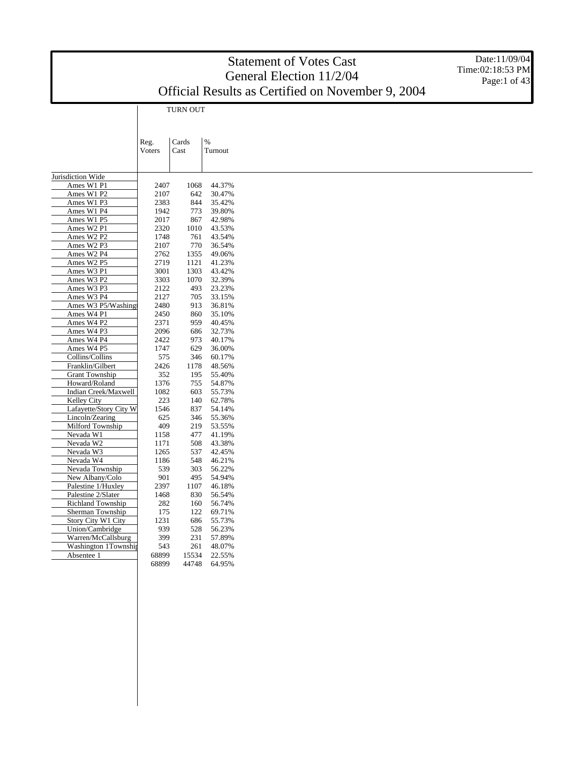# Statement of Votes Cast
## General Election 11/2/04
## Official Results as Certified on November 9, 2004

Date:11/09/04
Time:02:18:53 PM

| | TURN OUT | | |
|---|---|---|---|
| | Reg. Voters | Cards Cast | % Turnout |
| Jurisdiction Wide | | | |
| Ames W1 P1 | 2407 | 1068 | 44.37% |
| Ames W1 P2 | 2107 | 642 | 30.47% |
| Ames W1 P3 | 2383 | 844 | 35.42% |
| Ames W1 P4 | 1942 | 773 | 39.80% |
| Ames W1 P5 | 2017 | 867 | 42.98% |
| Ames W2 P1 | 2320 | 1010 | 43.53% |
| Ames W2 P2 | 1748 | 761 | 43.54% |
| Ames W2 P3 | 2107 | 770 | 36.54% |
| Ames W2 P4 | 2762 | 1355 | 49.06% |
| Ames W2 P5 | 2719 | 1121 | 41.23% |
| Ames W3 P1 | 3001 | 1303 | 43.42% |
| Ames W3 P2 | 3303 | 1070 | 32.39% |
| Ames W3 P3 | 2122 | 493 | 23.23% |
| Ames W3 P4 | 2127 | 705 | 33.15% |
| Ames W3 P5/Washing | 2480 | 913 | 36.81% |
| Ames W4 P1 | 2450 | 860 | 35.10% |
| Ames W4 P2 | 2371 | 959 | 40.45% |
| Ames W4 P3 | 2096 | 686 | 32.73% |
| Ames W4 P4 | 2422 | 973 | 40.17% |
| Ames W4 P5 | 1747 | 629 | 36.00% |
| Collins/Collins | 575 | 346 | 60.17% |
| Franklin/Gilbert | 2426 | 1178 | 48.56% |
| Grant Township | 352 | 195 | 55.40% |
| Howard/Roland | 1376 | 755 | 54.87% |
| Indian Creek/Maxwell | 1082 | 603 | 55.73% |
| Kelley City | 223 | 140 | 62.78% |
| Lafayette/Story City W | 1546 | 837 | 54.14% |
| Lincoln/Zearing | 625 | 346 | 55.36% |
| Milford Township | 409 | 219 | 53.55% |
| Nevada W1 | 1158 | 477 | 41.19% |
| Nevada W2 | 1171 | 508 | 43.38% |
| Nevada W3 | 1265 | 537 | 42.45% |
| Nevada W4 | 1186 | 548 | 46.21% |
| Nevada Township | 539 | 303 | 56.22% |
| New Albany/Colo | 901 | 495 | 54.94% |
| Palestine 1/Huxley | 2397 | 1107 | 46.18% |
| Palestine 2/Slater | 1468 | 830 | 56.54% |
| Richland Township | 282 | 160 | 56.74% |
| Sherman Township | 175 | 122 | 69.71% |
| Story City W1 City | 1231 | 686 | 55.73% |
| Union/Cambridge | 939 | 528 | 56.23% |
| Warren/McCallsburg | 399 | 231 | 57.89% |
| Washington 1Townshi | 543 | 261 | 48.07% |
| Absentee 1 | 68899 | 15534 | 22.55% |
| | 68899 | 44748 | 64.95% |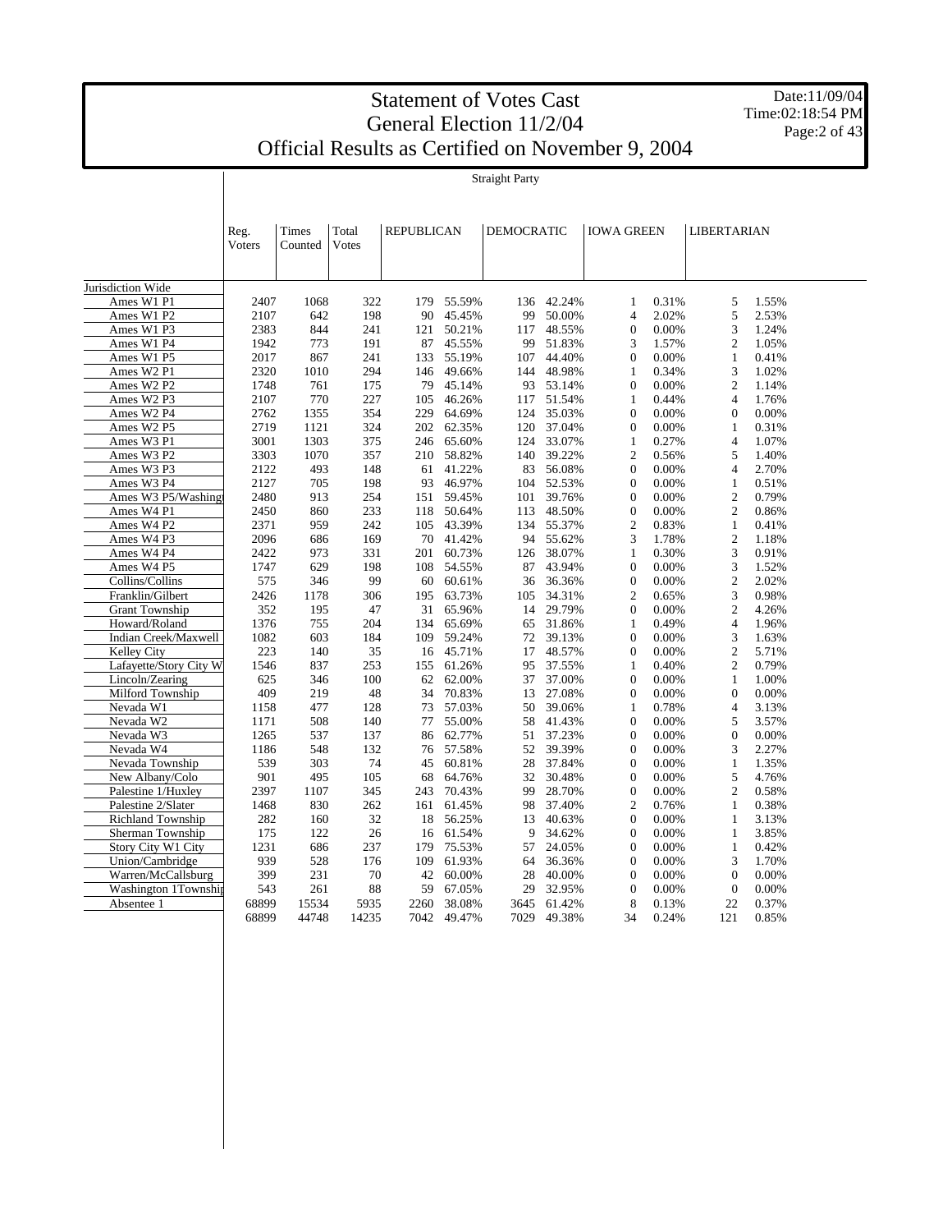# Statement of Votes Cast
## General Election 11/2/04
## Official Results as Certified on November 9, 2004

Date:11/09/04
Time:02:18:54 PM

Straight Party

| | Reg. Voters | Times Counted | Total Votes | REPUBLICAN | | DEMOCRATIC | | IOWA GREEN | | LIBERTARIAN | |
|---|---|---|---|---|---|---|---|---|---|---|---|
| Jurisdiction Wide | | | | | | | | | | | |
| Ames W1 P1 | 2407 | 1068 | 322 | 179 | 55.59% | 136 | 42.24% | 1 | 0.31% | 5 | 1.55% |
| Ames W1 P2 | 2107 | 642 | 198 | 90 | 45.45% | 99 | 50.00% | 4 | 2.02% | 5 | 2.53% |
| Ames W1 P3 | 2383 | 844 | 241 | 121 | 50.21% | 117 | 48.55% | 0 | 0.00% | 3 | 1.24% |
| Ames W1 P4 | 1942 | 773 | 191 | 87 | 45.55% | 99 | 51.83% | 3 | 1.57% | 2 | 1.05% |
| Ames W1 P5 | 2017 | 867 | 241 | 133 | 55.19% | 107 | 44.40% | 0 | 0.00% | 1 | 0.41% |
| Ames W2 P1 | 2320 | 1010 | 294 | 146 | 49.66% | 144 | 48.98% | 1 | 0.34% | 3 | 1.02% |
| Ames W2 P2 | 1748 | 761 | 175 | 79 | 45.14% | 93 | 53.14% | 0 | 0.00% | 2 | 1.14% |
| Ames W2 P3 | 2107 | 770 | 227 | 105 | 46.26% | 117 | 51.54% | 1 | 0.44% | 4 | 1.76% |
| Ames W2 P4 | 2762 | 1355 | 354 | 229 | 64.69% | 124 | 35.03% | 0 | 0.00% | 0 | 0.00% |
| Ames W2 P5 | 2719 | 1121 | 324 | 202 | 62.35% | 120 | 37.04% | 0 | 0.00% | 1 | 0.31% |
| Ames W3 P1 | 3001 | 1303 | 375 | 246 | 65.60% | 124 | 33.07% | 1 | 0.27% | 4 | 1.07% |
| Ames W3 P2 | 3303 | 1070 | 357 | 210 | 58.82% | 140 | 39.22% | 2 | 0.56% | 5 | 1.40% |
| Ames W3 P3 | 2122 | 493 | 148 | 61 | 41.22% | 83 | 56.08% | 0 | 0.00% | 4 | 2.70% |
| Ames W3 P4 | 2127 | 705 | 198 | 93 | 46.97% | 104 | 52.53% | 0 | 0.00% | 1 | 0.51% |
| Ames W3 P5/Washing | 2480 | 913 | 254 | 151 | 59.45% | 101 | 39.76% | 0 | 0.00% | 2 | 0.79% |
| Ames W4 P1 | 2450 | 860 | 233 | 118 | 50.64% | 113 | 48.50% | 0 | 0.00% | 2 | 0.86% |
| Ames W4 P2 | 2371 | 959 | 242 | 105 | 43.39% | 134 | 55.37% | 2 | 0.83% | 1 | 0.41% |
| Ames W4 P3 | 2096 | 686 | 169 | 70 | 41.42% | 94 | 55.62% | 3 | 1.78% | 2 | 1.18% |
| Ames W4 P4 | 2422 | 973 | 331 | 201 | 60.73% | 126 | 38.07% | 1 | 0.30% | 3 | 0.91% |
| Ames W4 P5 | 1747 | 629 | 198 | 108 | 54.55% | 87 | 43.94% | 0 | 0.00% | 3 | 1.52% |
| Collins/Collins | 575 | 346 | 99 | 60 | 60.61% | 36 | 36.36% | 0 | 0.00% | 2 | 2.02% |
| Franklin/Gilbert | 2426 | 1178 | 306 | 195 | 63.73% | 105 | 34.31% | 2 | 0.65% | 3 | 0.98% |
| Grant Township | 352 | 195 | 47 | 31 | 65.96% | 14 | 29.79% | 0 | 0.00% | 2 | 4.26% |
| Howard/Roland | 1376 | 755 | 204 | 134 | 65.69% | 65 | 31.86% | 1 | 0.49% | 4 | 1.96% |
| Indian Creek/Maxwell | 1082 | 603 | 184 | 109 | 59.24% | 72 | 39.13% | 0 | 0.00% | 3 | 1.63% |
| Kelley City | 223 | 140 | 35 | 16 | 45.71% | 17 | 48.57% | 0 | 0.00% | 2 | 5.71% |
| Lafayette/Story City W | 1546 | 837 | 253 | 155 | 61.26% | 95 | 37.55% | 1 | 0.40% | 2 | 0.79% |
| Lincoln/Zearing | 625 | 346 | 100 | 62 | 62.00% | 37 | 37.00% | 0 | 0.00% | 1 | 1.00% |
| Milford Township | 409 | 219 | 48 | 34 | 70.83% | 13 | 27.08% | 0 | 0.00% | 0 | 0.00% |
| Nevada W1 | 1158 | 477 | 128 | 73 | 57.03% | 50 | 39.06% | 1 | 0.78% | 4 | 3.13% |
| Nevada W2 | 1171 | 508 | 140 | 77 | 55.00% | 58 | 41.43% | 0 | 0.00% | 5 | 3.57% |
| Nevada W3 | 1265 | 537 | 137 | 86 | 62.77% | 51 | 37.23% | 0 | 0.00% | 0 | 0.00% |
| Nevada W4 | 1186 | 548 | 132 | 76 | 57.58% | 52 | 39.39% | 0 | 0.00% | 3 | 2.27% |
| Nevada Township | 539 | 303 | 74 | 45 | 60.81% | 28 | 37.84% | 0 | 0.00% | 1 | 1.35% |
| New Albany/Colo | 901 | 495 | 105 | 68 | 64.76% | 32 | 30.48% | 0 | 0.00% | 5 | 4.76% |
| Palestine 1/Huxley | 2397 | 1107 | 345 | 243 | 70.43% | 99 | 28.70% | 0 | 0.00% | 2 | 0.58% |
| Palestine 2/Slater | 1468 | 830 | 262 | 161 | 61.45% | 98 | 37.40% | 2 | 0.76% | 1 | 0.38% |
| Richland Township | 282 | 160 | 32 | 18 | 56.25% | 13 | 40.63% | 0 | 0.00% | 1 | 3.13% |
| Sherman Township | 175 | 122 | 26 | 16 | 61.54% | 9 | 34.62% | 0 | 0.00% | 1 | 3.85% |
| Story City W1 City | 1231 | 686 | 237 | 179 | 75.53% | 57 | 24.05% | 0 | 0.00% | 1 | 0.42% |
| Union/Cambridge | 939 | 528 | 176 | 109 | 61.93% | 64 | 36.36% | 0 | 0.00% | 3 | 1.70% |
| Warren/McCallsburg | 399 | 231 | 70 | 42 | 60.00% | 28 | 40.00% | 0 | 0.00% | 0 | 0.00% |
| Washington 1Townshi | 543 | 261 | 88 | 59 | 67.05% | 29 | 32.95% | 0 | 0.00% | 0 | 0.00% |
| Absentee 1 | 68899 | 15534 | 5935 | 2260 | 38.08% | 3645 | 61.42% | 8 | 0.13% | 22 | 0.37% |
| | 68899 | 44748 | 14235 | 7042 | 49.47% | 7029 | 49.38% | 34 | 0.24% | 121 | 0.85% |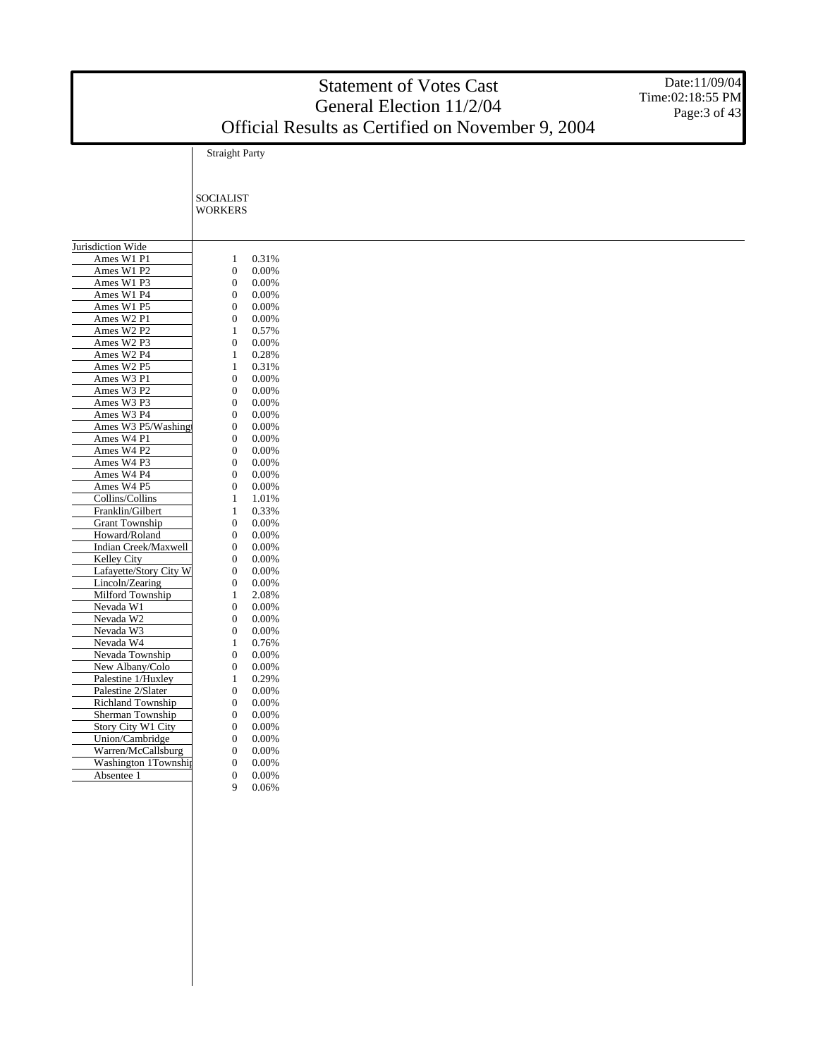# Statement of Votes Cast
## General Election 11/2/04
## Official Results as Certified on November 9, 2004

Date:11/09/04
Time:02:18:55 PM

| | Straight Party | |
|---|---|---|
| | SOCIALIST WORKERS | |
| Jurisdiction Wide | | |
| Ames W1 P1 | 1 | 0.31% |
| Ames W1 P2 | 0 | 0.00% |
| Ames W1 P3 | 0 | 0.00% |
| Ames W1 P4 | 0 | 0.00% |
| Ames W1 P5 | 0 | 0.00% |
| Ames W2 P1 | 0 | 0.00% |
| Ames W2 P2 | 1 | 0.57% |
| Ames W2 P3 | 0 | 0.00% |
| Ames W2 P4 | 1 | 0.28% |
| Ames W2 P5 | 1 | 0.31% |
| Ames W3 P1 | 0 | 0.00% |
| Ames W3 P2 | 0 | 0.00% |
| Ames W3 P3 | 0 | 0.00% |
| Ames W3 P4 | 0 | 0.00% |
| Ames W3 P5/Washingt | 0 | 0.00% |
| Ames W4 P1 | 0 | 0.00% |
| Ames W4 P2 | 0 | 0.00% |
| Ames W4 P3 | 0 | 0.00% |
| Ames W4 P4 | 0 | 0.00% |
| Ames W4 P5 | 0 | 0.00% |
| Collins/Collins | 1 | 1.01% |
| Franklin/Gilbert | 1 | 0.33% |
| Grant Township | 0 | 0.00% |
| Howard/Roland | 0 | 0.00% |
| Indian Creek/Maxwell | 0 | 0.00% |
| Kelley City | 0 | 0.00% |
| Lafayette/Story City W | 0 | 0.00% |
| Lincoln/Zearing | 0 | 0.00% |
| Milford Township | 1 | 2.08% |
| Nevada W1 | 0 | 0.00% |
| Nevada W2 | 0 | 0.00% |
| Nevada W3 | 0 | 0.00% |
| Nevada W4 | 1 | 0.76% |
| Nevada Township | 0 | 0.00% |
| New Albany/Colo | 0 | 0.00% |
| Palestine 1/Huxley | 1 | 0.29% |
| Palestine 2/Slater | 0 | 0.00% |
| Richland Township | 0 | 0.00% |
| Sherman Township | 0 | 0.00% |
| Story City W1 City | 0 | 0.00% |
| Union/Cambridge | 0 | 0.00% |
| Warren/McCallsburg | 0 | 0.00% |
| Washington 1Townshi | 0 | 0.00% |
| Absentee 1 | 0 | 0.00% |
| | 9 | 0.06% |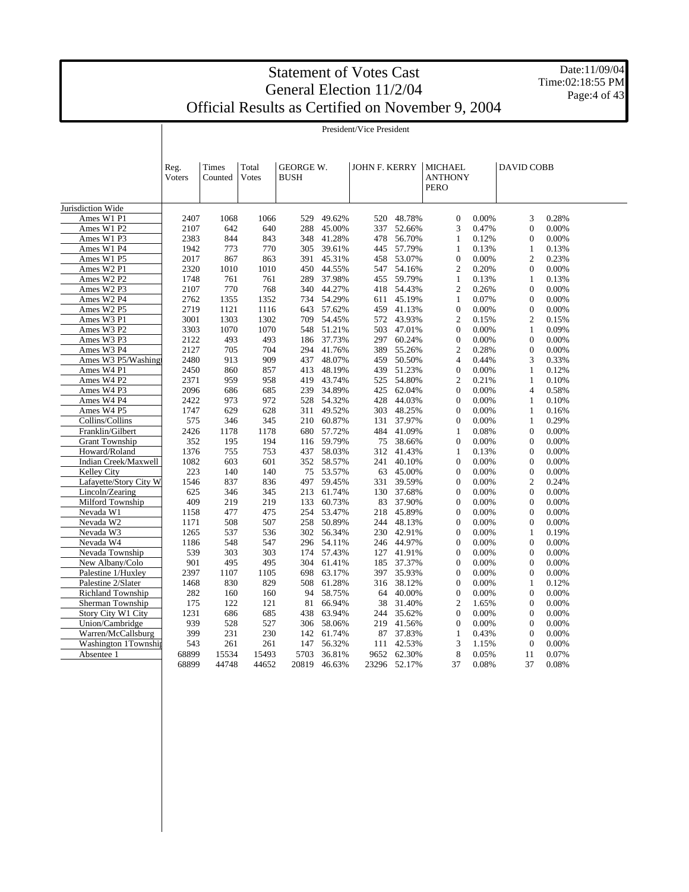# Statement of Votes Cast
## General Election 11/2/04
## Official Results as Certified on November 9, 2004

Date:11/09/04
Time:02:18:55 PM

President/Vice President

| | Reg. Voters | Times Counted | Total Votes | GEORGE W. BUSH | | JOHN F. KERRY | | MICHAEL ANTHONY PERO | | DAVID COBB | |
|---|---|---|---|---|---|---|---|---|---|---|---|
| Jurisdiction Wide | | | | | | | | | | | |
| Ames W1 P1 | 2407 | 1068 | 1066 | 529 | 49.62% | 520 | 48.78% | 0 | 0.00% | 3 | 0.28% |
| Ames W1 P2 | 2107 | 642 | 640 | 288 | 45.00% | 337 | 52.66% | 3 | 0.47% | 0 | 0.00% |
| Ames W1 P3 | 2383 | 844 | 843 | 348 | 41.28% | 478 | 56.70% | 1 | 0.12% | 0 | 0.00% |
| Ames W1 P4 | 1942 | 773 | 770 | 305 | 39.61% | 445 | 57.79% | 1 | 0.13% | 1 | 0.13% |
| Ames W1 P5 | 2017 | 867 | 863 | 391 | 45.31% | 458 | 53.07% | 0 | 0.00% | 2 | 0.23% |
| Ames W2 P1 | 2320 | 1010 | 1010 | 450 | 44.55% | 547 | 54.16% | 2 | 0.20% | 0 | 0.00% |
| Ames W2 P2 | 1748 | 761 | 761 | 289 | 37.98% | 455 | 59.79% | 1 | 0.13% | 1 | 0.13% |
| Ames W2 P3 | 2107 | 770 | 768 | 340 | 44.27% | 418 | 54.43% | 2 | 0.26% | 0 | 0.00% |
| Ames W2 P4 | 2762 | 1355 | 1352 | 734 | 54.29% | 611 | 45.19% | 1 | 0.07% | 0 | 0.00% |
| Ames W2 P5 | 2719 | 1121 | 1116 | 643 | 57.62% | 459 | 41.13% | 0 | 0.00% | 0 | 0.00% |
| Ames W3 P1 | 3001 | 1303 | 1302 | 709 | 54.45% | 572 | 43.93% | 2 | 0.15% | 2 | 0.15% |
| Ames W3 P2 | 3303 | 1070 | 1070 | 548 | 51.21% | 503 | 47.01% | 0 | 0.00% | 1 | 0.09% |
| Ames W3 P3 | 2122 | 493 | 493 | 186 | 37.73% | 297 | 60.24% | 0 | 0.00% | 0 | 0.00% |
| Ames W3 P4 | 2127 | 705 | 704 | 294 | 41.76% | 389 | 55.26% | 2 | 0.28% | 0 | 0.00% |
| Ames W3 P5/Washing | 2480 | 913 | 909 | 437 | 48.07% | 459 | 50.50% | 4 | 0.44% | 3 | 0.33% |
| Ames W4 P1 | 2450 | 860 | 857 | 413 | 48.19% | 439 | 51.23% | 0 | 0.00% | 1 | 0.12% |
| Ames W4 P2 | 2371 | 959 | 958 | 419 | 43.74% | 525 | 54.80% | 2 | 0.21% | 1 | 0.10% |
| Ames W4 P3 | 2096 | 686 | 685 | 239 | 34.89% | 425 | 62.04% | 0 | 0.00% | 4 | 0.58% |
| Ames W4 P4 | 2422 | 973 | 972 | 528 | 54.32% | 428 | 44.03% | 0 | 0.00% | 1 | 0.10% |
| Ames W4 P5 | 1747 | 629 | 628 | 311 | 49.52% | 303 | 48.25% | 0 | 0.00% | 1 | 0.16% |
| Collins/Collins | 575 | 346 | 345 | 210 | 60.87% | 131 | 37.97% | 0 | 0.00% | 1 | 0.29% |
| Franklin/Gilbert | 2426 | 1178 | 1178 | 680 | 57.72% | 484 | 41.09% | 1 | 0.08% | 0 | 0.00% |
| Grant Township | 352 | 195 | 194 | 116 | 59.79% | 75 | 38.66% | 0 | 0.00% | 0 | 0.00% |
| Howard/Roland | 1376 | 755 | 753 | 437 | 58.03% | 312 | 41.43% | 1 | 0.13% | 0 | 0.00% |
| Indian Creek/Maxwell | 1082 | 603 | 601 | 352 | 58.57% | 241 | 40.10% | 0 | 0.00% | 0 | 0.00% |
| Kelley City | 223 | 140 | 140 | 75 | 53.57% | 63 | 45.00% | 0 | 0.00% | 0 | 0.00% |
| Lafayette/Story City W | 1546 | 837 | 836 | 497 | 59.45% | 331 | 39.59% | 0 | 0.00% | 2 | 0.24% |
| Lincoln/Zearing | 625 | 346 | 345 | 213 | 61.74% | 130 | 37.68% | 0 | 0.00% | 0 | 0.00% |
| Milford Township | 409 | 219 | 219 | 133 | 60.73% | 83 | 37.90% | 0 | 0.00% | 0 | 0.00% |
| Nevada W1 | 1158 | 477 | 475 | 254 | 53.47% | 218 | 45.89% | 0 | 0.00% | 0 | 0.00% |
| Nevada W2 | 1171 | 508 | 507 | 258 | 50.89% | 244 | 48.13% | 0 | 0.00% | 0 | 0.00% |
| Nevada W3 | 1265 | 537 | 536 | 302 | 56.34% | 230 | 42.91% | 0 | 0.00% | 1 | 0.19% |
| Nevada W4 | 1186 | 548 | 547 | 296 | 54.11% | 246 | 44.97% | 0 | 0.00% | 0 | 0.00% |
| Nevada Township | 539 | 303 | 303 | 174 | 57.43% | 127 | 41.91% | 0 | 0.00% | 0 | 0.00% |
| New Albany/Colo | 901 | 495 | 495 | 304 | 61.41% | 185 | 37.37% | 0 | 0.00% | 0 | 0.00% |
| Palestine 1/Huxley | 2397 | 1107 | 1105 | 698 | 63.17% | 397 | 35.93% | 0 | 0.00% | 0 | 0.00% |
| Palestine 2/Slater | 1468 | 830 | 829 | 508 | 61.28% | 316 | 38.12% | 0 | 0.00% | 1 | 0.12% |
| Richland Township | 282 | 160 | 160 | 94 | 58.75% | 64 | 40.00% | 0 | 0.00% | 0 | 0.00% |
| Sherman Township | 175 | 122 | 121 | 81 | 66.94% | 38 | 31.40% | 2 | 1.65% | 0 | 0.00% |
| Story City W1 City | 1231 | 686 | 685 | 438 | 63.94% | 244 | 35.62% | 0 | 0.00% | 0 | 0.00% |
| Union/Cambridge | 939 | 528 | 527 | 306 | 58.06% | 219 | 41.56% | 0 | 0.00% | 0 | 0.00% |
| Warren/McCallsburg | 399 | 231 | 230 | 142 | 61.74% | 87 | 37.83% | 1 | 0.43% | 0 | 0.00% |
| Washington 1Townshi | 543 | 261 | 261 | 147 | 56.32% | 111 | 42.53% | 3 | 1.15% | 0 | 0.00% |
| Absentee 1 | 68899 | 15534 | 15493 | 5703 | 36.81% | 9652 | 62.30% | 8 | 0.05% | 11 | 0.07% |
| | 68899 | 44748 | 44652 | 20819 | 46.63% | 23296 | 52.17% | 37 | 0.08% | 37 | 0.08% |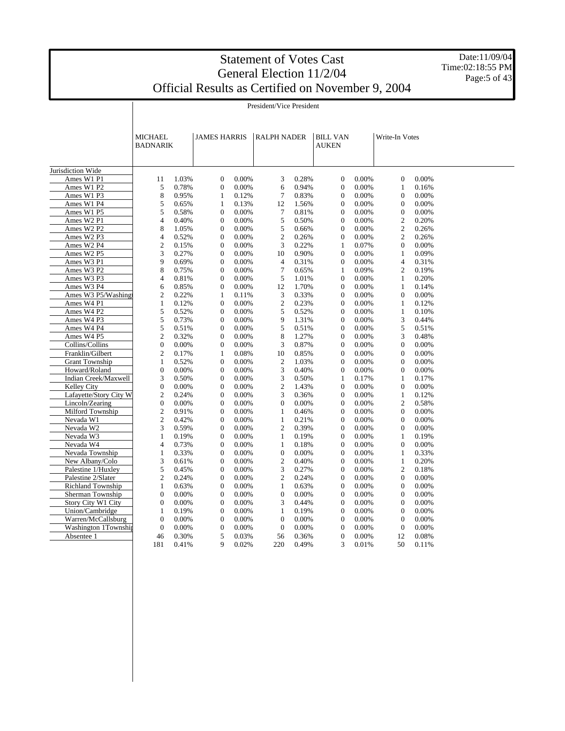# Statement of Votes Cast
## General Election 11/2/04
## Official Results as Certified on November 9, 2004

Date:11/09/04
Time:02:18:55 PM

President/Vice President

| | MICHAEL BADNARIK | | JAMES HARRIS | | RALPH NADER | | BILL VAN AUKEN | | Write-In Votes | |
|---|---|---|---|---|---|---|---|---|---|---|
| Jurisdiction Wide | | | | | | | | | | |
| Ames W1 P1 | 11 | 1.03% | 0 | 0.00% | 3 | 0.28% | 0 | 0.00% | 0 | 0.00% |
| Ames W1 P2 | 5 | 0.78% | 0 | 0.00% | 6 | 0.94% | 0 | 0.00% | 1 | 0.16% |
| Ames W1 P3 | 8 | 0.95% | 1 | 0.12% | 7 | 0.83% | 0 | 0.00% | 0 | 0.00% |
| Ames W1 P4 | 5 | 0.65% | 1 | 0.13% | 12 | 1.56% | 0 | 0.00% | 0 | 0.00% |
| Ames W1 P5 | 5 | 0.58% | 0 | 0.00% | 7 | 0.81% | 0 | 0.00% | 0 | 0.00% |
| Ames W2 P1 | 4 | 0.40% | 0 | 0.00% | 5 | 0.50% | 0 | 0.00% | 2 | 0.20% |
| Ames W2 P2 | 8 | 1.05% | 0 | 0.00% | 5 | 0.66% | 0 | 0.00% | 2 | 0.26% |
| Ames W2 P3 | 4 | 0.52% | 0 | 0.00% | 2 | 0.26% | 0 | 0.00% | 2 | 0.26% |
| Ames W2 P4 | 2 | 0.15% | 0 | 0.00% | 3 | 0.22% | 1 | 0.07% | 0 | 0.00% |
| Ames W2 P5 | 3 | 0.27% | 0 | 0.00% | 10 | 0.90% | 0 | 0.00% | 1 | 0.09% |
| Ames W3 P1 | 9 | 0.69% | 0 | 0.00% | 4 | 0.31% | 0 | 0.00% | 4 | 0.31% |
| Ames W3 P2 | 8 | 0.75% | 0 | 0.00% | 7 | 0.65% | 1 | 0.09% | 2 | 0.19% |
| Ames W3 P3 | 4 | 0.81% | 0 | 0.00% | 5 | 1.01% | 0 | 0.00% | 1 | 0.20% |
| Ames W3 P4 | 6 | 0.85% | 0 | 0.00% | 12 | 1.70% | 0 | 0.00% | 1 | 0.14% |
| Ames W3 P5/Washing | 2 | 0.22% | 1 | 0.11% | 3 | 0.33% | 0 | 0.00% | 0 | 0.00% |
| Ames W4 P1 | 1 | 0.12% | 0 | 0.00% | 2 | 0.23% | 0 | 0.00% | 1 | 0.12% |
| Ames W4 P2 | 5 | 0.52% | 0 | 0.00% | 5 | 0.52% | 0 | 0.00% | 1 | 0.10% |
| Ames W4 P3 | 5 | 0.73% | 0 | 0.00% | 9 | 1.31% | 0 | 0.00% | 3 | 0.44% |
| Ames W4 P4 | 5 | 0.51% | 0 | 0.00% | 5 | 0.51% | 0 | 0.00% | 5 | 0.51% |
| Ames W4 P5 | 2 | 0.32% | 0 | 0.00% | 8 | 1.27% | 0 | 0.00% | 3 | 0.48% |
| Collins/Collins | 0 | 0.00% | 0 | 0.00% | 3 | 0.87% | 0 | 0.00% | 0 | 0.00% |
| Franklin/Gilbert | 2 | 0.17% | 1 | 0.08% | 10 | 0.85% | 0 | 0.00% | 0 | 0.00% |
| Grant Township | 1 | 0.52% | 0 | 0.00% | 2 | 1.03% | 0 | 0.00% | 0 | 0.00% |
| Howard/Roland | 0 | 0.00% | 0 | 0.00% | 3 | 0.40% | 0 | 0.00% | 0 | 0.00% |
| Indian Creek/Maxwell | 3 | 0.50% | 0 | 0.00% | 3 | 0.50% | 1 | 0.17% | 1 | 0.17% |
| Kelley City | 0 | 0.00% | 0 | 0.00% | 2 | 1.43% | 0 | 0.00% | 0 | 0.00% |
| Lafayette/Story City W | 2 | 0.24% | 0 | 0.00% | 3 | 0.36% | 0 | 0.00% | 1 | 0.12% |
| Lincoln/Zearing | 0 | 0.00% | 0 | 0.00% | 0 | 0.00% | 0 | 0.00% | 2 | 0.58% |
| Milford Township | 2 | 0.91% | 0 | 0.00% | 1 | 0.46% | 0 | 0.00% | 0 | 0.00% |
| Nevada W1 | 2 | 0.42% | 0 | 0.00% | 1 | 0.21% | 0 | 0.00% | 0 | 0.00% |
| Nevada W2 | 3 | 0.59% | 0 | 0.00% | 2 | 0.39% | 0 | 0.00% | 0 | 0.00% |
| Nevada W3 | 1 | 0.19% | 0 | 0.00% | 1 | 0.19% | 0 | 0.00% | 1 | 0.19% |
| Nevada W4 | 4 | 0.73% | 0 | 0.00% | 1 | 0.18% | 0 | 0.00% | 0 | 0.00% |
| Nevada Township | 1 | 0.33% | 0 | 0.00% | 0 | 0.00% | 0 | 0.00% | 1 | 0.33% |
| New Albany/Colo | 3 | 0.61% | 0 | 0.00% | 2 | 0.40% | 0 | 0.00% | 1 | 0.20% |
| Palestine 1/Huxley | 5 | 0.45% | 0 | 0.00% | 3 | 0.27% | 0 | 0.00% | 2 | 0.18% |
| Palestine 2/Slater | 2 | 0.24% | 0 | 0.00% | 2 | 0.24% | 0 | 0.00% | 0 | 0.00% |
| Richland Township | 1 | 0.63% | 0 | 0.00% | 1 | 0.63% | 0 | 0.00% | 0 | 0.00% |
| Sherman Township | 0 | 0.00% | 0 | 0.00% | 0 | 0.00% | 0 | 0.00% | 0 | 0.00% |
| Story City W1 City | 0 | 0.00% | 0 | 0.00% | 3 | 0.44% | 0 | 0.00% | 0 | 0.00% |
| Union/Cambridge | 1 | 0.19% | 0 | 0.00% | 1 | 0.19% | 0 | 0.00% | 0 | 0.00% |
| Warren/McCallsburg | 0 | 0.00% | 0 | 0.00% | 0 | 0.00% | 0 | 0.00% | 0 | 0.00% |
| Washington 1Townshi | 0 | 0.00% | 0 | 0.00% | 0 | 0.00% | 0 | 0.00% | 0 | 0.00% |
| Absentee 1 | 46 | 0.30% | 5 | 0.03% | 56 | 0.36% | 0 | 0.00% | 12 | 0.08% |
| | 181 | 0.41% | 9 | 0.02% | 220 | 0.49% | 3 | 0.01% | 50 | 0.11% |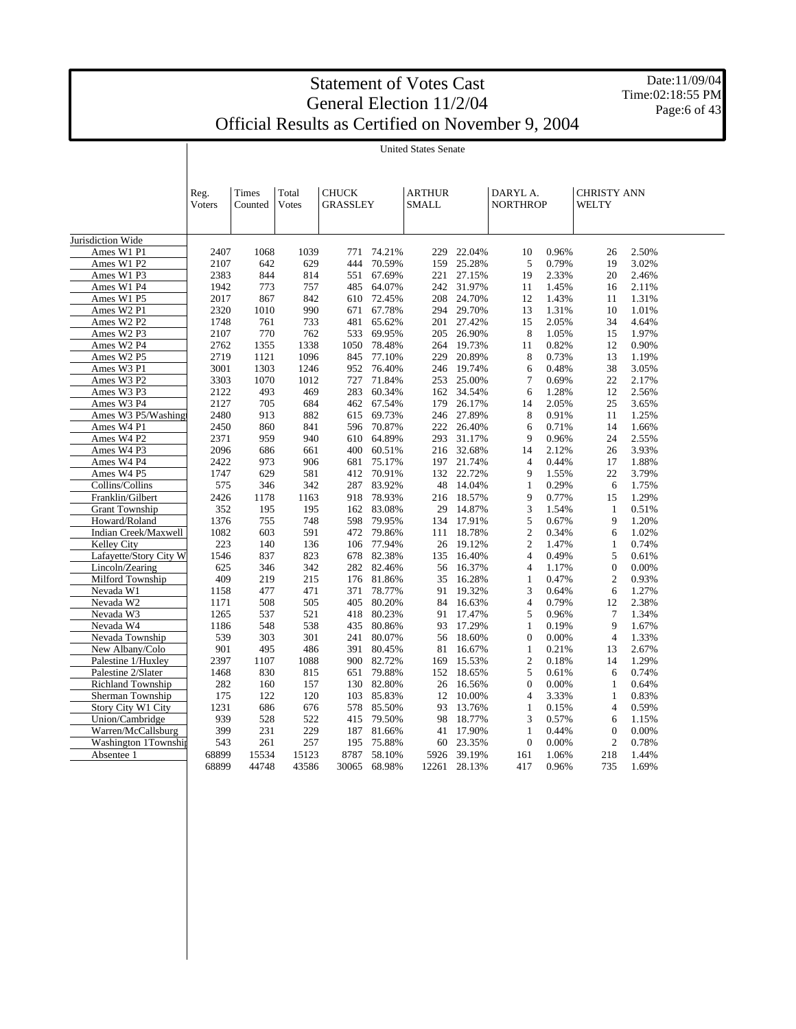# Statement of Votes Cast
## General Election 11/2/04
## Official Results as Certified on November 9, 2004

Date:11/09/04
Time:02:18:55 PM

United States Senate

| | Reg. Voters | Times Counted | Total Votes | CHUCK GRASSLEY | | ARTHUR SMALL | | DARYL A. NORTHROP | | CHRISTY ANN WELTY | |
|---|---|---|---|---|---|---|---|---|---|---|---|
| Jurisdiction Wide | | | | | | | | | | | |
| Ames W1 P1 | 2407 | 1068 | 1039 | 771 | 74.21% | 229 | 22.04% | 10 | 0.96% | 26 | 2.50% |
| Ames W1 P2 | 2107 | 642 | 629 | 444 | 70.59% | 159 | 25.28% | 5 | 0.79% | 19 | 3.02% |
| Ames W1 P3 | 2383 | 844 | 814 | 551 | 67.69% | 221 | 27.15% | 19 | 2.33% | 20 | 2.46% |
| Ames W1 P4 | 1942 | 773 | 757 | 485 | 64.07% | 242 | 31.97% | 11 | 1.45% | 16 | 2.11% |
| Ames W1 P5 | 2017 | 867 | 842 | 610 | 72.45% | 208 | 24.70% | 12 | 1.43% | 11 | 1.31% |
| Ames W2 P1 | 2320 | 1010 | 990 | 671 | 67.78% | 294 | 29.70% | 13 | 1.31% | 10 | 1.01% |
| Ames W2 P2 | 1748 | 761 | 733 | 481 | 65.62% | 201 | 27.42% | 15 | 2.05% | 34 | 4.64% |
| Ames W2 P3 | 2107 | 770 | 762 | 533 | 69.95% | 205 | 26.90% | 8 | 1.05% | 15 | 1.97% |
| Ames W2 P4 | 2762 | 1355 | 1338 | 1050 | 78.48% | 264 | 19.73% | 11 | 0.82% | 12 | 0.90% |
| Ames W2 P5 | 2719 | 1121 | 1096 | 845 | 77.10% | 229 | 20.89% | 8 | 0.73% | 13 | 1.19% |
| Ames W3 P1 | 3001 | 1303 | 1246 | 952 | 76.40% | 246 | 19.74% | 6 | 0.48% | 38 | 3.05% |
| Ames W3 P2 | 3303 | 1070 | 1012 | 727 | 71.84% | 253 | 25.00% | 7 | 0.69% | 22 | 2.17% |
| Ames W3 P3 | 2122 | 493 | 469 | 283 | 60.34% | 162 | 34.54% | 6 | 1.28% | 12 | 2.56% |
| Ames W3 P4 | 2127 | 705 | 684 | 462 | 67.54% | 179 | 26.17% | 14 | 2.05% | 25 | 3.65% |
| Ames W3 P5/Washingt | 2480 | 913 | 882 | 615 | 69.73% | 246 | 27.89% | 8 | 0.91% | 11 | 1.25% |
| Ames W4 P1 | 2450 | 860 | 841 | 596 | 70.87% | 222 | 26.40% | 6 | 0.71% | 14 | 1.66% |
| Ames W4 P2 | 2371 | 959 | 940 | 610 | 64.89% | 293 | 31.17% | 9 | 0.96% | 24 | 2.55% |
| Ames W4 P3 | 2096 | 686 | 661 | 400 | 60.51% | 216 | 32.68% | 14 | 2.12% | 26 | 3.93% |
| Ames W4 P4 | 2422 | 973 | 906 | 681 | 75.17% | 197 | 21.74% | 4 | 0.44% | 17 | 1.88% |
| Ames W4 P5 | 1747 | 629 | 581 | 412 | 70.91% | 132 | 22.72% | 9 | 1.55% | 22 | 3.79% |
| Collins/Collins | 575 | 346 | 342 | 287 | 83.92% | 48 | 14.04% | 1 | 0.29% | 6 | 1.75% |
| Franklin/Gilbert | 2426 | 1178 | 1163 | 918 | 78.93% | 216 | 18.57% | 9 | 0.77% | 15 | 1.29% |
| Grant Township | 352 | 195 | 195 | 162 | 83.08% | 29 | 14.87% | 3 | 1.54% | 1 | 0.51% |
| Howard/Roland | 1376 | 755 | 748 | 598 | 79.95% | 134 | 17.91% | 5 | 0.67% | 9 | 1.20% |
| Indian Creek/Maxwell | 1082 | 603 | 591 | 472 | 79.86% | 111 | 18.78% | 2 | 0.34% | 6 | 1.02% |
| Kelley City | 223 | 140 | 136 | 106 | 77.94% | 26 | 19.12% | 2 | 1.47% | 1 | 0.74% |
| Lafayette/Story City W | 1546 | 837 | 823 | 678 | 82.38% | 135 | 16.40% | 4 | 0.49% | 5 | 0.61% |
| Lincoln/Zearing | 625 | 346 | 342 | 282 | 82.46% | 56 | 16.37% | 4 | 1.17% | 0 | 0.00% |
| Milford Township | 409 | 219 | 215 | 176 | 81.86% | 35 | 16.28% | 1 | 0.47% | 2 | 0.93% |
| Nevada W1 | 1158 | 477 | 471 | 371 | 78.77% | 91 | 19.32% | 3 | 0.64% | 6 | 1.27% |
| Nevada W2 | 1171 | 508 | 505 | 405 | 80.20% | 84 | 16.63% | 4 | 0.79% | 12 | 2.38% |
| Nevada W3 | 1265 | 537 | 521 | 418 | 80.23% | 91 | 17.47% | 5 | 0.96% | 7 | 1.34% |
| Nevada W4 | 1186 | 548 | 538 | 435 | 80.86% | 93 | 17.29% | 1 | 0.19% | 9 | 1.67% |
| Nevada Township | 539 | 303 | 301 | 241 | 80.07% | 56 | 18.60% | 0 | 0.00% | 4 | 1.33% |
| New Albany/Colo | 901 | 495 | 486 | 391 | 80.45% | 81 | 16.67% | 1 | 0.21% | 13 | 2.67% |
| Palestine 1/Huxley | 2397 | 1107 | 1088 | 900 | 82.72% | 169 | 15.53% | 2 | 0.18% | 14 | 1.29% |
| Palestine 2/Slater | 1468 | 830 | 815 | 651 | 79.88% | 152 | 18.65% | 5 | 0.61% | 6 | 0.74% |
| Richland Township | 282 | 160 | 157 | 130 | 82.80% | 26 | 16.56% | 0 | 0.00% | 1 | 0.64% |
| Sherman Township | 175 | 122 | 120 | 103 | 85.83% | 12 | 10.00% | 4 | 3.33% | 1 | 0.83% |
| Story City W1 City | 1231 | 686 | 676 | 578 | 85.50% | 93 | 13.76% | 1 | 0.15% | 4 | 0.59% |
| Union/Cambridge | 939 | 528 | 522 | 415 | 79.50% | 98 | 18.77% | 3 | 0.57% | 6 | 1.15% |
| Warren/McCallsburg | 399 | 231 | 229 | 187 | 81.66% | 41 | 17.90% | 1 | 0.44% | 0 | 0.00% |
| Washington 1Townshi | 543 | 261 | 257 | 195 | 75.88% | 60 | 23.35% | 0 | 0.00% | 2 | 0.78% |
| Absentee 1 | 68899 | 15534 | 15123 | 8787 | 58.10% | 5926 | 39.19% | 161 | 1.06% | 218 | 1.44% |
| | 68899 | 44748 | 43586 | 30065 | 68.98% | 12261 | 28.13% | 417 | 0.96% | 735 | 1.69% |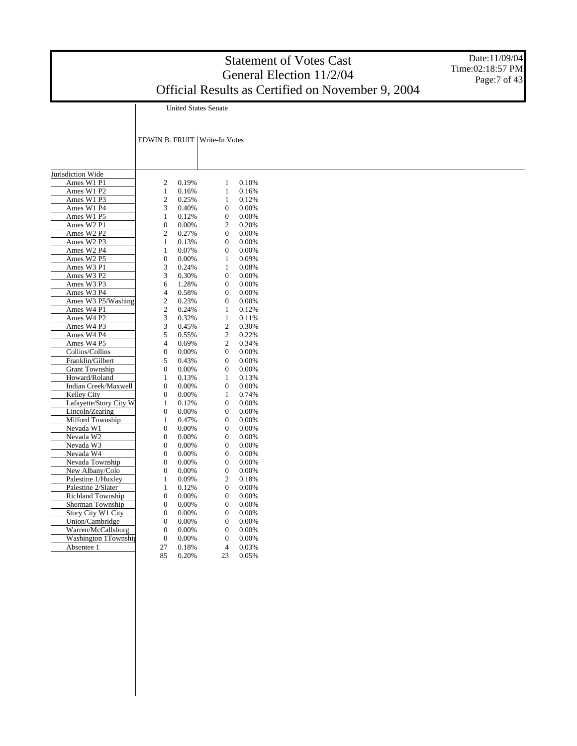# Statement of Votes Cast
## General Election 11/2/04
## Official Results as Certified on November 9, 2004

Date:11/09/04
Time:02:18:57 PM

United States Senate

| | EDWIN B. FRUIT | | Write-In Votes | |
|---|---|---|---|---|
| Jurisdiction Wide | | | | |
| Ames W1 P1 | 2 | 0.19% | 1 | 0.10% |
| Ames W1 P2 | 1 | 0.16% | 1 | 0.16% |
| Ames W1 P3 | 2 | 0.25% | 1 | 0.12% |
| Ames W1 P4 | 3 | 0.40% | 0 | 0.00% |
| Ames W1 P5 | 1 | 0.12% | 0 | 0.00% |
| Ames W2 P1 | 0 | 0.00% | 2 | 0.20% |
| Ames W2 P2 | 2 | 0.27% | 0 | 0.00% |
| Ames W2 P3 | 1 | 0.13% | 0 | 0.00% |
| Ames W2 P4 | 1 | 0.07% | 0 | 0.00% |
| Ames W2 P5 | 0 | 0.00% | 1 | 0.09% |
| Ames W3 P1 | 3 | 0.24% | 1 | 0.08% |
| Ames W3 P2 | 3 | 0.30% | 0 | 0.00% |
| Ames W3 P3 | 6 | 1.28% | 0 | 0.00% |
| Ames W3 P4 | 4 | 0.58% | 0 | 0.00% |
| Ames W3 P5/Washingt | 2 | 0.23% | 0 | 0.00% |
| Ames W4 P1 | 2 | 0.24% | 1 | 0.12% |
| Ames W4 P2 | 3 | 0.32% | 1 | 0.11% |
| Ames W4 P3 | 3 | 0.45% | 2 | 0.30% |
| Ames W4 P4 | 5 | 0.55% | 2 | 0.22% |
| Ames W4 P5 | 4 | 0.69% | 2 | 0.34% |
| Collins/Collins | 0 | 0.00% | 0 | 0.00% |
| Franklin/Gilbert | 5 | 0.43% | 0 | 0.00% |
| Grant Township | 0 | 0.00% | 0 | 0.00% |
| Howard/Roland | 1 | 0.13% | 1 | 0.13% |
| Indian Creek/Maxwell | 0 | 0.00% | 0 | 0.00% |
| Kelley City | 0 | 0.00% | 1 | 0.74% |
| Lafayette/Story City W | 1 | 0.12% | 0 | 0.00% |
| Lincoln/Zearing | 0 | 0.00% | 0 | 0.00% |
| Milford Township | 1 | 0.47% | 0 | 0.00% |
| Nevada W1 | 0 | 0.00% | 0 | 0.00% |
| Nevada W2 | 0 | 0.00% | 0 | 0.00% |
| Nevada W3 | 0 | 0.00% | 0 | 0.00% |
| Nevada W4 | 0 | 0.00% | 0 | 0.00% |
| Nevada Township | 0 | 0.00% | 0 | 0.00% |
| New Albany/Colo | 0 | 0.00% | 0 | 0.00% |
| Palestine 1/Huxley | 1 | 0.09% | 2 | 0.18% |
| Palestine 2/Slater | 1 | 0.12% | 0 | 0.00% |
| Richland Township | 0 | 0.00% | 0 | 0.00% |
| Sherman Township | 0 | 0.00% | 0 | 0.00% |
| Story City W1 City | 0 | 0.00% | 0 | 0.00% |
| Union/Cambridge | 0 | 0.00% | 0 | 0.00% |
| Warren/McCallsburg | 0 | 0.00% | 0 | 0.00% |
| Washington 1Townshi | 0 | 0.00% | 0 | 0.00% |
| Absentee 1 | 27 | 0.18% | 4 | 0.03% |
| | 85 | 0.20% | 23 | 0.05% |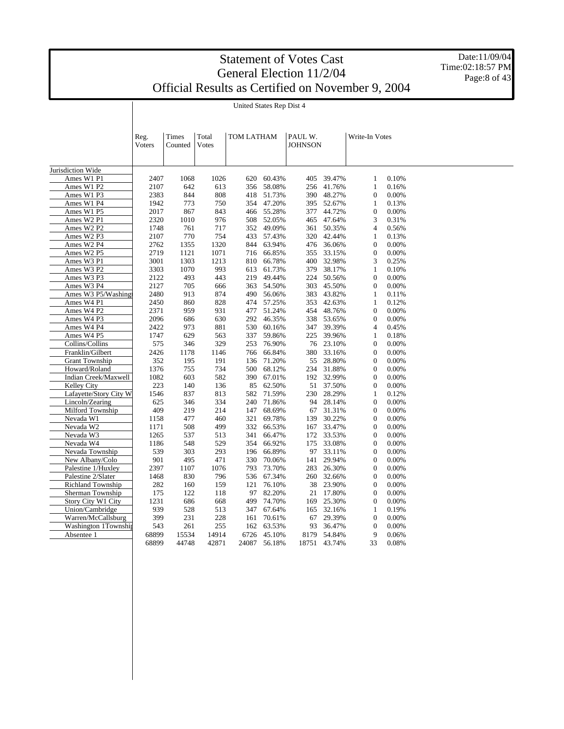# Statement of Votes Cast
## General Election 11/2/04
## Official Results as Certified on November 9, 2004

Date:11/09/04
Time:02:18:57 PM

United States Rep Dist 4

| | Reg. Voters | Times Counted | Total Votes | TOM LATHAM | | PAUL W. JOHNSON | | Write-In Votes | |
|---|---|---|---|---|---|---|---|---|---|
| Jurisdiction Wide | | | | | | | | | |
| Ames W1 P1 | 2407 | 1068 | 1026 | 620 | 60.43% | 405 | 39.47% | 1 | 0.10% |
| Ames W1 P2 | 2107 | 642 | 613 | 356 | 58.08% | 256 | 41.76% | 1 | 0.16% |
| Ames W1 P3 | 2383 | 844 | 808 | 418 | 51.73% | 390 | 48.27% | 0 | 0.00% |
| Ames W1 P4 | 1942 | 773 | 750 | 354 | 47.20% | 395 | 52.67% | 1 | 0.13% |
| Ames W1 P5 | 2017 | 867 | 843 | 466 | 55.28% | 377 | 44.72% | 0 | 0.00% |
| Ames W2 P1 | 2320 | 1010 | 976 | 508 | 52.05% | 465 | 47.64% | 3 | 0.31% |
| Ames W2 P2 | 1748 | 761 | 717 | 352 | 49.09% | 361 | 50.35% | 4 | 0.56% |
| Ames W2 P3 | 2107 | 770 | 754 | 433 | 57.43% | 320 | 42.44% | 1 | 0.13% |
| Ames W2 P4 | 2762 | 1355 | 1320 | 844 | 63.94% | 476 | 36.06% | 0 | 0.00% |
| Ames W2 P5 | 2719 | 1121 | 1071 | 716 | 66.85% | 355 | 33.15% | 0 | 0.00% |
| Ames W3 P1 | 3001 | 1303 | 1213 | 810 | 66.78% | 400 | 32.98% | 3 | 0.25% |
| Ames W3 P2 | 3303 | 1070 | 993 | 613 | 61.73% | 379 | 38.17% | 1 | 0.10% |
| Ames W3 P3 | 2122 | 493 | 443 | 219 | 49.44% | 224 | 50.56% | 0 | 0.00% |
| Ames W3 P4 | 2127 | 705 | 666 | 363 | 54.50% | 303 | 45.50% | 0 | 0.00% |
| Ames W3 P5/Washingt | 2480 | 913 | 874 | 490 | 56.06% | 383 | 43.82% | 1 | 0.11% |
| Ames W4 P1 | 2450 | 860 | 828 | 474 | 57.25% | 353 | 42.63% | 1 | 0.12% |
| Ames W4 P2 | 2371 | 959 | 931 | 477 | 51.24% | 454 | 48.76% | 0 | 0.00% |
| Ames W4 P3 | 2096 | 686 | 630 | 292 | 46.35% | 338 | 53.65% | 0 | 0.00% |
| Ames W4 P4 | 2422 | 973 | 881 | 530 | 60.16% | 347 | 39.39% | 4 | 0.45% |
| Ames W4 P5 | 1747 | 629 | 563 | 337 | 59.86% | 225 | 39.96% | 1 | 0.18% |
| Collins/Collins | 575 | 346 | 329 | 253 | 76.90% | 76 | 23.10% | 0 | 0.00% |
| Franklin/Gilbert | 2426 | 1178 | 1146 | 766 | 66.84% | 380 | 33.16% | 0 | 0.00% |
| Grant Township | 352 | 195 | 191 | 136 | 71.20% | 55 | 28.80% | 0 | 0.00% |
| Howard/Roland | 1376 | 755 | 734 | 500 | 68.12% | 234 | 31.88% | 0 | 0.00% |
| Indian Creek/Maxwell | 1082 | 603 | 582 | 390 | 67.01% | 192 | 32.99% | 0 | 0.00% |
| Kelley City | 223 | 140 | 136 | 85 | 62.50% | 51 | 37.50% | 0 | 0.00% |
| Lafayette/Story City W | 1546 | 837 | 813 | 582 | 71.59% | 230 | 28.29% | 1 | 0.12% |
| Lincoln/Zearing | 625 | 346 | 334 | 240 | 71.86% | 94 | 28.14% | 0 | 0.00% |
| Milford Township | 409 | 219 | 214 | 147 | 68.69% | 67 | 31.31% | 0 | 0.00% |
| Nevada W1 | 1158 | 477 | 460 | 321 | 69.78% | 139 | 30.22% | 0 | 0.00% |
| Nevada W2 | 1171 | 508 | 499 | 332 | 66.53% | 167 | 33.47% | 0 | 0.00% |
| Nevada W3 | 1265 | 537 | 513 | 341 | 66.47% | 172 | 33.53% | 0 | 0.00% |
| Nevada W4 | 1186 | 548 | 529 | 354 | 66.92% | 175 | 33.08% | 0 | 0.00% |
| Nevada Township | 539 | 303 | 293 | 196 | 66.89% | 97 | 33.11% | 0 | 0.00% |
| New Albany/Colo | 901 | 495 | 471 | 330 | 70.06% | 141 | 29.94% | 0 | 0.00% |
| Palestine 1/Huxley | 2397 | 1107 | 1076 | 793 | 73.70% | 283 | 26.30% | 0 | 0.00% |
| Palestine 2/Slater | 1468 | 830 | 796 | 536 | 67.34% | 260 | 32.66% | 0 | 0.00% |
| Richland Township | 282 | 160 | 159 | 121 | 76.10% | 38 | 23.90% | 0 | 0.00% |
| Sherman Township | 175 | 122 | 118 | 97 | 82.20% | 21 | 17.80% | 0 | 0.00% |
| Story City W1 City | 1231 | 686 | 668 | 499 | 74.70% | 169 | 25.30% | 0 | 0.00% |
| Union/Cambridge | 939 | 528 | 513 | 347 | 67.64% | 165 | 32.16% | 1 | 0.19% |
| Warren/McCallsburg | 399 | 231 | 228 | 161 | 70.61% | 67 | 29.39% | 0 | 0.00% |
| Washington 1Townshi | 543 | 261 | 255 | 162 | 63.53% | 93 | 36.47% | 0 | 0.00% |
| Absentee 1 | 68899 | 15534 | 14914 | 6726 | 45.10% | 8179 | 54.84% | 9 | 0.06% |
| | 68899 | 44748 | 42871 | 24087 | 56.18% | 18751 | 43.74% | 33 | 0.08% |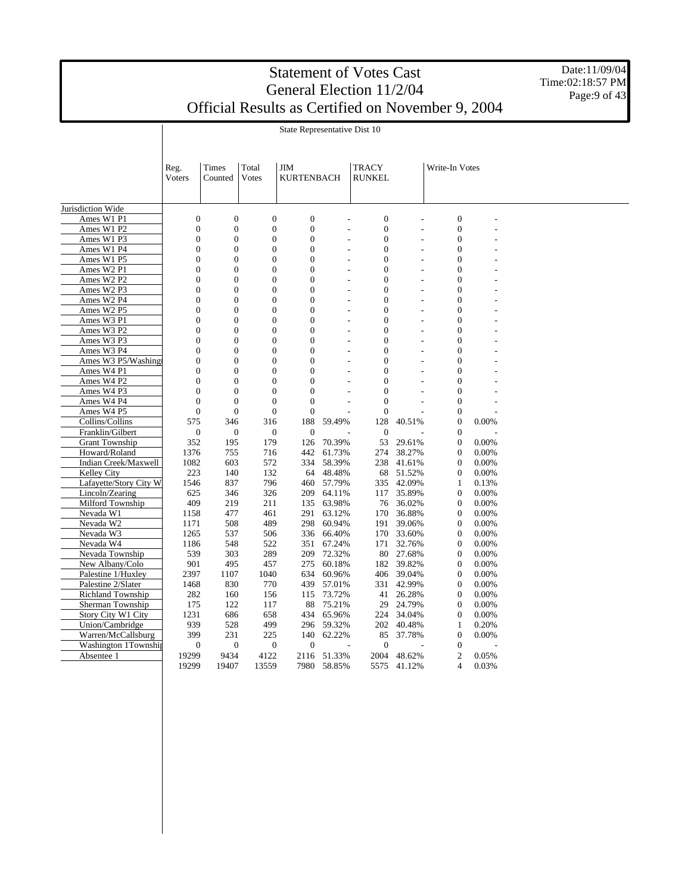# Statement of Votes Cast
## General Election 11/2/04
## Official Results as Certified on November 9, 2004

Date:11/09/04
Time:02:18:57 PM

State Representative Dist 10

| | Reg. Voters | Times Counted | Total Votes | JIM KURTENBACH | | TRACY RUNKEL | | Write-In Votes | |
|---|---|---|---|---|---|---|---|---|---|
| Jurisdiction Wide | | | | | | | | | |
| Ames W1 P1 | 0 | 0 | 0 | 0 | - | 0 | - | 0 | - |
| Ames W1 P2 | 0 | 0 | 0 | 0 | - | 0 | - | 0 | - |
| Ames W1 P3 | 0 | 0 | 0 | 0 | - | 0 | - | 0 | - |
| Ames W1 P4 | 0 | 0 | 0 | 0 | - | 0 | - | 0 | - |
| Ames W1 P5 | 0 | 0 | 0 | 0 | - | 0 | - | 0 | - |
| Ames W2 P1 | 0 | 0 | 0 | 0 | - | 0 | - | 0 | - |
| Ames W2 P2 | 0 | 0 | 0 | 0 | - | 0 | - | 0 | - |
| Ames W2 P3 | 0 | 0 | 0 | 0 | - | 0 | - | 0 | - |
| Ames W2 P4 | 0 | 0 | 0 | 0 | - | 0 | - | 0 | - |
| Ames W2 P5 | 0 | 0 | 0 | 0 | - | 0 | - | 0 | - |
| Ames W3 P1 | 0 | 0 | 0 | 0 | - | 0 | - | 0 | - |
| Ames W3 P2 | 0 | 0 | 0 | 0 | - | 0 | - | 0 | - |
| Ames W3 P3 | 0 | 0 | 0 | 0 | - | 0 | - | 0 | - |
| Ames W3 P4 | 0 | 0 | 0 | 0 | - | 0 | - | 0 | - |
| Ames W3 P5/Washing | 0 | 0 | 0 | 0 | - | 0 | - | 0 | - |
| Ames W4 P1 | 0 | 0 | 0 | 0 | - | 0 | - | 0 | - |
| Ames W4 P2 | 0 | 0 | 0 | 0 | - | 0 | - | 0 | - |
| Ames W4 P3 | 0 | 0 | 0 | 0 | - | 0 | - | 0 | - |
| Ames W4 P4 | 0 | 0 | 0 | 0 | - | 0 | - | 0 | - |
| Ames W4 P5 | 0 | 0 | 0 | 0 | - | 0 | - | 0 | - |
| Collins/Collins | 575 | 346 | 316 | 188 | 59.49% | 128 | 40.51% | 0 | 0.00% |
| Franklin/Gilbert | 0 | 0 | 0 | 0 | - | 0 | - | 0 | - |
| Grant Township | 352 | 195 | 179 | 126 | 70.39% | 53 | 29.61% | 0 | 0.00% |
| Howard/Roland | 1376 | 755 | 716 | 442 | 61.73% | 274 | 38.27% | 0 | 0.00% |
| Indian Creek/Maxwell | 1082 | 603 | 572 | 334 | 58.39% | 238 | 41.61% | 0 | 0.00% |
| Kelley City | 223 | 140 | 132 | 64 | 48.48% | 68 | 51.52% | 0 | 0.00% |
| Lafayette/Story City W | 1546 | 837 | 796 | 460 | 57.79% | 335 | 42.09% | 1 | 0.13% |
| Lincoln/Zearing | 625 | 346 | 326 | 209 | 64.11% | 117 | 35.89% | 0 | 0.00% |
| Milford Township | 409 | 219 | 211 | 135 | 63.98% | 76 | 36.02% | 0 | 0.00% |
| Nevada W1 | 1158 | 477 | 461 | 291 | 63.12% | 170 | 36.88% | 0 | 0.00% |
| Nevada W2 | 1171 | 508 | 489 | 298 | 60.94% | 191 | 39.06% | 0 | 0.00% |
| Nevada W3 | 1265 | 537 | 506 | 336 | 66.40% | 170 | 33.60% | 0 | 0.00% |
| Nevada W4 | 1186 | 548 | 522 | 351 | 67.24% | 171 | 32.76% | 0 | 0.00% |
| Nevada Township | 539 | 303 | 289 | 209 | 72.32% | 80 | 27.68% | 0 | 0.00% |
| New Albany/Colo | 901 | 495 | 457 | 275 | 60.18% | 182 | 39.82% | 0 | 0.00% |
| Palestine 1/Huxley | 2397 | 1107 | 1040 | 634 | 60.96% | 406 | 39.04% | 0 | 0.00% |
| Palestine 2/Slater | 1468 | 830 | 770 | 439 | 57.01% | 331 | 42.99% | 0 | 0.00% |
| Richland Township | 282 | 160 | 156 | 115 | 73.72% | 41 | 26.28% | 0 | 0.00% |
| Sherman Township | 175 | 122 | 117 | 88 | 75.21% | 29 | 24.79% | 0 | 0.00% |
| Story City W1 City | 1231 | 686 | 658 | 434 | 65.96% | 224 | 34.04% | 0 | 0.00% |
| Union/Cambridge | 939 | 528 | 499 | 296 | 59.32% | 202 | 40.48% | 1 | 0.20% |
| Warren/McCallsburg | 399 | 231 | 225 | 140 | 62.22% | 85 | 37.78% | 0 | 0.00% |
| Washington 1Townshi | 0 | 0 | 0 | 0 | - | 0 | - | 0 | - |
| Absentee 1 | 19299 | 9434 | 4122 | 2116 | 51.33% | 2004 | 48.62% | 2 | 0.05% |
| | 19299 | 19407 | 13559 | 7980 | 58.85% | 5575 | 41.12% | 4 | 0.03% |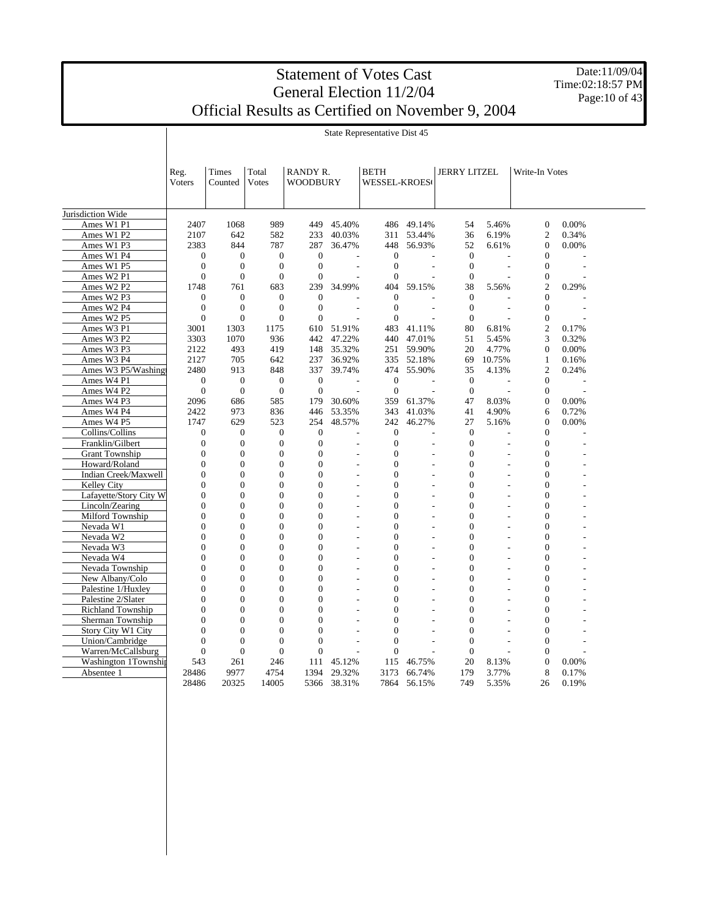# Statement of Votes Cast
## General Election 11/2/04
## Official Results as Certified on November 9, 2004

Date:11/09/04
Time:02:18:57 PM

State Representative Dist 45

| | Reg. Voters | Times Counted | Total Votes | RANDY R. WOODBURY | | BETH WESSEL-KROES( | | JERRY LITZEL | | Write-In Votes | |
|---|---|---|---|---|---|---|---|---|---|---|---|
| Jurisdiction Wide | | | | | | | | | | | |
| Ames W1 P1 | 2407 | 1068 | 989 | 449 | 45.40% | 486 | 49.14% | 54 | 5.46% | 0 | 0.00% |
| Ames W1 P2 | 2107 | 642 | 582 | 233 | 40.03% | 311 | 53.44% | 36 | 6.19% | 2 | 0.34% |
| Ames W1 P3 | 2383 | 844 | 787 | 287 | 36.47% | 448 | 56.93% | 52 | 6.61% | 0 | 0.00% |
| Ames W1 P4 | 0 | 0 | 0 | 0 | - | 0 | - | 0 | - | 0 | - |
| Ames W1 P5 | 0 | 0 | 0 | 0 | - | 0 | - | 0 | - | 0 | - |
| Ames W2 P1 | 0 | 0 | 0 | 0 | - | 0 | - | 0 | - | 0 | - |
| Ames W2 P2 | 1748 | 761 | 683 | 239 | 34.99% | 404 | 59.15% | 38 | 5.56% | 2 | 0.29% |
| Ames W2 P3 | 0 | 0 | 0 | 0 | - | 0 | - | 0 | - | 0 | - |
| Ames W2 P4 | 0 | 0 | 0 | 0 | - | 0 | - | 0 | - | 0 | - |
| Ames W2 P5 | 0 | 0 | 0 | 0 | - | 0 | - | 0 | - | 0 | - |
| Ames W3 P1 | 3001 | 1303 | 1175 | 610 | 51.91% | 483 | 41.11% | 80 | 6.81% | 2 | 0.17% |
| Ames W3 P2 | 3303 | 1070 | 936 | 442 | 47.22% | 440 | 47.01% | 51 | 5.45% | 3 | 0.32% |
| Ames W3 P3 | 2122 | 493 | 419 | 148 | 35.32% | 251 | 59.90% | 20 | 4.77% | 0 | 0.00% |
| Ames W3 P4 | 2127 | 705 | 642 | 237 | 36.92% | 335 | 52.18% | 69 | 10.75% | 1 | 0.16% |
| Ames W3 P5/Washing | 2480 | 913 | 848 | 337 | 39.74% | 474 | 55.90% | 35 | 4.13% | 2 | 0.24% |
| Ames W4 P1 | 0 | 0 | 0 | 0 | - | 0 | - | 0 | - | 0 | - |
| Ames W4 P2 | 0 | 0 | 0 | 0 | - | 0 | - | 0 | - | 0 | - |
| Ames W4 P3 | 2096 | 686 | 585 | 179 | 30.60% | 359 | 61.37% | 47 | 8.03% | 0 | 0.00% |
| Ames W4 P4 | 2422 | 973 | 836 | 446 | 53.35% | 343 | 41.03% | 41 | 4.90% | 6 | 0.72% |
| Ames W4 P5 | 1747 | 629 | 523 | 254 | 48.57% | 242 | 46.27% | 27 | 5.16% | 0 | 0.00% |
| Collins/Collins | 0 | 0 | 0 | 0 | - | 0 | - | 0 | - | 0 | - |
| Franklin/Gilbert | 0 | 0 | 0 | 0 | - | 0 | - | 0 | - | 0 | - |
| Grant Township | 0 | 0 | 0 | 0 | - | 0 | - | 0 | - | 0 | - |
| Howard/Roland | 0 | 0 | 0 | 0 | - | 0 | - | 0 | - | 0 | - |
| Indian Creek/Maxwell | 0 | 0 | 0 | 0 | - | 0 | - | 0 | - | 0 | - |
| Kelley City | 0 | 0 | 0 | 0 | - | 0 | - | 0 | - | 0 | - |
| Lafayette/Story City W | 0 | 0 | 0 | 0 | - | 0 | - | 0 | - | 0 | - |
| Lincoln/Zearing | 0 | 0 | 0 | 0 | - | 0 | - | 0 | - | 0 | - |
| Milford Township | 0 | 0 | 0 | 0 | - | 0 | - | 0 | - | 0 | - |
| Nevada W1 | 0 | 0 | 0 | 0 | - | 0 | - | 0 | - | 0 | - |
| Nevada W2 | 0 | 0 | 0 | 0 | - | 0 | - | 0 | - | 0 | - |
| Nevada W3 | 0 | 0 | 0 | 0 | - | 0 | - | 0 | - | 0 | - |
| Nevada W4 | 0 | 0 | 0 | 0 | - | 0 | - | 0 | - | 0 | - |
| Nevada Township | 0 | 0 | 0 | 0 | - | 0 | - | 0 | - | 0 | - |
| New Albany/Colo | 0 | 0 | 0 | 0 | - | 0 | - | 0 | - | 0 | - |
| Palestine 1/Huxley | 0 | 0 | 0 | 0 | - | 0 | - | 0 | - | 0 | - |
| Palestine 2/Slater | 0 | 0 | 0 | 0 | - | 0 | - | 0 | - | 0 | - |
| Richland Township | 0 | 0 | 0 | 0 | - | 0 | - | 0 | - | 0 | - |
| Sherman Township | 0 | 0 | 0 | 0 | - | 0 | - | 0 | - | 0 | - |
| Story City W1 City | 0 | 0 | 0 | 0 | - | 0 | - | 0 | - | 0 | - |
| Union/Cambridge | 0 | 0 | 0 | 0 | - | 0 | - | 0 | - | 0 | - |
| Warren/McCallsburg | 0 | 0 | 0 | 0 | - | 0 | - | 0 | - | 0 | - |
| Washington 1Townshi | 543 | 261 | 246 | 111 | 45.12% | 115 | 46.75% | 20 | 8.13% | 0 | 0.00% |
| Absentee 1 | 28486 | 9977 | 4754 | 1394 | 29.32% | 3173 | 66.74% | 179 | 3.77% | 8 | 0.17% |
| | 28486 | 20325 | 14005 | 5366 | 38.31% | 7864 | 56.15% | 749 | 5.35% | 26 | 0.19% |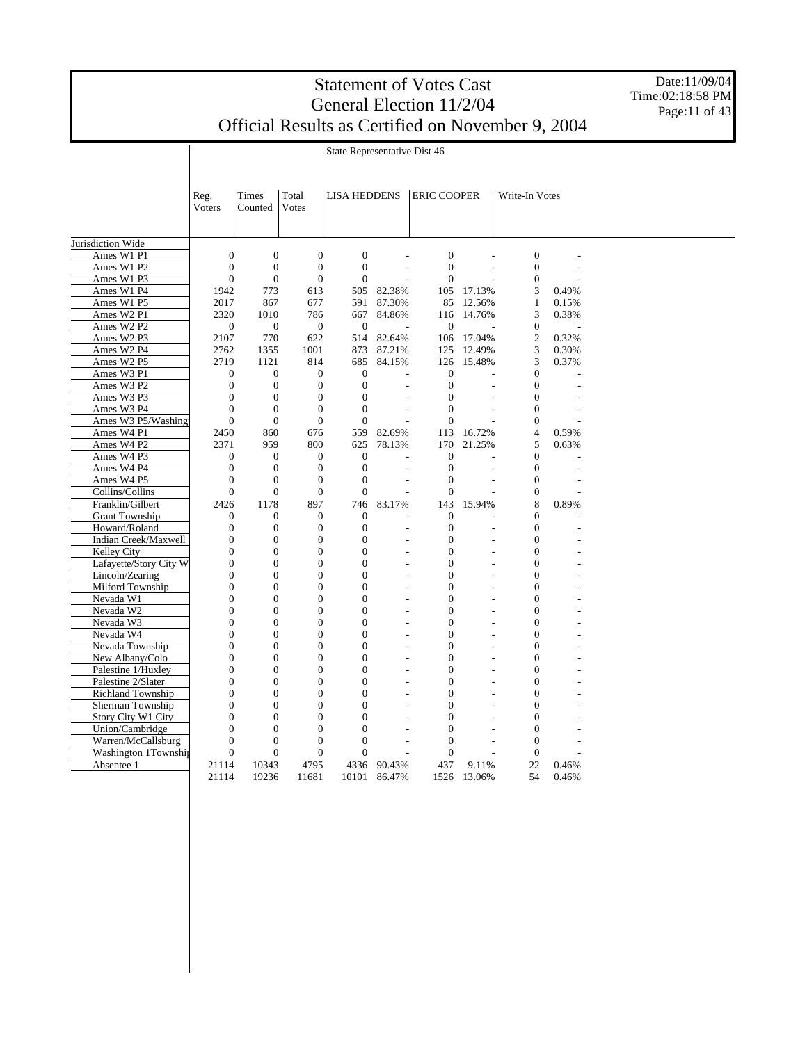# Statement of Votes Cast
## General Election 11/2/04
## Official Results as Certified on November 9, 2004

Date:11/09/04
Time:02:18:58 PM

State Representative Dist 46

| | Reg. Voters | Times Counted | Total Votes | LISA HEDDENS | | ERIC COOPER | | Write-In Votes | |
|---|---|---|---|---|---|---|---|---|---|
| Jurisdiction Wide | | | | | | | | | |
| Ames W1 P1 | 0 | 0 | 0 | 0 | - | 0 | - | 0 | - |
| Ames W1 P2 | 0 | 0 | 0 | 0 | - | 0 | - | 0 | - |
| Ames W1 P3 | 0 | 0 | 0 | 0 | - | 0 | - | 0 | - |
| Ames W1 P4 | 1942 | 773 | 613 | 505 | 82.38% | 105 | 17.13% | 3 | 0.49% |
| Ames W1 P5 | 2017 | 867 | 677 | 591 | 87.30% | 85 | 12.56% | 1 | 0.15% |
| Ames W2 P1 | 2320 | 1010 | 786 | 667 | 84.86% | 116 | 14.76% | 3 | 0.38% |
| Ames W2 P2 | 0 | 0 | 0 | 0 | - | 0 | - | 0 | - |
| Ames W2 P3 | 2107 | 770 | 622 | 514 | 82.64% | 106 | 17.04% | 2 | 0.32% |
| Ames W2 P4 | 2762 | 1355 | 1001 | 873 | 87.21% | 125 | 12.49% | 3 | 0.30% |
| Ames W2 P5 | 2719 | 1121 | 814 | 685 | 84.15% | 126 | 15.48% | 3 | 0.37% |
| Ames W3 P1 | 0 | 0 | 0 | 0 | - | 0 | - | 0 | - |
| Ames W3 P2 | 0 | 0 | 0 | 0 | - | 0 | - | 0 | - |
| Ames W3 P3 | 0 | 0 | 0 | 0 | - | 0 | - | 0 | - |
| Ames W3 P4 | 0 | 0 | 0 | 0 | - | 0 | - | 0 | - |
| Ames W3 P5/Washingt | 0 | 0 | 0 | 0 | - | 0 | - | 0 | - |
| Ames W4 P1 | 2450 | 860 | 676 | 559 | 82.69% | 113 | 16.72% | 4 | 0.59% |
| Ames W4 P2 | 2371 | 959 | 800 | 625 | 78.13% | 170 | 21.25% | 5 | 0.63% |
| Ames W4 P3 | 0 | 0 | 0 | 0 | - | 0 | - | 0 | - |
| Ames W4 P4 | 0 | 0 | 0 | 0 | - | 0 | - | 0 | - |
| Ames W4 P5 | 0 | 0 | 0 | 0 | - | 0 | - | 0 | - |
| Collins/Collins | 0 | 0 | 0 | 0 | - | 0 | - | 0 | - |
| Franklin/Gilbert | 2426 | 1178 | 897 | 746 | 83.17% | 143 | 15.94% | 8 | 0.89% |
| Grant Township | 0 | 0 | 0 | 0 | - | 0 | - | 0 | - |
| Howard/Roland | 0 | 0 | 0 | 0 | - | 0 | - | 0 | - |
| Indian Creek/Maxwell | 0 | 0 | 0 | 0 | - | 0 | - | 0 | - |
| Kelley City | 0 | 0 | 0 | 0 | - | 0 | - | 0 | - |
| Lafayette/Story City W | 0 | 0 | 0 | 0 | - | 0 | - | 0 | - |
| Lincoln/Zearing | 0 | 0 | 0 | 0 | - | 0 | - | 0 | - |
| Milford Township | 0 | 0 | 0 | 0 | - | 0 | - | 0 | - |
| Nevada W1 | 0 | 0 | 0 | 0 | - | 0 | - | 0 | - |
| Nevada W2 | 0 | 0 | 0 | 0 | - | 0 | - | 0 | - |
| Nevada W3 | 0 | 0 | 0 | 0 | - | 0 | - | 0 | - |
| Nevada W4 | 0 | 0 | 0 | 0 | - | 0 | - | 0 | - |
| Nevada Township | 0 | 0 | 0 | 0 | - | 0 | - | 0 | - |
| New Albany/Colo | 0 | 0 | 0 | 0 | - | 0 | - | 0 | - |
| Palestine 1/Huxley | 0 | 0 | 0 | 0 | - | 0 | - | 0 | - |
| Palestine 2/Slater | 0 | 0 | 0 | 0 | - | 0 | - | 0 | - |
| Richland Township | 0 | 0 | 0 | 0 | - | 0 | - | 0 | - |
| Sherman Township | 0 | 0 | 0 | 0 | - | 0 | - | 0 | - |
| Story City W1 City | 0 | 0 | 0 | 0 | - | 0 | - | 0 | - |
| Union/Cambridge | 0 | 0 | 0 | 0 | - | 0 | - | 0 | - |
| Warren/McCallsburg | 0 | 0 | 0 | 0 | - | 0 | - | 0 | - |
| Washington 1Townshi | 0 | 0 | 0 | 0 | - | 0 | - | 0 | - |
| Absentee 1 | 21114 | 10343 | 4795 | 4336 | 90.43% | 437 | 9.11% | 22 | 0.46% |
| | 21114 | 19236 | 11681 | 10101 | 86.47% | 1526 | 13.06% | 54 | 0.46% |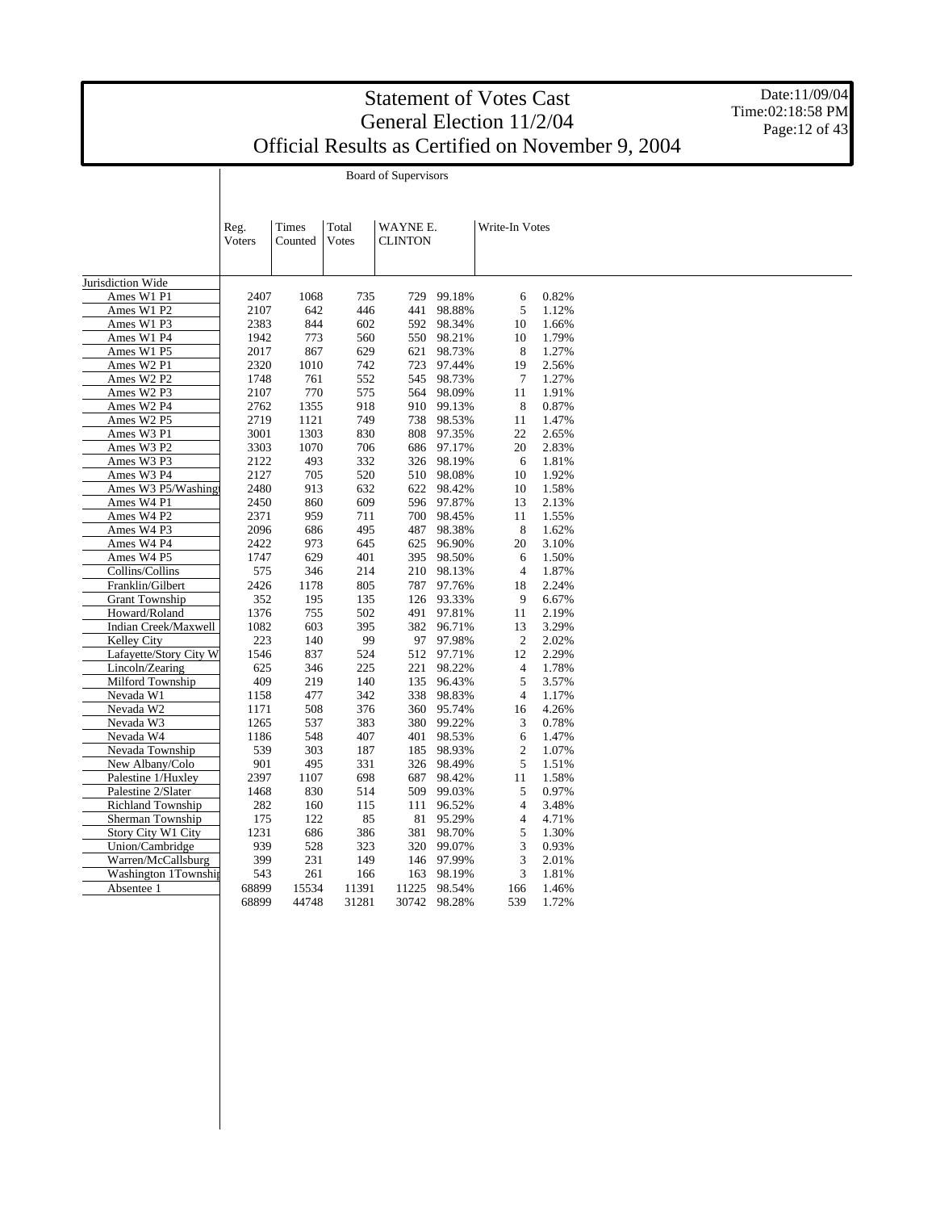# Statement of Votes Cast
## General Election 11/2/04
## Official Results as Certified on November 9, 2004

Date:11/09/04
Time:02:18:58 PM

Board of Supervisors

| | Reg. Voters | Times Counted | Total Votes | WAYNE E. CLINTON | | Write-In Votes | |
|---|---|---|---|---|---|---|---|
| Jurisdiction Wide | | | | | | | |
| Ames W1 P1 | 2407 | 1068 | 735 | 729 | 99.18% | 6 | 0.82% |
| Ames W1 P2 | 2107 | 642 | 446 | 441 | 98.88% | 5 | 1.12% |
| Ames W1 P3 | 2383 | 844 | 602 | 592 | 98.34% | 10 | 1.66% |
| Ames W1 P4 | 1942 | 773 | 560 | 550 | 98.21% | 10 | 1.79% |
| Ames W1 P5 | 2017 | 867 | 629 | 621 | 98.73% | 8 | 1.27% |
| Ames W2 P1 | 2320 | 1010 | 742 | 723 | 97.44% | 19 | 2.56% |
| Ames W2 P2 | 1748 | 761 | 552 | 545 | 98.73% | 7 | 1.27% |
| Ames W2 P3 | 2107 | 770 | 575 | 564 | 98.09% | 11 | 1.91% |
| Ames W2 P4 | 2762 | 1355 | 918 | 910 | 99.13% | 8 | 0.87% |
| Ames W2 P5 | 2719 | 1121 | 749 | 738 | 98.53% | 11 | 1.47% |
| Ames W3 P1 | 3001 | 1303 | 830 | 808 | 97.35% | 22 | 2.65% |
| Ames W3 P2 | 3303 | 1070 | 706 | 686 | 97.17% | 20 | 2.83% |
| Ames W3 P3 | 2122 | 493 | 332 | 326 | 98.19% | 6 | 1.81% |
| Ames W3 P4 | 2127 | 705 | 520 | 510 | 98.08% | 10 | 1.92% |
| Ames W3 P5/Washingt | 2480 | 913 | 632 | 622 | 98.42% | 10 | 1.58% |
| Ames W4 P1 | 2450 | 860 | 609 | 596 | 97.87% | 13 | 2.13% |
| Ames W4 P2 | 2371 | 959 | 711 | 700 | 98.45% | 11 | 1.55% |
| Ames W4 P3 | 2096 | 686 | 495 | 487 | 98.38% | 8 | 1.62% |
| Ames W4 P4 | 2422 | 973 | 645 | 625 | 96.90% | 20 | 3.10% |
| Ames W4 P5 | 1747 | 629 | 401 | 395 | 98.50% | 6 | 1.50% |
| Collins/Collins | 575 | 346 | 214 | 210 | 98.13% | 4 | 1.87% |
| Franklin/Gilbert | 2426 | 1178 | 805 | 787 | 97.76% | 18 | 2.24% |
| Grant Township | 352 | 195 | 135 | 126 | 93.33% | 9 | 6.67% |
| Howard/Roland | 1376 | 755 | 502 | 491 | 97.81% | 11 | 2.19% |
| Indian Creek/Maxwell | 1082 | 603 | 395 | 382 | 96.71% | 13 | 3.29% |
| Kelley City | 223 | 140 | 99 | 97 | 97.98% | 2 | 2.02% |
| Lafayette/Story City W | 1546 | 837 | 524 | 512 | 97.71% | 12 | 2.29% |
| Lincoln/Zearing | 625 | 346 | 225 | 221 | 98.22% | 4 | 1.78% |
| Milford Township | 409 | 219 | 140 | 135 | 96.43% | 5 | 3.57% |
| Nevada W1 | 1158 | 477 | 342 | 338 | 98.83% | 4 | 1.17% |
| Nevada W2 | 1171 | 508 | 376 | 360 | 95.74% | 16 | 4.26% |
| Nevada W3 | 1265 | 537 | 383 | 380 | 99.22% | 3 | 0.78% |
| Nevada W4 | 1186 | 548 | 407 | 401 | 98.53% | 6 | 1.47% |
| Nevada Township | 539 | 303 | 187 | 185 | 98.93% | 2 | 1.07% |
| New Albany/Colo | 901 | 495 | 331 | 326 | 98.49% | 5 | 1.51% |
| Palestine 1/Huxley | 2397 | 1107 | 698 | 687 | 98.42% | 11 | 1.58% |
| Palestine 2/Slater | 1468 | 830 | 514 | 509 | 99.03% | 5 | 0.97% |
| Richland Township | 282 | 160 | 115 | 111 | 96.52% | 4 | 3.48% |
| Sherman Township | 175 | 122 | 85 | 81 | 95.29% | 4 | 4.71% |
| Story City W1 City | 1231 | 686 | 386 | 381 | 98.70% | 5 | 1.30% |
| Union/Cambridge | 939 | 528 | 323 | 320 | 99.07% | 3 | 0.93% |
| Warren/McCallsburg | 399 | 231 | 149 | 146 | 97.99% | 3 | 2.01% |
| Washington 1Townshi | 543 | 261 | 166 | 163 | 98.19% | 3 | 1.81% |
| Absentee 1 | 68899 | 15534 | 11391 | 11225 | 98.54% | 166 | 1.46% |
| | 68899 | 44748 | 31281 | 30742 | 98.28% | 539 | 1.72% |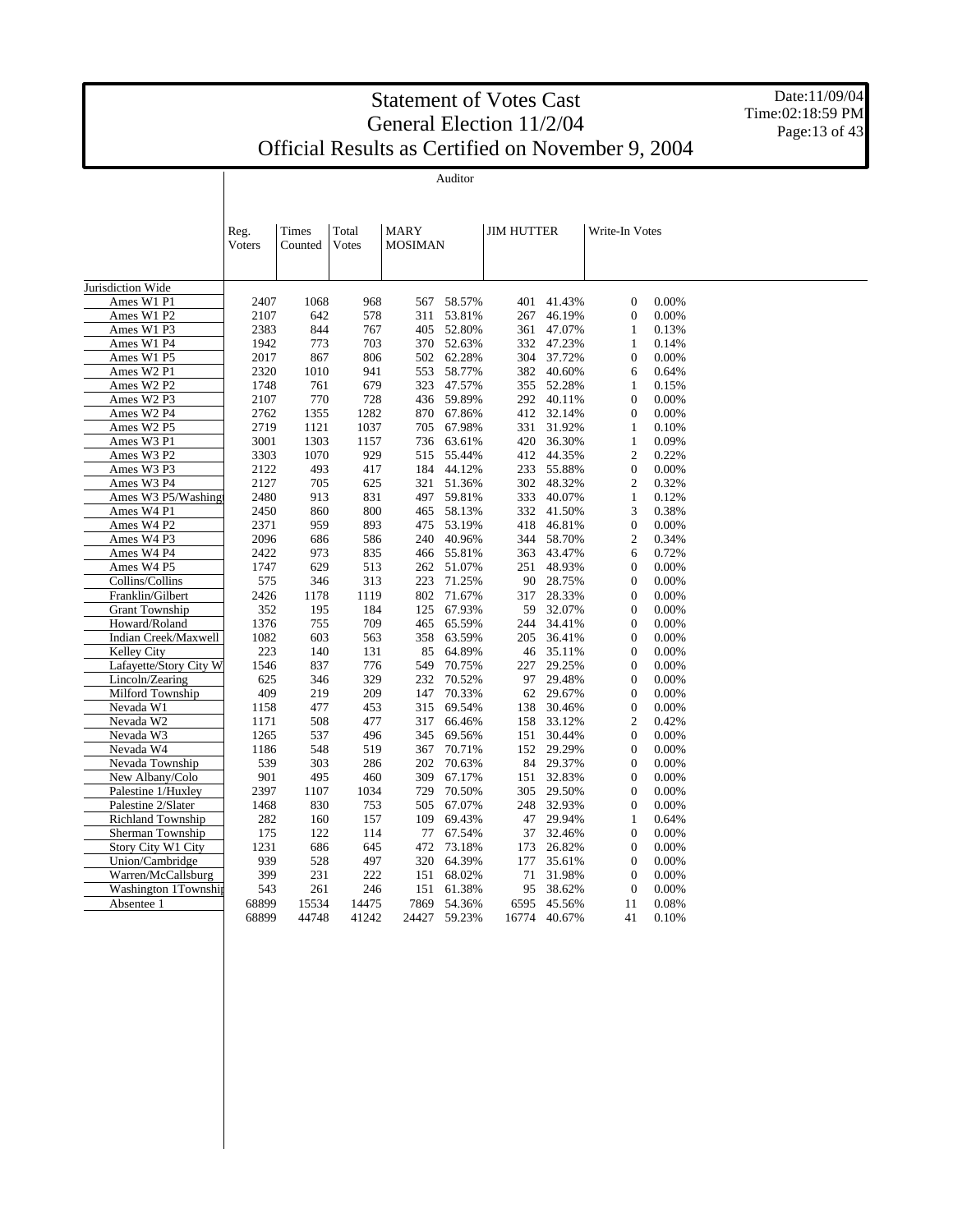# Statement of Votes Cast
## General Election 11/2/04
## Official Results as Certified on November 9, 2004

Auditor

| | Reg. Voters | Times Counted | Total Votes | MARY MOSIMAN | | JIM HUTTER | | Write-In Votes | |
|---|---|---|---|---|---|---|---|---|---|
| Jurisdiction Wide | | | | | | | | | |
| Ames W1 P1 | 2407 | 1068 | 968 | 567 | 58.57% | 401 | 41.43% | 0 | 0.00% |
| Ames W1 P2 | 2107 | 642 | 578 | 311 | 53.81% | 267 | 46.19% | 0 | 0.00% |
| Ames W1 P3 | 2383 | 844 | 767 | 405 | 52.80% | 361 | 47.07% | 1 | 0.13% |
| Ames W1 P4 | 1942 | 773 | 703 | 370 | 52.63% | 332 | 47.23% | 1 | 0.14% |
| Ames W1 P5 | 2017 | 867 | 806 | 502 | 62.28% | 304 | 37.72% | 0 | 0.00% |
| Ames W2 P1 | 2320 | 1010 | 941 | 553 | 58.77% | 382 | 40.60% | 6 | 0.64% |
| Ames W2 P2 | 1748 | 761 | 679 | 323 | 47.57% | 355 | 52.28% | 1 | 0.15% |
| Ames W2 P3 | 2107 | 770 | 728 | 436 | 59.89% | 292 | 40.11% | 0 | 0.00% |
| Ames W2 P4 | 2762 | 1355 | 1282 | 870 | 67.86% | 412 | 32.14% | 0 | 0.00% |
| Ames W2 P5 | 2719 | 1121 | 1037 | 705 | 67.98% | 331 | 31.92% | 1 | 0.10% |
| Ames W3 P1 | 3001 | 1303 | 1157 | 736 | 63.61% | 420 | 36.30% | 1 | 0.09% |
| Ames W3 P2 | 3303 | 1070 | 929 | 515 | 55.44% | 412 | 44.35% | 2 | 0.22% |
| Ames W3 P3 | 2122 | 493 | 417 | 184 | 44.12% | 233 | 55.88% | 0 | 0.00% |
| Ames W3 P4 | 2127 | 705 | 625 | 321 | 51.36% | 302 | 48.32% | 2 | 0.32% |
| Ames W3 P5/Washing | 2480 | 913 | 831 | 497 | 59.81% | 333 | 40.07% | 1 | 0.12% |
| Ames W4 P1 | 2450 | 860 | 800 | 465 | 58.13% | 332 | 41.50% | 3 | 0.38% |
| Ames W4 P2 | 2371 | 959 | 893 | 475 | 53.19% | 418 | 46.81% | 0 | 0.00% |
| Ames W4 P3 | 2096 | 686 | 586 | 240 | 40.96% | 344 | 58.70% | 2 | 0.34% |
| Ames W4 P4 | 2422 | 973 | 835 | 466 | 55.81% | 363 | 43.47% | 6 | 0.72% |
| Ames W4 P5 | 1747 | 629 | 513 | 262 | 51.07% | 251 | 48.93% | 0 | 0.00% |
| Collins/Collins | 575 | 346 | 313 | 223 | 71.25% | 90 | 28.75% | 0 | 0.00% |
| Franklin/Gilbert | 2426 | 1178 | 1119 | 802 | 71.67% | 317 | 28.33% | 0 | 0.00% |
| Grant Township | 352 | 195 | 184 | 125 | 67.93% | 59 | 32.07% | 0 | 0.00% |
| Howard/Roland | 1376 | 755 | 709 | 465 | 65.59% | 244 | 34.41% | 0 | 0.00% |
| Indian Creek/Maxwell | 1082 | 603 | 563 | 358 | 63.59% | 205 | 36.41% | 0 | 0.00% |
| Kelley City | 223 | 140 | 131 | 85 | 64.89% | 46 | 35.11% | 0 | 0.00% |
| Lafayette/Story City W | 1546 | 837 | 776 | 549 | 70.75% | 227 | 29.25% | 0 | 0.00% |
| Lincoln/Zearing | 625 | 346 | 329 | 232 | 70.52% | 97 | 29.48% | 0 | 0.00% |
| Milford Township | 409 | 219 | 209 | 147 | 70.33% | 62 | 29.67% | 0 | 0.00% |
| Nevada W1 | 1158 | 477 | 453 | 315 | 69.54% | 138 | 30.46% | 0 | 0.00% |
| Nevada W2 | 1171 | 508 | 477 | 317 | 66.46% | 158 | 33.12% | 2 | 0.42% |
| Nevada W3 | 1265 | 537 | 496 | 345 | 69.56% | 151 | 30.44% | 0 | 0.00% |
| Nevada W4 | 1186 | 548 | 519 | 367 | 70.71% | 152 | 29.29% | 0 | 0.00% |
| Nevada Township | 539 | 303 | 286 | 202 | 70.63% | 84 | 29.37% | 0 | 0.00% |
| New Albany/Colo | 901 | 495 | 460 | 309 | 67.17% | 151 | 32.83% | 0 | 0.00% |
| Palestine 1/Huxley | 2397 | 1107 | 1034 | 729 | 70.50% | 305 | 29.50% | 0 | 0.00% |
| Palestine 2/Slater | 1468 | 830 | 753 | 505 | 67.07% | 248 | 32.93% | 0 | 0.00% |
| Richland Township | 282 | 160 | 157 | 109 | 69.43% | 47 | 29.94% | 1 | 0.64% |
| Sherman Township | 175 | 122 | 114 | 77 | 67.54% | 37 | 32.46% | 0 | 0.00% |
| Story City W1 City | 1231 | 686 | 645 | 472 | 73.18% | 173 | 26.82% | 0 | 0.00% |
| Union/Cambridge | 939 | 528 | 497 | 320 | 64.39% | 177 | 35.61% | 0 | 0.00% |
| Warren/McCallsburg | 399 | 231 | 222 | 151 | 68.02% | 71 | 31.98% | 0 | 0.00% |
| Washington 1Townshi | 543 | 261 | 246 | 151 | 61.38% | 95 | 38.62% | 0 | 0.00% |
| Absentee 1 | 68899 | 15534 | 14475 | 7869 | 54.36% | 6595 | 45.56% | 11 | 0.08% |
| | 68899 | 44748 | 41242 | 24427 | 59.23% | 16774 | 40.67% | 41 | 0.10% |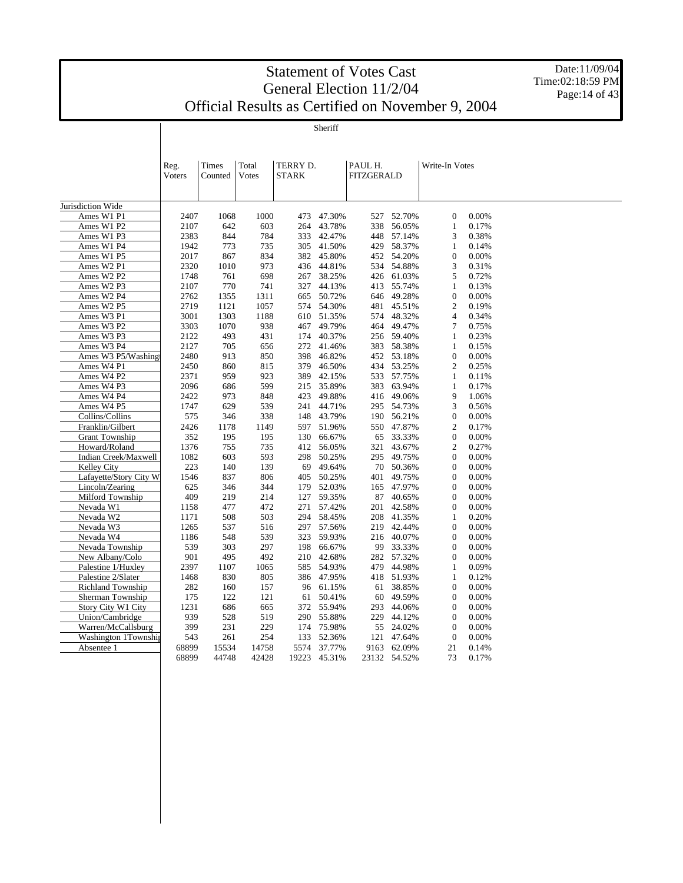# Statement of Votes Cast
## General Election 11/2/04
## Official Results as Certified on November 9, 2004

Date:11/09/04
Time:02:18:59 PM

### Sheriff

| | Reg. Voters | Times Counted | Total Votes | TERRY D. STARK | | PAUL H. FITZGERALD | | Write-In Votes | |
|---|---|---|---|---|---|---|---|---|---|
| Jurisdiction Wide | | | | | | | | | |
| Ames W1 P1 | 2407 | 1068 | 1000 | 473 | 47.30% | 527 | 52.70% | 0 | 0.00% |
| Ames W1 P2 | 2107 | 642 | 603 | 264 | 43.78% | 338 | 56.05% | 1 | 0.17% |
| Ames W1 P3 | 2383 | 844 | 784 | 333 | 42.47% | 448 | 57.14% | 3 | 0.38% |
| Ames W1 P4 | 1942 | 773 | 735 | 305 | 41.50% | 429 | 58.37% | 1 | 0.14% |
| Ames W1 P5 | 2017 | 867 | 834 | 382 | 45.80% | 452 | 54.20% | 0 | 0.00% |
| Ames W2 P1 | 2320 | 1010 | 973 | 436 | 44.81% | 534 | 54.88% | 3 | 0.31% |
| Ames W2 P2 | 1748 | 761 | 698 | 267 | 38.25% | 426 | 61.03% | 5 | 0.72% |
| Ames W2 P3 | 2107 | 770 | 741 | 327 | 44.13% | 413 | 55.74% | 1 | 0.13% |
| Ames W2 P4 | 2762 | 1355 | 1311 | 665 | 50.72% | 646 | 49.28% | 0 | 0.00% |
| Ames W2 P5 | 2719 | 1121 | 1057 | 574 | 54.30% | 481 | 45.51% | 2 | 0.19% |
| Ames W3 P1 | 3001 | 1303 | 1188 | 610 | 51.35% | 574 | 48.32% | 4 | 0.34% |
| Ames W3 P2 | 3303 | 1070 | 938 | 467 | 49.79% | 464 | 49.47% | 7 | 0.75% |
| Ames W3 P3 | 2122 | 493 | 431 | 174 | 40.37% | 256 | 59.40% | 1 | 0.23% |
| Ames W3 P4 | 2127 | 705 | 656 | 272 | 41.46% | 383 | 58.38% | 1 | 0.15% |
| Ames W3 P5/Washingt | 2480 | 913 | 850 | 398 | 46.82% | 452 | 53.18% | 0 | 0.00% |
| Ames W4 P1 | 2450 | 860 | 815 | 379 | 46.50% | 434 | 53.25% | 2 | 0.25% |
| Ames W4 P2 | 2371 | 959 | 923 | 389 | 42.15% | 533 | 57.75% | 1 | 0.11% |
| Ames W4 P3 | 2096 | 686 | 599 | 215 | 35.89% | 383 | 63.94% | 1 | 0.17% |
| Ames W4 P4 | 2422 | 973 | 848 | 423 | 49.88% | 416 | 49.06% | 9 | 1.06% |
| Ames W4 P5 | 1747 | 629 | 539 | 241 | 44.71% | 295 | 54.73% | 3 | 0.56% |
| Collins/Collins | 575 | 346 | 338 | 148 | 43.79% | 190 | 56.21% | 0 | 0.00% |
| Franklin/Gilbert | 2426 | 1178 | 1149 | 597 | 51.96% | 550 | 47.87% | 2 | 0.17% |
| Grant Township | 352 | 195 | 195 | 130 | 66.67% | 65 | 33.33% | 0 | 0.00% |
| Howard/Roland | 1376 | 755 | 735 | 412 | 56.05% | 321 | 43.67% | 2 | 0.27% |
| Indian Creek/Maxwell | 1082 | 603 | 593 | 298 | 50.25% | 295 | 49.75% | 0 | 0.00% |
| Kelley City | 223 | 140 | 139 | 69 | 49.64% | 70 | 50.36% | 0 | 0.00% |
| Lafayette/Story City W | 1546 | 837 | 806 | 405 | 50.25% | 401 | 49.75% | 0 | 0.00% |
| Lincoln/Zearing | 625 | 346 | 344 | 179 | 52.03% | 165 | 47.97% | 0 | 0.00% |
| Milford Township | 409 | 219 | 214 | 127 | 59.35% | 87 | 40.65% | 0 | 0.00% |
| Nevada W1 | 1158 | 477 | 472 | 271 | 57.42% | 201 | 42.58% | 0 | 0.00% |
| Nevada W2 | 1171 | 508 | 503 | 294 | 58.45% | 208 | 41.35% | 1 | 0.20% |
| Nevada W3 | 1265 | 537 | 516 | 297 | 57.56% | 219 | 42.44% | 0 | 0.00% |
| Nevada W4 | 1186 | 548 | 539 | 323 | 59.93% | 216 | 40.07% | 0 | 0.00% |
| Nevada Township | 539 | 303 | 297 | 198 | 66.67% | 99 | 33.33% | 0 | 0.00% |
| New Albany/Colo | 901 | 495 | 492 | 210 | 42.68% | 282 | 57.32% | 0 | 0.00% |
| Palestine 1/Huxley | 2397 | 1107 | 1065 | 585 | 54.93% | 479 | 44.98% | 1 | 0.09% |
| Palestine 2/Slater | 1468 | 830 | 805 | 386 | 47.95% | 418 | 51.93% | 1 | 0.12% |
| Richland Township | 282 | 160 | 157 | 96 | 61.15% | 61 | 38.85% | 0 | 0.00% |
| Sherman Township | 175 | 122 | 121 | 61 | 50.41% | 60 | 49.59% | 0 | 0.00% |
| Story City W1 City | 1231 | 686 | 665 | 372 | 55.94% | 293 | 44.06% | 0 | 0.00% |
| Union/Cambridge | 939 | 528 | 519 | 290 | 55.88% | 229 | 44.12% | 0 | 0.00% |
| Warren/McCallsburg | 399 | 231 | 229 | 174 | 75.98% | 55 | 24.02% | 0 | 0.00% |
| Washington 1Townshi | 543 | 261 | 254 | 133 | 52.36% | 121 | 47.64% | 0 | 0.00% |
| Absentee 1 | 68899 | 15534 | 14758 | 5574 | 37.77% | 9163 | 62.09% | 21 | 0.14% |
| | 68899 | 44748 | 42428 | 19223 | 45.31% | 23132 | 54.52% | 73 | 0.17% |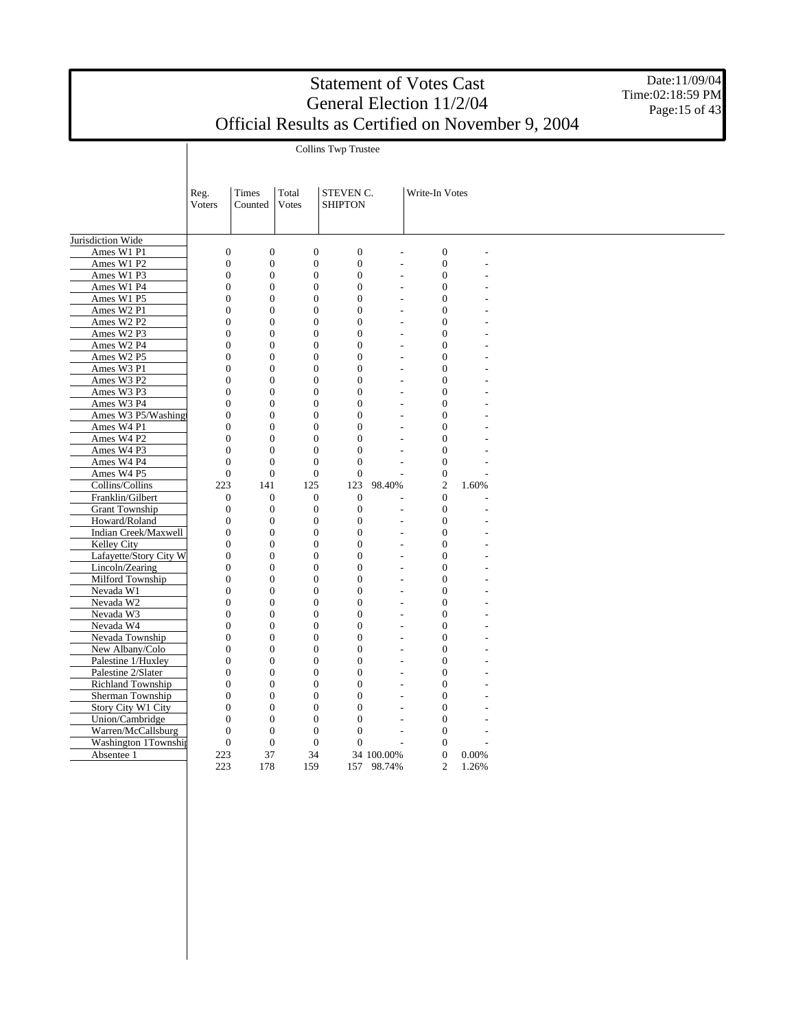# Statement of Votes Cast
## General Election 11/2/04
## Official Results as Certified on November 9, 2004

Date:11/09/04
Time:02:18:59 PM

**Collins Twp Trustee**

| | Reg. Voters | Times Counted | Total Votes | STEVEN C. SHIPTON | | Write-In Votes | |
|---|---|---|---|---|---|---|---|
| Jurisdiction Wide | | | | | | | |
| Ames W1 P1 | 0 | 0 | 0 | 0 | - | 0 | - |
| Ames W1 P2 | 0 | 0 | 0 | 0 | - | 0 | - |
| Ames W1 P3 | 0 | 0 | 0 | 0 | - | 0 | - |
| Ames W1 P4 | 0 | 0 | 0 | 0 | - | 0 | - |
| Ames W1 P5 | 0 | 0 | 0 | 0 | - | 0 | - |
| Ames W2 P1 | 0 | 0 | 0 | 0 | - | 0 | - |
| Ames W2 P2 | 0 | 0 | 0 | 0 | - | 0 | - |
| Ames W2 P3 | 0 | 0 | 0 | 0 | - | 0 | - |
| Ames W2 P4 | 0 | 0 | 0 | 0 | - | 0 | - |
| Ames W2 P5 | 0 | 0 | 0 | 0 | - | 0 | - |
| Ames W3 P1 | 0 | 0 | 0 | 0 | - | 0 | - |
| Ames W3 P2 | 0 | 0 | 0 | 0 | - | 0 | - |
| Ames W3 P3 | 0 | 0 | 0 | 0 | - | 0 | - |
| Ames W3 P4 | 0 | 0 | 0 | 0 | - | 0 | - |
| Ames W3 P5/Washing | 0 | 0 | 0 | 0 | - | 0 | - |
| Ames W4 P1 | 0 | 0 | 0 | 0 | - | 0 | - |
| Ames W4 P2 | 0 | 0 | 0 | 0 | - | 0 | - |
| Ames W4 P3 | 0 | 0 | 0 | 0 | - | 0 | - |
| Ames W4 P4 | 0 | 0 | 0 | 0 | - | 0 | - |
| Ames W4 P5 | 0 | 0 | 0 | 0 | - | 0 | - |
| Collins/Collins | 223 | 141 | 125 | 123 | 98.40% | 2 | 1.60% |
| Franklin/Gilbert | 0 | 0 | 0 | 0 | - | 0 | - |
| Grant Township | 0 | 0 | 0 | 0 | - | 0 | - |
| Howard/Roland | 0 | 0 | 0 | 0 | - | 0 | - |
| Indian Creek/Maxwell | 0 | 0 | 0 | 0 | - | 0 | - |
| Kelley City | 0 | 0 | 0 | 0 | - | 0 | - |
| Lafayette/Story City W | 0 | 0 | 0 | 0 | - | 0 | - |
| Lincoln/Zearing | 0 | 0 | 0 | 0 | - | 0 | - |
| Milford Township | 0 | 0 | 0 | 0 | - | 0 | - |
| Nevada W1 | 0 | 0 | 0 | 0 | - | 0 | - |
| Nevada W2 | 0 | 0 | 0 | 0 | - | 0 | - |
| Nevada W3 | 0 | 0 | 0 | 0 | - | 0 | - |
| Nevada W4 | 0 | 0 | 0 | 0 | - | 0 | - |
| Nevada Township | 0 | 0 | 0 | 0 | - | 0 | - |
| New Albany/Colo | 0 | 0 | 0 | 0 | - | 0 | - |
| Palestine 1/Huxley | 0 | 0 | 0 | 0 | - | 0 | - |
| Palestine 2/Slater | 0 | 0 | 0 | 0 | - | 0 | - |
| Richland Township | 0 | 0 | 0 | 0 | - | 0 | - |
| Sherman Township | 0 | 0 | 0 | 0 | - | 0 | - |
| Story City W1 City | 0 | 0 | 0 | 0 | - | 0 | - |
| Union/Cambridge | 0 | 0 | 0 | 0 | - | 0 | - |
| Warren/McCallsburg | 0 | 0 | 0 | 0 | - | 0 | - |
| Washington 1Townshi | 0 | 0 | 0 | 0 | - | 0 | - |
| Absentee 1 | 223 | 37 | 34 | 34 | 100.00% | 0 | 0.00% |
| | 223 | 178 | 159 | 157 | 98.74% | 2 | 1.26% |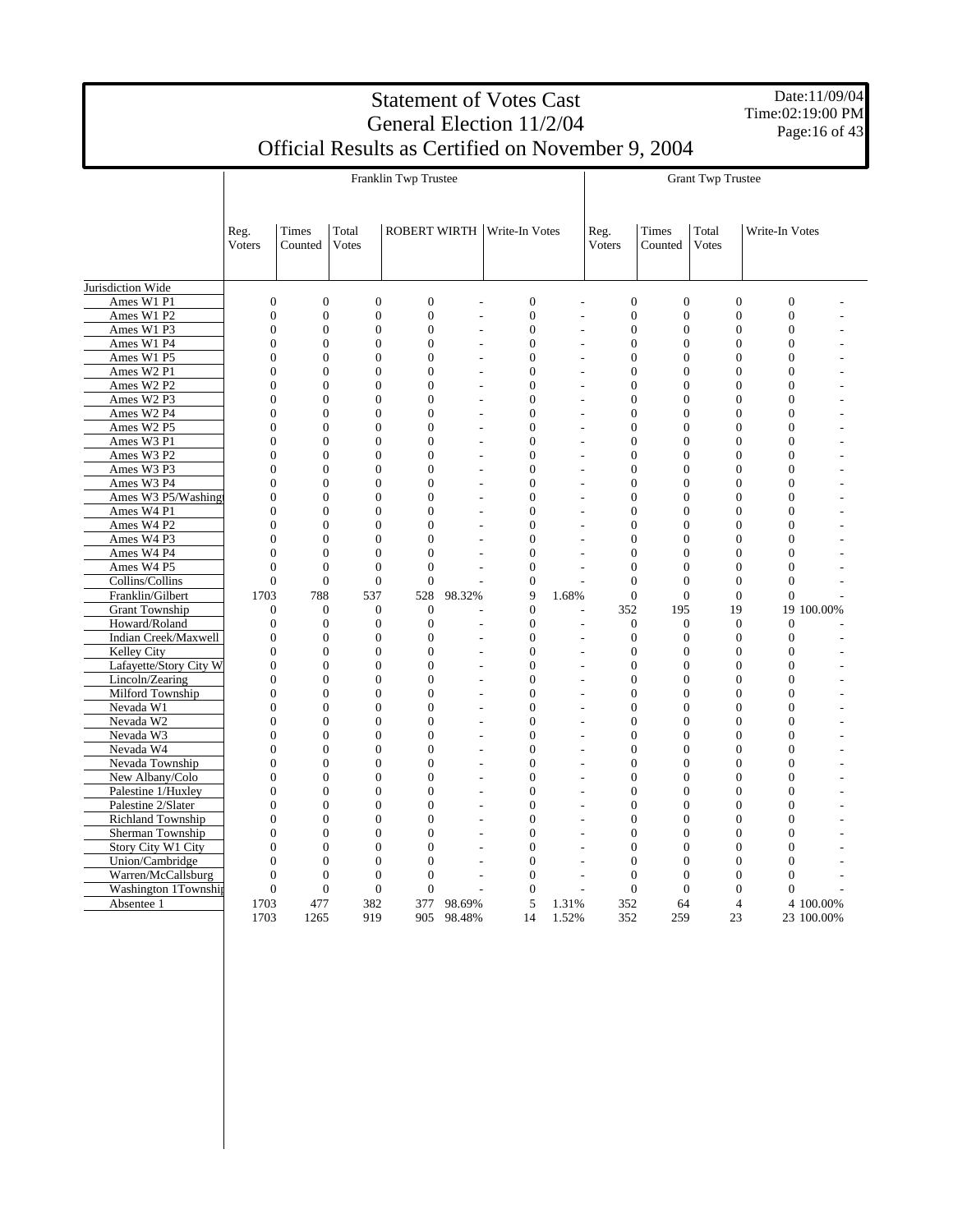# Statement of Votes Cast
## General Election 11/2/04
## Official Results as Certified on November 9, 2004

Date:11/09/04
Time:02:19:00 PM

| | Franklin Twp Trustee | | | | | | | Grant Twp Trustee | | | | |
|---|---|---|---|---|---|---|---|---|---|---|---|---|
| | Reg. Voters | Times Counted | Total Votes | ROBERT WIRTH | | Write-In Votes | | Reg. Voters | Times Counted | Total Votes | Write-In Votes | |
| Jurisdiction Wide | | | | | | | | | | | | |
| Ames W1 P1 | 0 | 0 | 0 | 0 | - | 0 | - | 0 | 0 | 0 | 0 | - |
| Ames W1 P2 | 0 | 0 | 0 | 0 | - | 0 | - | 0 | 0 | 0 | 0 | - |
| Ames W1 P3 | 0 | 0 | 0 | 0 | - | 0 | - | 0 | 0 | 0 | 0 | - |
| Ames W1 P4 | 0 | 0 | 0 | 0 | - | 0 | - | 0 | 0 | 0 | 0 | - |
| Ames W1 P5 | 0 | 0 | 0 | 0 | - | 0 | - | 0 | 0 | 0 | 0 | - |
| Ames W2 P1 | 0 | 0 | 0 | 0 | - | 0 | - | 0 | 0 | 0 | 0 | - |
| Ames W2 P2 | 0 | 0 | 0 | 0 | - | 0 | - | 0 | 0 | 0 | 0 | - |
| Ames W2 P3 | 0 | 0 | 0 | 0 | - | 0 | - | 0 | 0 | 0 | 0 | - |
| Ames W2 P4 | 0 | 0 | 0 | 0 | - | 0 | - | 0 | 0 | 0 | 0 | - |
| Ames W2 P5 | 0 | 0 | 0 | 0 | - | 0 | - | 0 | 0 | 0 | 0 | - |
| Ames W3 P1 | 0 | 0 | 0 | 0 | - | 0 | - | 0 | 0 | 0 | 0 | - |
| Ames W3 P2 | 0 | 0 | 0 | 0 | - | 0 | - | 0 | 0 | 0 | 0 | - |
| Ames W3 P3 | 0 | 0 | 0 | 0 | - | 0 | - | 0 | 0 | 0 | 0 | - |
| Ames W3 P4 | 0 | 0 | 0 | 0 | - | 0 | - | 0 | 0 | 0 | 0 | - |
| Ames W3 P5/Washingt | 0 | 0 | 0 | 0 | - | 0 | - | 0 | 0 | 0 | 0 | - |
| Ames W4 P1 | 0 | 0 | 0 | 0 | - | 0 | - | 0 | 0 | 0 | 0 | - |
| Ames W4 P2 | 0 | 0 | 0 | 0 | - | 0 | - | 0 | 0 | 0 | 0 | - |
| Ames W4 P3 | 0 | 0 | 0 | 0 | - | 0 | - | 0 | 0 | 0 | 0 | - |
| Ames W4 P4 | 0 | 0 | 0 | 0 | - | 0 | - | 0 | 0 | 0 | 0 | - |
| Ames W4 P5 | 0 | 0 | 0 | 0 | - | 0 | - | 0 | 0 | 0 | 0 | - |
| Collins/Collins | 0 | 0 | 0 | 0 | - | 0 | - | 0 | 0 | 0 | 0 | - |
| Franklin/Gilbert | 1703 | 788 | 537 | 528 | 98.32% | 9 | 1.68% | 0 | 0 | 0 | 0 | - |
| Grant Township | 0 | 0 | 0 | 0 | - | 0 | - | 352 | 195 | 19 | 19 | 100.00% |
| Howard/Roland | 0 | 0 | 0 | 0 | - | 0 | - | 0 | 0 | 0 | 0 | - |
| Indian Creek/Maxwell | 0 | 0 | 0 | 0 | - | 0 | - | 0 | 0 | 0 | 0 | - |
| Kelley City | 0 | 0 | 0 | 0 | - | 0 | - | 0 | 0 | 0 | 0 | - |
| Lafayette/Story City W | 0 | 0 | 0 | 0 | - | 0 | - | 0 | 0 | 0 | 0 | - |
| Lincoln/Zearing | 0 | 0 | 0 | 0 | - | 0 | - | 0 | 0 | 0 | 0 | - |
| Milford Township | 0 | 0 | 0 | 0 | - | 0 | - | 0 | 0 | 0 | 0 | - |
| Nevada W1 | 0 | 0 | 0 | 0 | - | 0 | - | 0 | 0 | 0 | 0 | - |
| Nevada W2 | 0 | 0 | 0 | 0 | - | 0 | - | 0 | 0 | 0 | 0 | - |
| Nevada W3 | 0 | 0 | 0 | 0 | - | 0 | - | 0 | 0 | 0 | 0 | - |
| Nevada W4 | 0 | 0 | 0 | 0 | - | 0 | - | 0 | 0 | 0 | 0 | - |
| Nevada Township | 0 | 0 | 0 | 0 | - | 0 | - | 0 | 0 | 0 | 0 | - |
| New Albany/Colo | 0 | 0 | 0 | 0 | - | 0 | - | 0 | 0 | 0 | 0 | - |
| Palestine 1/Huxley | 0 | 0 | 0 | 0 | - | 0 | - | 0 | 0 | 0 | 0 | - |
| Palestine 2/Slater | 0 | 0 | 0 | 0 | - | 0 | - | 0 | 0 | 0 | 0 | - |
| Richland Township | 0 | 0 | 0 | 0 | - | 0 | - | 0 | 0 | 0 | 0 | - |
| Sherman Township | 0 | 0 | 0 | 0 | - | 0 | - | 0 | 0 | 0 | 0 | - |
| Story City W1 City | 0 | 0 | 0 | 0 | - | 0 | - | 0 | 0 | 0 | 0 | - |
| Union/Cambridge | 0 | 0 | 0 | 0 | - | 0 | - | 0 | 0 | 0 | 0 | - |
| Warren/McCallsburg | 0 | 0 | 0 | 0 | - | 0 | - | 0 | 0 | 0 | 0 | - |
| Washington 1Township | 0 | 0 | 0 | 0 | - | 0 | - | 0 | 0 | 0 | 0 | - |
| Absentee 1 | 1703 | 477 | 382 | 377 | 98.69% | 5 | 1.31% | 352 | 64 | 4 | 4 | 100.00% |
| | 1703 | 1265 | 919 | 905 | 98.48% | 14 | 1.52% | 352 | 259 | 23 | 23 | 100.00% |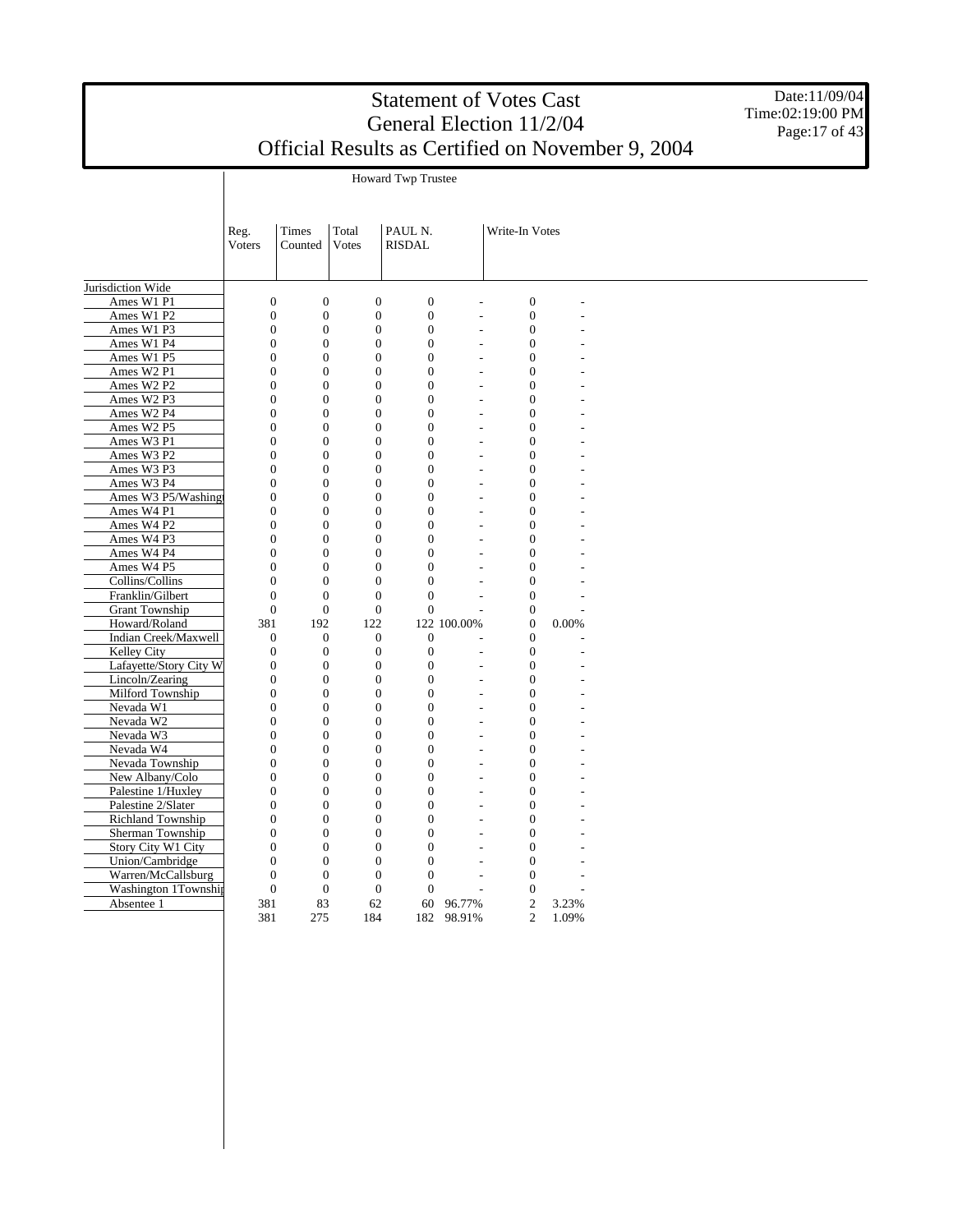# Statement of Votes Cast
## General Election 11/2/04
## Official Results as Certified on November 9, 2004

Date:11/09/04
Time:02:19:00 PM

Howard Twp Trustee

| | Reg. Voters | Times Counted | Total Votes | PAUL N. RISDAL | | Write-In Votes | |
|---|---|---|---|---|---|---|---|
| Jurisdiction Wide | | | | | | | |
| Ames W1 P1 | 0 | 0 | 0 | 0 | - | 0 | - |
| Ames W1 P2 | 0 | 0 | 0 | 0 | - | 0 | - |
| Ames W1 P3 | 0 | 0 | 0 | 0 | - | 0 | - |
| Ames W1 P4 | 0 | 0 | 0 | 0 | - | 0 | - |
| Ames W1 P5 | 0 | 0 | 0 | 0 | - | 0 | - |
| Ames W2 P1 | 0 | 0 | 0 | 0 | - | 0 | - |
| Ames W2 P2 | 0 | 0 | 0 | 0 | - | 0 | - |
| Ames W2 P3 | 0 | 0 | 0 | 0 | - | 0 | - |
| Ames W2 P4 | 0 | 0 | 0 | 0 | - | 0 | - |
| Ames W2 P5 | 0 | 0 | 0 | 0 | - | 0 | - |
| Ames W3 P1 | 0 | 0 | 0 | 0 | - | 0 | - |
| Ames W3 P2 | 0 | 0 | 0 | 0 | - | 0 | - |
| Ames W3 P3 | 0 | 0 | 0 | 0 | - | 0 | - |
| Ames W3 P4 | 0 | 0 | 0 | 0 | - | 0 | - |
| Ames W3 P5/Washing | 0 | 0 | 0 | 0 | - | 0 | - |
| Ames W4 P1 | 0 | 0 | 0 | 0 | - | 0 | - |
| Ames W4 P2 | 0 | 0 | 0 | 0 | - | 0 | - |
| Ames W4 P3 | 0 | 0 | 0 | 0 | - | 0 | - |
| Ames W4 P4 | 0 | 0 | 0 | 0 | - | 0 | - |
| Ames W4 P5 | 0 | 0 | 0 | 0 | - | 0 | - |
| Collins/Collins | 0 | 0 | 0 | 0 | - | 0 | - |
| Franklin/Gilbert | 0 | 0 | 0 | 0 | - | 0 | - |
| Grant Township | 0 | 0 | 0 | 0 | - | 0 | - |
| Howard/Roland | 381 | 192 | 122 | 122 | 100.00% | 0 | 0.00% |
| Indian Creek/Maxwell | 0 | 0 | 0 | 0 | - | 0 | - |
| Kelley City | 0 | 0 | 0 | 0 | - | 0 | - |
| Lafayette/Story City W | 0 | 0 | 0 | 0 | - | 0 | - |
| Lincoln/Zearing | 0 | 0 | 0 | 0 | - | 0 | - |
| Milford Township | 0 | 0 | 0 | 0 | - | 0 | - |
| Nevada W1 | 0 | 0 | 0 | 0 | - | 0 | - |
| Nevada W2 | 0 | 0 | 0 | 0 | - | 0 | - |
| Nevada W3 | 0 | 0 | 0 | 0 | - | 0 | - |
| Nevada W4 | 0 | 0 | 0 | 0 | - | 0 | - |
| Nevada Township | 0 | 0 | 0 | 0 | - | 0 | - |
| New Albany/Colo | 0 | 0 | 0 | 0 | - | 0 | - |
| Palestine 1/Huxley | 0 | 0 | 0 | 0 | - | 0 | - |
| Palestine 2/Slater | 0 | 0 | 0 | 0 | - | 0 | - |
| Richland Township | 0 | 0 | 0 | 0 | - | 0 | - |
| Sherman Township | 0 | 0 | 0 | 0 | - | 0 | - |
| Story City W1 City | 0 | 0 | 0 | 0 | - | 0 | - |
| Union/Cambridge | 0 | 0 | 0 | 0 | - | 0 | - |
| Warren/McCallsburg | 0 | 0 | 0 | 0 | - | 0 | - |
| Washington 1Townshi | 0 | 0 | 0 | 0 | - | 0 | - |
| Absentee 1 | 381 | 83 | 62 | 60 | 96.77% | 2 | 3.23% |
| | 381 | 275 | 184 | 182 | 98.91% | 2 | 1.09% |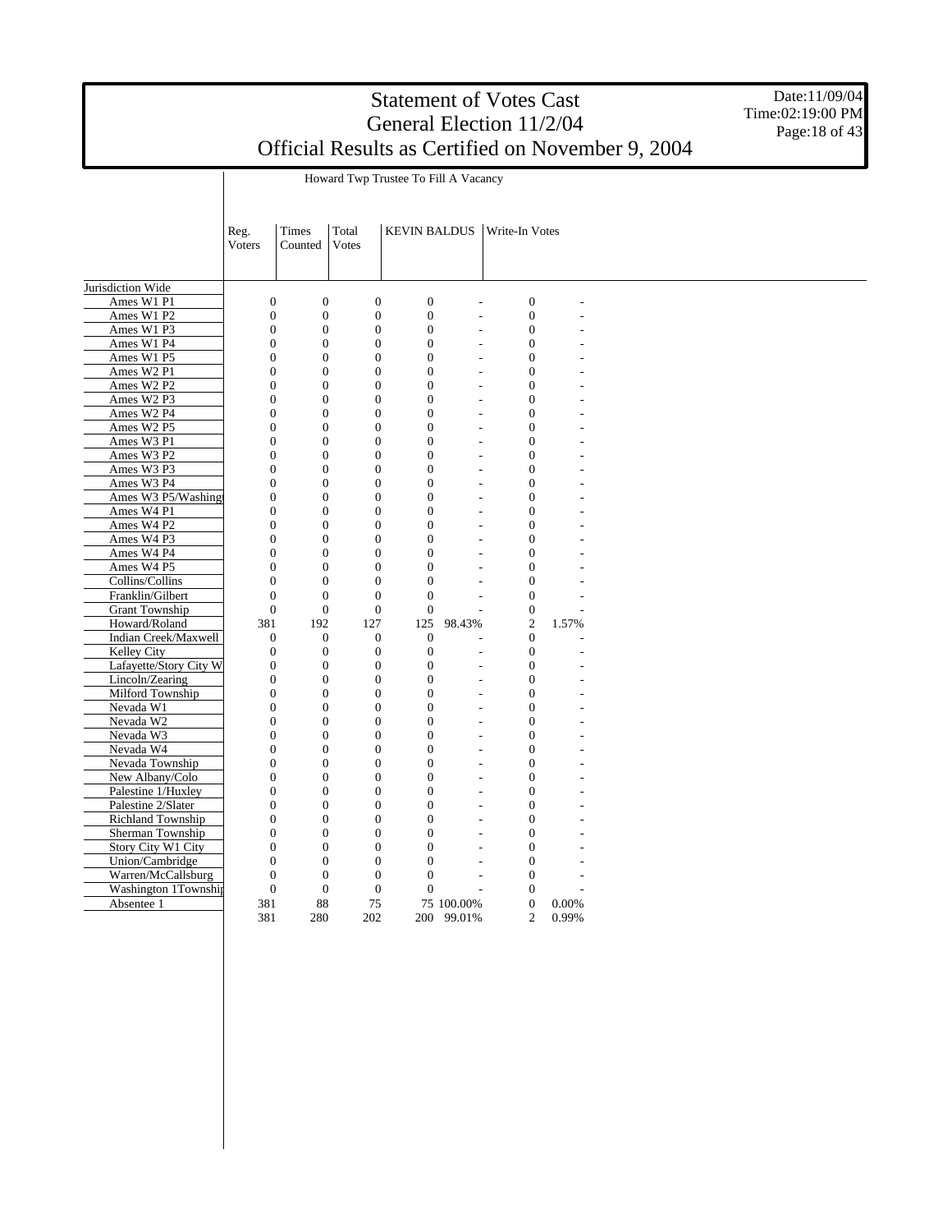# Statement of Votes Cast
## General Election 11/2/04
## Official Results as Certified on November 9, 2004

Date:11/09/04
Time:02:19:00 PM

Howard Twp Trustee To Fill A Vacancy

| | Reg. Voters | Times Counted | Total Votes | KEVIN BALDUS | | Write-In Votes | |
|---|---|---|---|---|---|---|---|
| Jurisdiction Wide | | | | | | | |
| Ames W1 P1 | 0 | 0 | 0 | 0 | - | 0 | - |
| Ames W1 P2 | 0 | 0 | 0 | 0 | - | 0 | - |
| Ames W1 P3 | 0 | 0 | 0 | 0 | - | 0 | - |
| Ames W1 P4 | 0 | 0 | 0 | 0 | - | 0 | - |
| Ames W1 P5 | 0 | 0 | 0 | 0 | - | 0 | - |
| Ames W2 P1 | 0 | 0 | 0 | 0 | - | 0 | - |
| Ames W2 P2 | 0 | 0 | 0 | 0 | - | 0 | - |
| Ames W2 P3 | 0 | 0 | 0 | 0 | - | 0 | - |
| Ames W2 P4 | 0 | 0 | 0 | 0 | - | 0 | - |
| Ames W2 P5 | 0 | 0 | 0 | 0 | - | 0 | - |
| Ames W3 P1 | 0 | 0 | 0 | 0 | - | 0 | - |
| Ames W3 P2 | 0 | 0 | 0 | 0 | - | 0 | - |
| Ames W3 P3 | 0 | 0 | 0 | 0 | - | 0 | - |
| Ames W3 P4 | 0 | 0 | 0 | 0 | - | 0 | - |
| Ames W3 P5/Washingt | 0 | 0 | 0 | 0 | - | 0 | - |
| Ames W4 P1 | 0 | 0 | 0 | 0 | - | 0 | - |
| Ames W4 P2 | 0 | 0 | 0 | 0 | - | 0 | - |
| Ames W4 P3 | 0 | 0 | 0 | 0 | - | 0 | - |
| Ames W4 P4 | 0 | 0 | 0 | 0 | - | 0 | - |
| Ames W4 P5 | 0 | 0 | 0 | 0 | - | 0 | - |
| Collins/Collins | 0 | 0 | 0 | 0 | - | 0 | - |
| Franklin/Gilbert | 0 | 0 | 0 | 0 | - | 0 | - |
| Grant Township | 0 | 0 | 0 | 0 | - | 0 | - |
| Howard/Roland | 381 | 192 | 127 | 125 | 98.43% | 2 | 1.57% |
| Indian Creek/Maxwell | 0 | 0 | 0 | 0 | - | 0 | - |
| Kelley City | 0 | 0 | 0 | 0 | - | 0 | - |
| Lafayette/Story City W | 0 | 0 | 0 | 0 | - | 0 | - |
| Lincoln/Zearing | 0 | 0 | 0 | 0 | - | 0 | - |
| Milford Township | 0 | 0 | 0 | 0 | - | 0 | - |
| Nevada W1 | 0 | 0 | 0 | 0 | - | 0 | - |
| Nevada W2 | 0 | 0 | 0 | 0 | - | 0 | - |
| Nevada W3 | 0 | 0 | 0 | 0 | - | 0 | - |
| Nevada W4 | 0 | 0 | 0 | 0 | - | 0 | - |
| Nevada Township | 0 | 0 | 0 | 0 | - | 0 | - |
| New Albany/Colo | 0 | 0 | 0 | 0 | - | 0 | - |
| Palestine 1/Huxley | 0 | 0 | 0 | 0 | - | 0 | - |
| Palestine 2/Slater | 0 | 0 | 0 | 0 | - | 0 | - |
| Richland Township | 0 | 0 | 0 | 0 | - | 0 | - |
| Sherman Township | 0 | 0 | 0 | 0 | - | 0 | - |
| Story City W1 City | 0 | 0 | 0 | 0 | - | 0 | - |
| Union/Cambridge | 0 | 0 | 0 | 0 | - | 0 | - |
| Warren/McCallsburg | 0 | 0 | 0 | 0 | - | 0 | - |
| Washington 1Townshi | 0 | 0 | 0 | 0 | - | 0 | - |
| Absentee 1 | 381 | 88 | 75 | 75 | 100.00% | 0 | 0.00% |
| | 381 | 280 | 202 | 200 | 99.01% | 2 | 0.99% |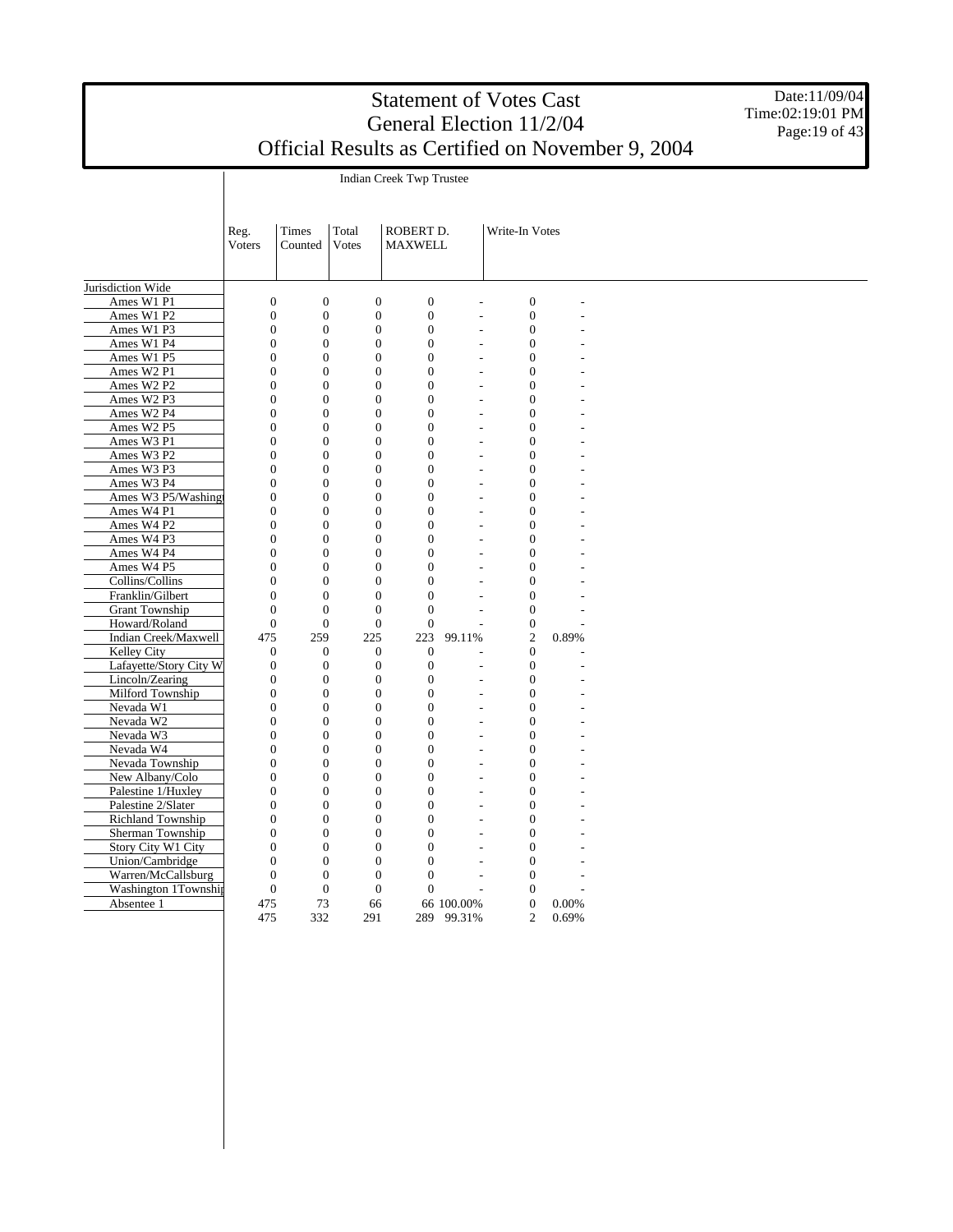# Statement of Votes Cast
# General Election 11/2/04
# Official Results as Certified on November 9, 2004

Date:11/09/04
Time:02:19:01 PM

## Indian Creek Twp Trustee

| | Reg. Voters | Times Counted | Total Votes | ROBERT D. MAXWELL | | Write-In Votes | |
|---|---|---|---|---|---|---|---|
| Jurisdiction Wide | | | | | | | |
| Ames W1 P1 | 0 | 0 | 0 | 0 | - | 0 | - |
| Ames W1 P2 | 0 | 0 | 0 | 0 | - | 0 | - |
| Ames W1 P3 | 0 | 0 | 0 | 0 | - | 0 | - |
| Ames W1 P4 | 0 | 0 | 0 | 0 | - | 0 | - |
| Ames W1 P5 | 0 | 0 | 0 | 0 | - | 0 | - |
| Ames W2 P1 | 0 | 0 | 0 | 0 | - | 0 | - |
| Ames W2 P2 | 0 | 0 | 0 | 0 | - | 0 | - |
| Ames W2 P3 | 0 | 0 | 0 | 0 | - | 0 | - |
| Ames W2 P4 | 0 | 0 | 0 | 0 | - | 0 | - |
| Ames W2 P5 | 0 | 0 | 0 | 0 | - | 0 | - |
| Ames W3 P1 | 0 | 0 | 0 | 0 | - | 0 | - |
| Ames W3 P2 | 0 | 0 | 0 | 0 | - | 0 | - |
| Ames W3 P3 | 0 | 0 | 0 | 0 | - | 0 | - |
| Ames W3 P4 | 0 | 0 | 0 | 0 | - | 0 | - |
| Ames W3 P5/Washing | 0 | 0 | 0 | 0 | - | 0 | - |
| Ames W4 P1 | 0 | 0 | 0 | 0 | - | 0 | - |
| Ames W4 P2 | 0 | 0 | 0 | 0 | - | 0 | - |
| Ames W4 P3 | 0 | 0 | 0 | 0 | - | 0 | - |
| Ames W4 P4 | 0 | 0 | 0 | 0 | - | 0 | - |
| Ames W4 P5 | 0 | 0 | 0 | 0 | - | 0 | - |
| Collins/Collins | 0 | 0 | 0 | 0 | - | 0 | - |
| Franklin/Gilbert | 0 | 0 | 0 | 0 | - | 0 | - |
| Grant Township | 0 | 0 | 0 | 0 | - | 0 | - |
| Howard/Roland | 0 | 0 | 0 | 0 | - | 0 | - |
| Indian Creek/Maxwell | 475 | 259 | 225 | 223 | 99.11% | 2 | 0.89% |
| Kelley City | 0 | 0 | 0 | 0 | - | 0 | - |
| Lafayette/Story City W | 0 | 0 | 0 | 0 | - | 0 | - |
| Lincoln/Zearing | 0 | 0 | 0 | 0 | - | 0 | - |
| Milford Township | 0 | 0 | 0 | 0 | - | 0 | - |
| Nevada W1 | 0 | 0 | 0 | 0 | - | 0 | - |
| Nevada W2 | 0 | 0 | 0 | 0 | - | 0 | - |
| Nevada W3 | 0 | 0 | 0 | 0 | - | 0 | - |
| Nevada W4 | 0 | 0 | 0 | 0 | - | 0 | - |
| Nevada Township | 0 | 0 | 0 | 0 | - | 0 | - |
| New Albany/Colo | 0 | 0 | 0 | 0 | - | 0 | - |
| Palestine 1/Huxley | 0 | 0 | 0 | 0 | - | 0 | - |
| Palestine 2/Slater | 0 | 0 | 0 | 0 | - | 0 | - |
| Richland Township | 0 | 0 | 0 | 0 | - | 0 | - |
| Sherman Township | 0 | 0 | 0 | 0 | - | 0 | - |
| Story City W1 City | 0 | 0 | 0 | 0 | - | 0 | - |
| Union/Cambridge | 0 | 0 | 0 | 0 | - | 0 | - |
| Warren/McCallsburg | 0 | 0 | 0 | 0 | - | 0 | - |
| Washington 1Townshi | 0 | 0 | 0 | 0 | - | 0 | - |
| Absentee 1 | 475 | 73 | 66 | 66 | 100.00% | 0 | 0.00% |
| | 475 | 332 | 291 | 289 | 99.31% | 2 | 0.69% |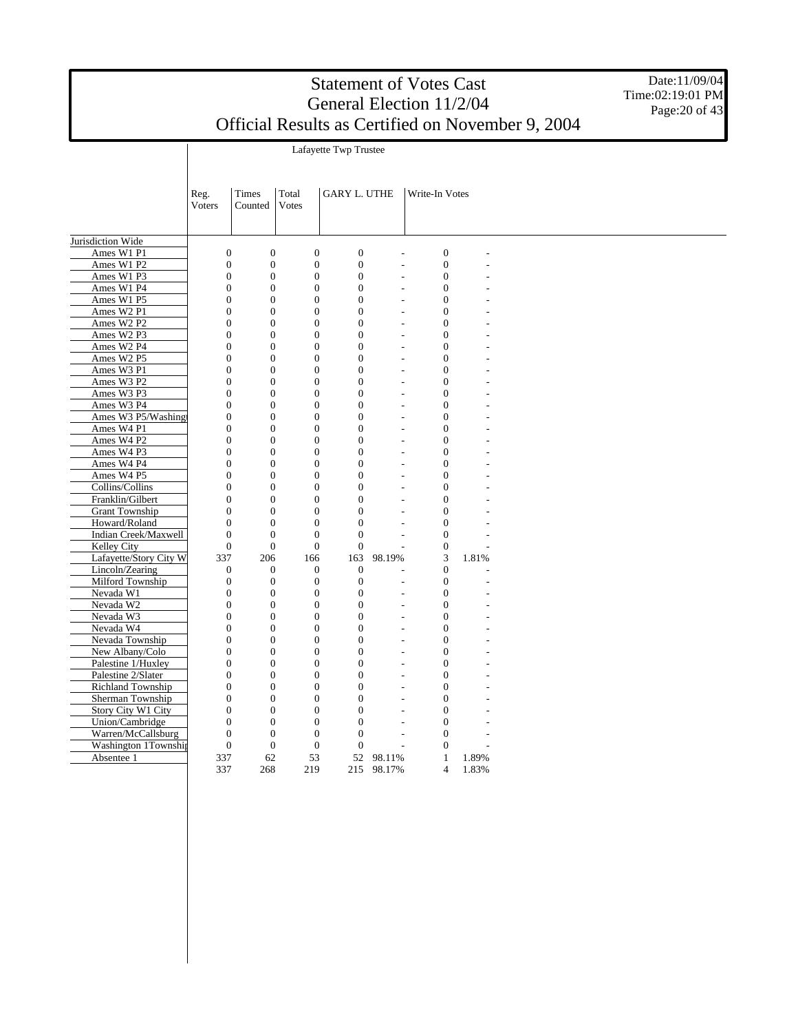# Statement of Votes Cast
## General Election 11/2/04
## Official Results as Certified on November 9, 2004

Date:11/09/04
Time:02:19:01 PM

Lafayette Twp Trustee

| | Reg. Voters | Times Counted | Total Votes | GARY L. UTHE | | Write-In Votes | |
|---|---|---|---|---|---|---|---|
| Jurisdiction Wide | | | | | | | |
| Ames W1 P1 | 0 | 0 | 0 | 0 | - | 0 | - |
| Ames W1 P2 | 0 | 0 | 0 | 0 | - | 0 | - |
| Ames W1 P3 | 0 | 0 | 0 | 0 | - | 0 | - |
| Ames W1 P4 | 0 | 0 | 0 | 0 | - | 0 | - |
| Ames W1 P5 | 0 | 0 | 0 | 0 | - | 0 | - |
| Ames W2 P1 | 0 | 0 | 0 | 0 | - | 0 | - |
| Ames W2 P2 | 0 | 0 | 0 | 0 | - | 0 | - |
| Ames W2 P3 | 0 | 0 | 0 | 0 | - | 0 | - |
| Ames W2 P4 | 0 | 0 | 0 | 0 | - | 0 | - |
| Ames W2 P5 | 0 | 0 | 0 | 0 | - | 0 | - |
| Ames W3 P1 | 0 | 0 | 0 | 0 | - | 0 | - |
| Ames W3 P2 | 0 | 0 | 0 | 0 | - | 0 | - |
| Ames W3 P3 | 0 | 0 | 0 | 0 | - | 0 | - |
| Ames W3 P4 | 0 | 0 | 0 | 0 | - | 0 | - |
| Ames W3 P5/Washingt | 0 | 0 | 0 | 0 | - | 0 | - |
| Ames W4 P1 | 0 | 0 | 0 | 0 | - | 0 | - |
| Ames W4 P2 | 0 | 0 | 0 | 0 | - | 0 | - |
| Ames W4 P3 | 0 | 0 | 0 | 0 | - | 0 | - |
| Ames W4 P4 | 0 | 0 | 0 | 0 | - | 0 | - |
| Ames W4 P5 | 0 | 0 | 0 | 0 | - | 0 | - |
| Collins/Collins | 0 | 0 | 0 | 0 | - | 0 | - |
| Franklin/Gilbert | 0 | 0 | 0 | 0 | - | 0 | - |
| Grant Township | 0 | 0 | 0 | 0 | - | 0 | - |
| Howard/Roland | 0 | 0 | 0 | 0 | - | 0 | - |
| Indian Creek/Maxwell | 0 | 0 | 0 | 0 | - | 0 | - |
| Kelley City | 0 | 0 | 0 | 0 | - | 0 | - |
| Lafayette/Story City W | 337 | 206 | 166 | 163 | 98.19% | 3 | 1.81% |
| Lincoln/Zearing | 0 | 0 | 0 | 0 | - | 0 | - |
| Milford Township | 0 | 0 | 0 | 0 | - | 0 | - |
| Nevada W1 | 0 | 0 | 0 | 0 | - | 0 | - |
| Nevada W2 | 0 | 0 | 0 | 0 | - | 0 | - |
| Nevada W3 | 0 | 0 | 0 | 0 | - | 0 | - |
| Nevada W4 | 0 | 0 | 0 | 0 | - | 0 | - |
| Nevada Township | 0 | 0 | 0 | 0 | - | 0 | - |
| New Albany/Colo | 0 | 0 | 0 | 0 | - | 0 | - |
| Palestine 1/Huxley | 0 | 0 | 0 | 0 | - | 0 | - |
| Palestine 2/Slater | 0 | 0 | 0 | 0 | - | 0 | - |
| Richland Township | 0 | 0 | 0 | 0 | - | 0 | - |
| Sherman Township | 0 | 0 | 0 | 0 | - | 0 | - |
| Story City W1 City | 0 | 0 | 0 | 0 | - | 0 | - |
| Union/Cambridge | 0 | 0 | 0 | 0 | - | 0 | - |
| Warren/McCallsburg | 0 | 0 | 0 | 0 | - | 0 | - |
| Washington 1Townshi | 0 | 0 | 0 | 0 | - | 0 | - |
| Absentee 1 | 337 | 62 | 53 | 52 | 98.11% | 1 | 1.89% |
| | 337 | 268 | 219 | 215 | 98.17% | 4 | 1.83% |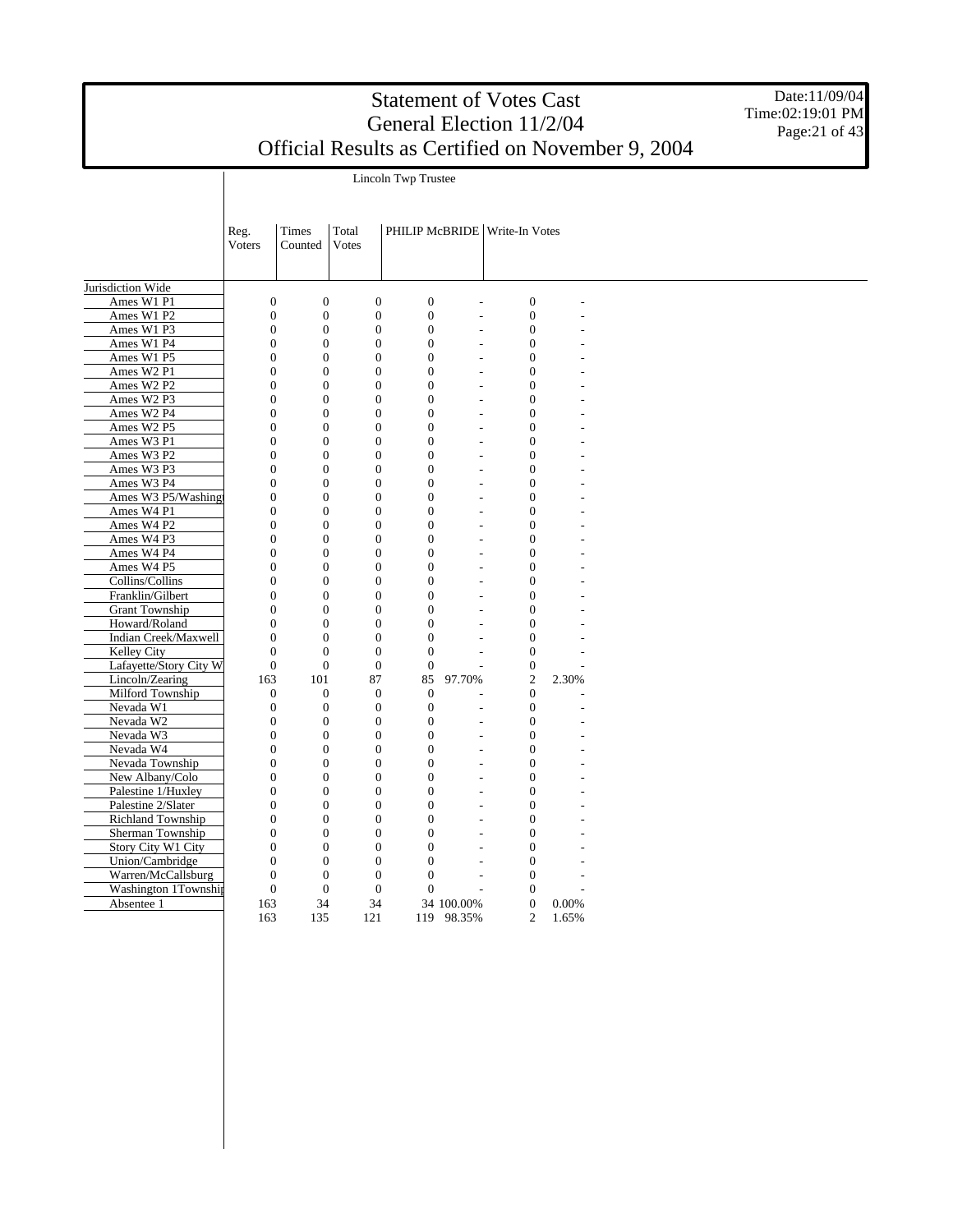# Statement of Votes Cast
# General Election 11/2/04
# Official Results as Certified on November 9, 2004

Date:11/09/04
Time:02:19:01 PM

## Lincoln Twp Trustee

| | Reg. Voters | Times Counted | Total Votes | PHILIP McBRIDE | | Write-In Votes | |
|---|---|---|---|---|---|---|---|
| Jurisdiction Wide | | | | | | | |
| Ames W1 P1 | 0 | 0 | 0 | 0 | - | 0 | - |
| Ames W1 P2 | 0 | 0 | 0 | 0 | - | 0 | - |
| Ames W1 P3 | 0 | 0 | 0 | 0 | - | 0 | - |
| Ames W1 P4 | 0 | 0 | 0 | 0 | - | 0 | - |
| Ames W1 P5 | 0 | 0 | 0 | 0 | - | 0 | - |
| Ames W2 P1 | 0 | 0 | 0 | 0 | - | 0 | - |
| Ames W2 P2 | 0 | 0 | 0 | 0 | - | 0 | - |
| Ames W2 P3 | 0 | 0 | 0 | 0 | - | 0 | - |
| Ames W2 P4 | 0 | 0 | 0 | 0 | - | 0 | - |
| Ames W2 P5 | 0 | 0 | 0 | 0 | - | 0 | - |
| Ames W3 P1 | 0 | 0 | 0 | 0 | - | 0 | - |
| Ames W3 P2 | 0 | 0 | 0 | 0 | - | 0 | - |
| Ames W3 P3 | 0 | 0 | 0 | 0 | - | 0 | - |
| Ames W3 P4 | 0 | 0 | 0 | 0 | - | 0 | - |
| Ames W3 P5/Washingt | 0 | 0 | 0 | 0 | - | 0 | - |
| Ames W4 P1 | 0 | 0 | 0 | 0 | - | 0 | - |
| Ames W4 P2 | 0 | 0 | 0 | 0 | - | 0 | - |
| Ames W4 P3 | 0 | 0 | 0 | 0 | - | 0 | - |
| Ames W4 P4 | 0 | 0 | 0 | 0 | - | 0 | - |
| Ames W4 P5 | 0 | 0 | 0 | 0 | - | 0 | - |
| Collins/Collins | 0 | 0 | 0 | 0 | - | 0 | - |
| Franklin/Gilbert | 0 | 0 | 0 | 0 | - | 0 | - |
| Grant Township | 0 | 0 | 0 | 0 | - | 0 | - |
| Howard/Roland | 0 | 0 | 0 | 0 | - | 0 | - |
| Indian Creek/Maxwell | 0 | 0 | 0 | 0 | - | 0 | - |
| Kelley City | 0 | 0 | 0 | 0 | - | 0 | - |
| Lafayette/Story City W | 0 | 0 | 0 | 0 | - | 0 | - |
| Lincoln/Zearing | 163 | 101 | 87 | 85 | 97.70% | 2 | 2.30% |
| Milford Township | 0 | 0 | 0 | 0 | - | 0 | - |
| Nevada W1 | 0 | 0 | 0 | 0 | - | 0 | - |
| Nevada W2 | 0 | 0 | 0 | 0 | - | 0 | - |
| Nevada W3 | 0 | 0 | 0 | 0 | - | 0 | - |
| Nevada W4 | 0 | 0 | 0 | 0 | - | 0 | - |
| Nevada Township | 0 | 0 | 0 | 0 | - | 0 | - |
| New Albany/Colo | 0 | 0 | 0 | 0 | - | 0 | - |
| Palestine 1/Huxley | 0 | 0 | 0 | 0 | - | 0 | - |
| Palestine 2/Slater | 0 | 0 | 0 | 0 | - | 0 | - |
| Richland Township | 0 | 0 | 0 | 0 | - | 0 | - |
| Sherman Township | 0 | 0 | 0 | 0 | - | 0 | - |
| Story City W1 City | 0 | 0 | 0 | 0 | - | 0 | - |
| Union/Cambridge | 0 | 0 | 0 | 0 | - | 0 | - |
| Warren/McCallsburg | 0 | 0 | 0 | 0 | - | 0 | - |
| Washington 1Townshi | 0 | 0 | 0 | 0 | - | 0 | - |
| Absentee 1 | 163 | 34 | 34 | 34 | 100.00% | 0 | 0.00% |
| | 163 | 135 | 121 | 119 | 98.35% | 2 | 1.65% |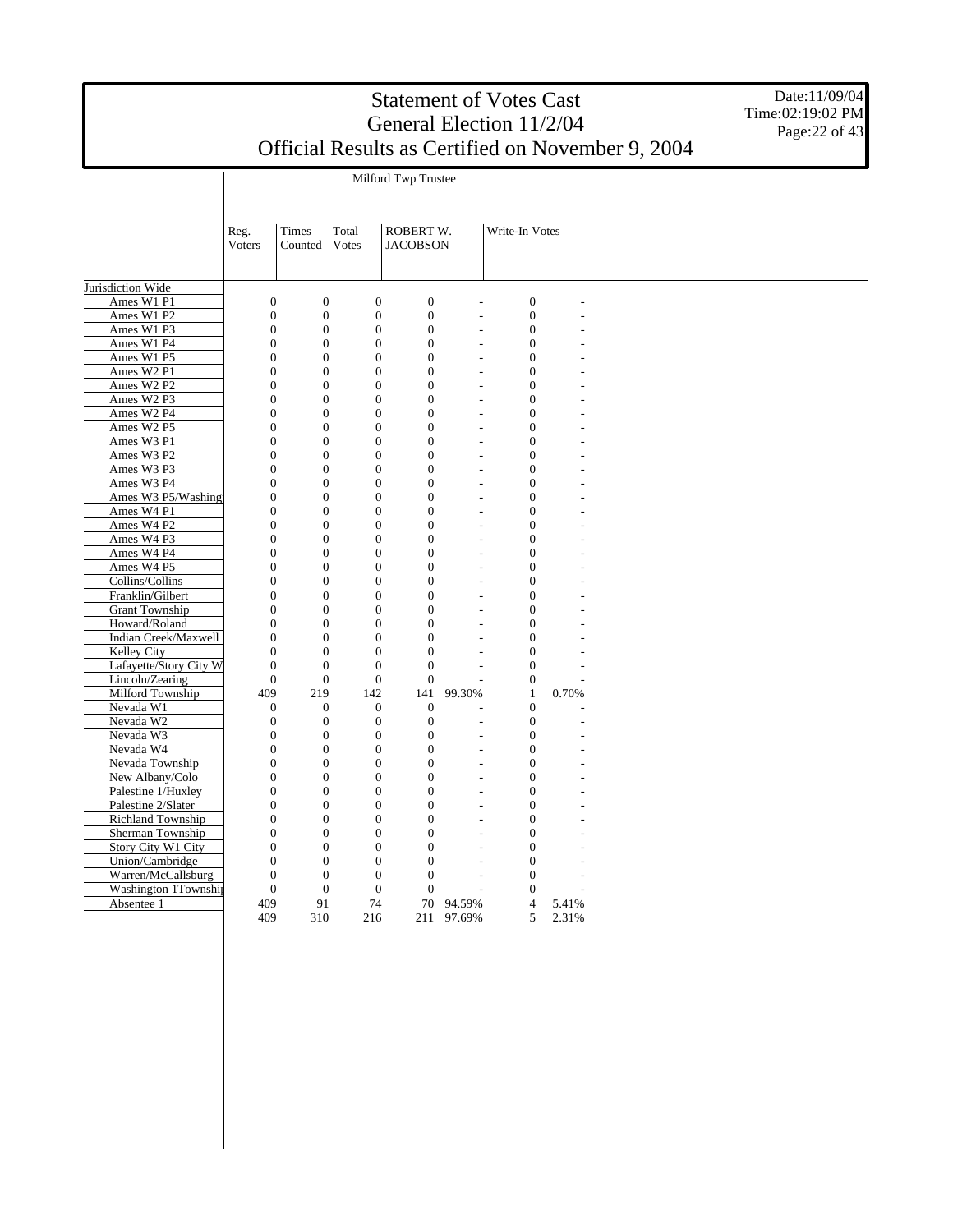# Statement of Votes Cast
## General Election 11/2/04
## Official Results as Certified on November 9, 2004

Date:11/09/04
Time:02:19:02 PM

Milford Twp Trustee

| | Reg. Voters | Times Counted | Total Votes | ROBERT W. JACOBSON | | Write-In Votes | |
|---|---|---|---|---|---|---|---|
| Jurisdiction Wide | | | | | | | |
| Ames W1 P1 | 0 | 0 | 0 | 0 | - | 0 | - |
| Ames W1 P2 | 0 | 0 | 0 | 0 | - | 0 | - |
| Ames W1 P3 | 0 | 0 | 0 | 0 | - | 0 | - |
| Ames W1 P4 | 0 | 0 | 0 | 0 | - | 0 | - |
| Ames W1 P5 | 0 | 0 | 0 | 0 | - | 0 | - |
| Ames W2 P1 | 0 | 0 | 0 | 0 | - | 0 | - |
| Ames W2 P2 | 0 | 0 | 0 | 0 | - | 0 | - |
| Ames W2 P3 | 0 | 0 | 0 | 0 | - | 0 | - |
| Ames W2 P4 | 0 | 0 | 0 | 0 | - | 0 | - |
| Ames W2 P5 | 0 | 0 | 0 | 0 | - | 0 | - |
| Ames W3 P1 | 0 | 0 | 0 | 0 | - | 0 | - |
| Ames W3 P2 | 0 | 0 | 0 | 0 | - | 0 | - |
| Ames W3 P3 | 0 | 0 | 0 | 0 | - | 0 | - |
| Ames W3 P4 | 0 | 0 | 0 | 0 | - | 0 | - |
| Ames W3 P5/Washing | 0 | 0 | 0 | 0 | - | 0 | - |
| Ames W4 P1 | 0 | 0 | 0 | 0 | - | 0 | - |
| Ames W4 P2 | 0 | 0 | 0 | 0 | - | 0 | - |
| Ames W4 P3 | 0 | 0 | 0 | 0 | - | 0 | - |
| Ames W4 P4 | 0 | 0 | 0 | 0 | - | 0 | - |
| Ames W4 P5 | 0 | 0 | 0 | 0 | - | 0 | - |
| Collins/Collins | 0 | 0 | 0 | 0 | - | 0 | - |
| Franklin/Gilbert | 0 | 0 | 0 | 0 | - | 0 | - |
| Grant Township | 0 | 0 | 0 | 0 | - | 0 | - |
| Howard/Roland | 0 | 0 | 0 | 0 | - | 0 | - |
| Indian Creek/Maxwell | 0 | 0 | 0 | 0 | - | 0 | - |
| Kelley City | 0 | 0 | 0 | 0 | - | 0 | - |
| Lafayette/Story City W | 0 | 0 | 0 | 0 | - | 0 | - |
| Lincoln/Zearing | 0 | 0 | 0 | 0 | - | 0 | - |
| Milford Township | 409 | 219 | 142 | 141 | 99.30% | 1 | 0.70% |
| Nevada W1 | 0 | 0 | 0 | 0 | - | 0 | - |
| Nevada W2 | 0 | 0 | 0 | 0 | - | 0 | - |
| Nevada W3 | 0 | 0 | 0 | 0 | - | 0 | - |
| Nevada W4 | 0 | 0 | 0 | 0 | - | 0 | - |
| Nevada Township | 0 | 0 | 0 | 0 | - | 0 | - |
| New Albany/Colo | 0 | 0 | 0 | 0 | - | 0 | - |
| Palestine 1/Huxley | 0 | 0 | 0 | 0 | - | 0 | - |
| Palestine 2/Slater | 0 | 0 | 0 | 0 | - | 0 | - |
| Richland Township | 0 | 0 | 0 | 0 | - | 0 | - |
| Sherman Township | 0 | 0 | 0 | 0 | - | 0 | - |
| Story City W1 City | 0 | 0 | 0 | 0 | - | 0 | - |
| Union/Cambridge | 0 | 0 | 0 | 0 | - | 0 | - |
| Warren/McCallsburg | 0 | 0 | 0 | 0 | - | 0 | - |
| Washington 1Townshi | 0 | 0 | 0 | 0 | - | 0 | - |
| Absentee 1 | 409 | 91 | 74 | 70 | 94.59% | 4 | 5.41% |
| | 409 | 310 | 216 | 211 | 97.69% | 5 | 2.31% |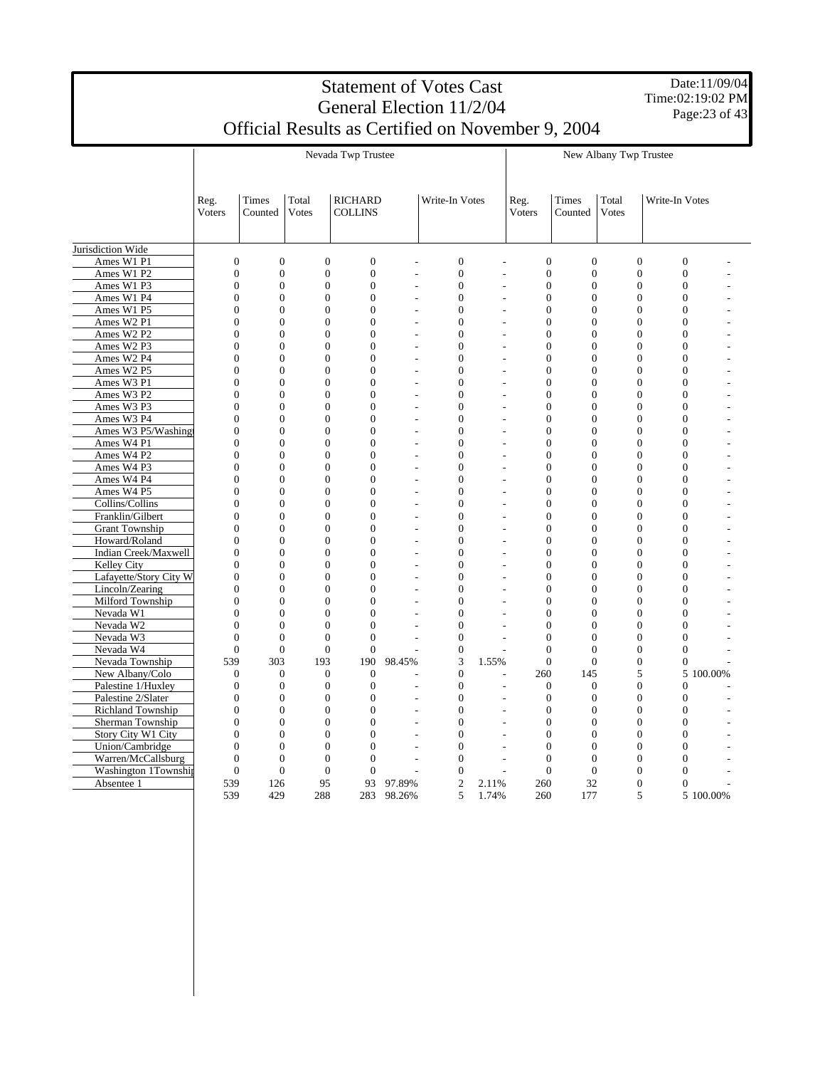# Statement of Votes Cast
## General Election 11/2/04
## Official Results as Certified on November 9, 2004

Date:11/09/04
Time:02:19:02 PM

| | Nevada Twp Trustee | | | | | | | New Albany Twp Trustee | | | | |
|---|---|---|---|---|---|---|---|---|---|---|---|---|
| | Reg. Voters | Times Counted | Total Votes | RICHARD COLLINS | | Write-In Votes | | Reg. Voters | Times Counted | Total Votes | Write-In Votes | |
| Jurisdiction Wide | | | | | | | | | | | | |
| Ames W1 P1 | 0 | 0 | 0 | 0 | - | 0 | - | 0 | 0 | 0 | 0 | - |
| Ames W1 P2 | 0 | 0 | 0 | 0 | - | 0 | - | 0 | 0 | 0 | 0 | - |
| Ames W1 P3 | 0 | 0 | 0 | 0 | - | 0 | - | 0 | 0 | 0 | 0 | - |
| Ames W1 P4 | 0 | 0 | 0 | 0 | - | 0 | - | 0 | 0 | 0 | 0 | - |
| Ames W1 P5 | 0 | 0 | 0 | 0 | - | 0 | - | 0 | 0 | 0 | 0 | - |
| Ames W2 P1 | 0 | 0 | 0 | 0 | - | 0 | - | 0 | 0 | 0 | 0 | - |
| Ames W2 P2 | 0 | 0 | 0 | 0 | - | 0 | - | 0 | 0 | 0 | 0 | - |
| Ames W2 P3 | 0 | 0 | 0 | 0 | - | 0 | - | 0 | 0 | 0 | 0 | - |
| Ames W2 P4 | 0 | 0 | 0 | 0 | - | 0 | - | 0 | 0 | 0 | 0 | - |
| Ames W2 P5 | 0 | 0 | 0 | 0 | - | 0 | - | 0 | 0 | 0 | 0 | - |
| Ames W3 P1 | 0 | 0 | 0 | 0 | - | 0 | - | 0 | 0 | 0 | 0 | - |
| Ames W3 P2 | 0 | 0 | 0 | 0 | - | 0 | - | 0 | 0 | 0 | 0 | - |
| Ames W3 P3 | 0 | 0 | 0 | 0 | - | 0 | - | 0 | 0 | 0 | 0 | - |
| Ames W3 P4 | 0 | 0 | 0 | 0 | - | 0 | - | 0 | 0 | 0 | 0 | - |
| Ames W3 P5/Washingt | 0 | 0 | 0 | 0 | - | 0 | - | 0 | 0 | 0 | 0 | - |
| Ames W4 P1 | 0 | 0 | 0 | 0 | - | 0 | - | 0 | 0 | 0 | 0 | - |
| Ames W4 P2 | 0 | 0 | 0 | 0 | - | 0 | - | 0 | 0 | 0 | 0 | - |
| Ames W4 P3 | 0 | 0 | 0 | 0 | - | 0 | - | 0 | 0 | 0 | 0 | - |
| Ames W4 P4 | 0 | 0 | 0 | 0 | - | 0 | - | 0 | 0 | 0 | 0 | - |
| Ames W4 P5 | 0 | 0 | 0 | 0 | - | 0 | - | 0 | 0 | 0 | 0 | - |
| Collins/Collins | 0 | 0 | 0 | 0 | - | 0 | - | 0 | 0 | 0 | 0 | - |
| Franklin/Gilbert | 0 | 0 | 0 | 0 | - | 0 | - | 0 | 0 | 0 | 0 | - |
| Grant Township | 0 | 0 | 0 | 0 | - | 0 | - | 0 | 0 | 0 | 0 | - |
| Howard/Roland | 0 | 0 | 0 | 0 | - | 0 | - | 0 | 0 | 0 | 0 | - |
| Indian Creek/Maxwell | 0 | 0 | 0 | 0 | - | 0 | - | 0 | 0 | 0 | 0 | - |
| Kelley City | 0 | 0 | 0 | 0 | - | 0 | - | 0 | 0 | 0 | 0 | - |
| Lafayette/Story City W | 0 | 0 | 0 | 0 | - | 0 | - | 0 | 0 | 0 | 0 | - |
| Lincoln/Zearing | 0 | 0 | 0 | 0 | - | 0 | - | 0 | 0 | 0 | 0 | - |
| Milford Township | 0 | 0 | 0 | 0 | - | 0 | - | 0 | 0 | 0 | 0 | - |
| Nevada W1 | 0 | 0 | 0 | 0 | - | 0 | - | 0 | 0 | 0 | 0 | - |
| Nevada W2 | 0 | 0 | 0 | 0 | - | 0 | - | 0 | 0 | 0 | 0 | - |
| Nevada W3 | 0 | 0 | 0 | 0 | - | 0 | - | 0 | 0 | 0 | 0 | - |
| Nevada W4 | 0 | 0 | 0 | 0 | - | 0 | - | 0 | 0 | 0 | 0 | - |
| Nevada Township | 539 | 303 | 193 | 190 | 98.45% | 3 | 1.55% | 0 | 0 | 0 | 0 | - |
| New Albany/Colo | 0 | 0 | 0 | 0 | - | 0 | - | 260 | 145 | 5 | 5 | 100.00% |
| Palestine 1/Huxley | 0 | 0 | 0 | 0 | - | 0 | - | 0 | 0 | 0 | 0 | - |
| Palestine 2/Slater | 0 | 0 | 0 | 0 | - | 0 | - | 0 | 0 | 0 | 0 | - |
| Richland Township | 0 | 0 | 0 | 0 | - | 0 | - | 0 | 0 | 0 | 0 | - |
| Sherman Township | 0 | 0 | 0 | 0 | - | 0 | - | 0 | 0 | 0 | 0 | - |
| Story City W1 City | 0 | 0 | 0 | 0 | - | 0 | - | 0 | 0 | 0 | 0 | - |
| Union/Cambridge | 0 | 0 | 0 | 0 | - | 0 | - | 0 | 0 | 0 | 0 | - |
| Warren/McCallsburg | 0 | 0 | 0 | 0 | - | 0 | - | 0 | 0 | 0 | 0 | - |
| Washington 1Townshi | 0 | 0 | 0 | 0 | - | 0 | - | 0 | 0 | 0 | 0 | - |
| Absentee 1 | 539 | 126 | 95 | 93 | 97.89% | 2 | 2.11% | 260 | 32 | 0 | 0 | - |
| | 539 | 429 | 288 | 283 | 98.26% | 5 | 1.74% | 260 | 177 | 5 | 5 | 100.00% |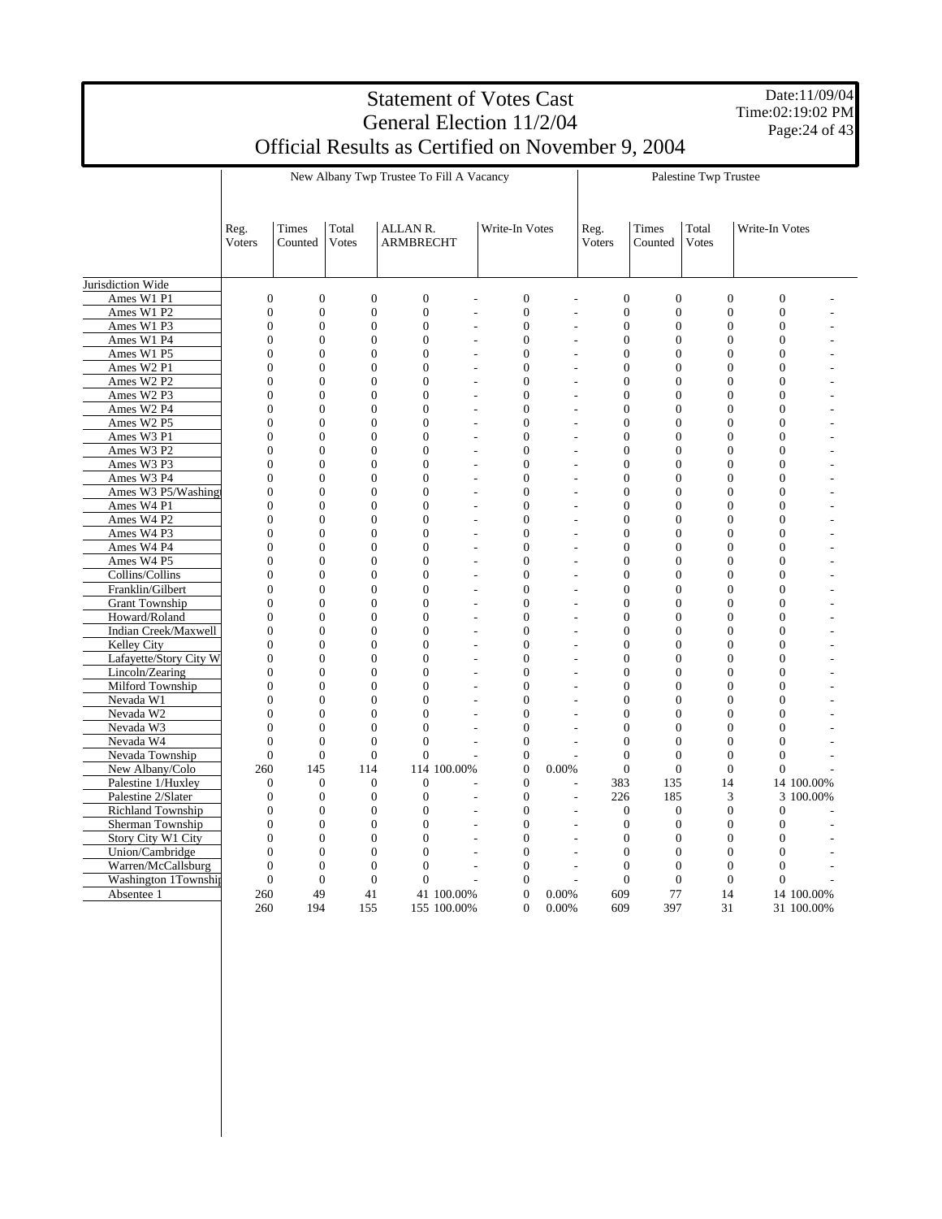# Statement of Votes Cast
## General Election 11/2/04
## Official Results as Certified on November 9, 2004

Date:11/09/04
Time:02:19:02 PM

| | New Albany Twp Trustee To Fill A Vacancy | | | | | | | Palestine Twp Trustee | | | | |
|---|---|---|---|---|---|---|---|---|---|---|---|---|
| | Reg. Voters | Times Counted | Total Votes | ALLAN R. ARMBRECHT | | Write-In Votes | | Reg. Voters | Times Counted | Total Votes | Write-In Votes | |
| Jurisdiction Wide | | | | | | | | | | | | |
| Ames W1 P1 | 0 | 0 | 0 | 0 | - | 0 | - | 0 | 0 | 0 | 0 | - |
| Ames W1 P2 | 0 | 0 | 0 | 0 | - | 0 | - | 0 | 0 | 0 | 0 | - |
| Ames W1 P3 | 0 | 0 | 0 | 0 | - | 0 | - | 0 | 0 | 0 | 0 | - |
| Ames W1 P4 | 0 | 0 | 0 | 0 | - | 0 | - | 0 | 0 | 0 | 0 | - |
| Ames W1 P5 | 0 | 0 | 0 | 0 | - | 0 | - | 0 | 0 | 0 | 0 | - |
| Ames W2 P1 | 0 | 0 | 0 | 0 | - | 0 | - | 0 | 0 | 0 | 0 | - |
| Ames W2 P2 | 0 | 0 | 0 | 0 | - | 0 | - | 0 | 0 | 0 | 0 | - |
| Ames W2 P3 | 0 | 0 | 0 | 0 | - | 0 | - | 0 | 0 | 0 | 0 | - |
| Ames W2 P4 | 0 | 0 | 0 | 0 | - | 0 | - | 0 | 0 | 0 | 0 | - |
| Ames W2 P5 | 0 | 0 | 0 | 0 | - | 0 | - | 0 | 0 | 0 | 0 | - |
| Ames W3 P1 | 0 | 0 | 0 | 0 | - | 0 | - | 0 | 0 | 0 | 0 | - |
| Ames W3 P2 | 0 | 0 | 0 | 0 | - | 0 | - | 0 | 0 | 0 | 0 | - |
| Ames W3 P3 | 0 | 0 | 0 | 0 | - | 0 | - | 0 | 0 | 0 | 0 | - |
| Ames W3 P4 | 0 | 0 | 0 | 0 | - | 0 | - | 0 | 0 | 0 | 0 | - |
| Ames W3 P5/Washingt | 0 | 0 | 0 | 0 | - | 0 | - | 0 | 0 | 0 | 0 | - |
| Ames W4 P1 | 0 | 0 | 0 | 0 | - | 0 | - | 0 | 0 | 0 | 0 | - |
| Ames W4 P2 | 0 | 0 | 0 | 0 | - | 0 | - | 0 | 0 | 0 | 0 | - |
| Ames W4 P3 | 0 | 0 | 0 | 0 | - | 0 | - | 0 | 0 | 0 | 0 | - |
| Ames W4 P4 | 0 | 0 | 0 | 0 | - | 0 | - | 0 | 0 | 0 | 0 | - |
| Ames W4 P5 | 0 | 0 | 0 | 0 | - | 0 | - | 0 | 0 | 0 | 0 | - |
| Collins/Collins | 0 | 0 | 0 | 0 | - | 0 | - | 0 | 0 | 0 | 0 | - |
| Franklin/Gilbert | 0 | 0 | 0 | 0 | - | 0 | - | 0 | 0 | 0 | 0 | - |
| Grant Township | 0 | 0 | 0 | 0 | - | 0 | - | 0 | 0 | 0 | 0 | - |
| Howard/Roland | 0 | 0 | 0 | 0 | - | 0 | - | 0 | 0 | 0 | 0 | - |
| Indian Creek/Maxwell | 0 | 0 | 0 | 0 | - | 0 | - | 0 | 0 | 0 | 0 | - |
| Kelley City | 0 | 0 | 0 | 0 | - | 0 | - | 0 | 0 | 0 | 0 | - |
| Lafayette/Story City W | 0 | 0 | 0 | 0 | - | 0 | - | 0 | 0 | 0 | 0 | - |
| Lincoln/Zearing | 0 | 0 | 0 | 0 | - | 0 | - | 0 | 0 | 0 | 0 | - |
| Milford Township | 0 | 0 | 0 | 0 | - | 0 | - | 0 | 0 | 0 | 0 | - |
| Nevada W1 | 0 | 0 | 0 | 0 | - | 0 | - | 0 | 0 | 0 | 0 | - |
| Nevada W2 | 0 | 0 | 0 | 0 | - | 0 | - | 0 | 0 | 0 | 0 | - |
| Nevada W3 | 0 | 0 | 0 | 0 | - | 0 | - | 0 | 0 | 0 | 0 | - |
| Nevada W4 | 0 | 0 | 0 | 0 | - | 0 | - | 0 | 0 | 0 | 0 | - |
| Nevada Township | 0 | 0 | 0 | 0 | - | 0 | - | 0 | 0 | 0 | 0 | - |
| New Albany/Colo | 260 | 145 | 114 | 114 | 100.00% | 0 | 0.00% | 0 | 0 | 0 | 0 | - |
| Palestine 1/Huxley | 0 | 0 | 0 | 0 | - | 0 | - | 383 | 135 | 14 | 14 | 100.00% |
| Palestine 2/Slater | 0 | 0 | 0 | 0 | - | 0 | - | 226 | 185 | 3 | 3 | 100.00% |
| Richland Township | 0 | 0 | 0 | 0 | - | 0 | - | 0 | 0 | 0 | 0 | - |
| Sherman Township | 0 | 0 | 0 | 0 | - | 0 | - | 0 | 0 | 0 | 0 | - |
| Story City W1 City | 0 | 0 | 0 | 0 | - | 0 | - | 0 | 0 | 0 | 0 | - |
| Union/Cambridge | 0 | 0 | 0 | 0 | - | 0 | - | 0 | 0 | 0 | 0 | - |
| Warren/McCallsburg | 0 | 0 | 0 | 0 | - | 0 | - | 0 | 0 | 0 | 0 | - |
| Washington 1Townshi | 0 | 0 | 0 | 0 | - | 0 | - | 0 | 0 | 0 | 0 | - |
| Absentee 1 | 260 | 49 | 41 | 41 | 100.00% | 0 | 0.00% | 609 | 77 | 14 | 14 | 100.00% |
| | 260 | 194 | 155 | 155 | 100.00% | 0 | 0.00% | 609 | 397 | 31 | 31 | 100.00% |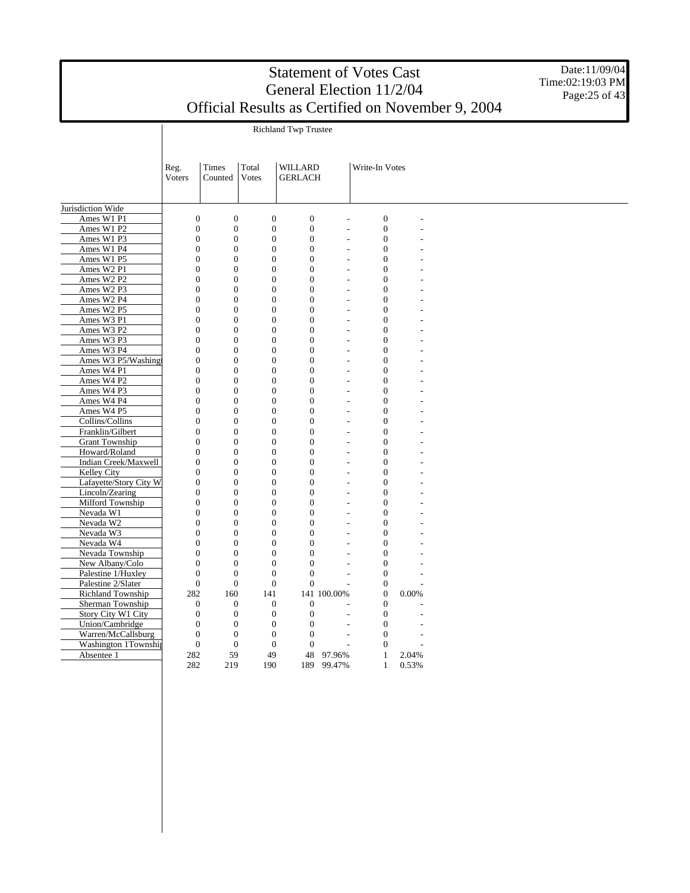# Statement of Votes Cast
## General Election 11/2/04
## Official Results as Certified on November 9, 2004

Date:11/09/04
Time:02:19:03 PM

Richland Twp Trustee

| | Reg. Voters | Times Counted | Total Votes | WILLARD GERLACH | | Write-In Votes | |
|---|---|---|---|---|---|---|---|
| Jurisdiction Wide | | | | | | | |
| Ames W1 P1 | 0 | 0 | 0 | 0 | - | 0 | - |
| Ames W1 P2 | 0 | 0 | 0 | 0 | - | 0 | - |
| Ames W1 P3 | 0 | 0 | 0 | 0 | - | 0 | - |
| Ames W1 P4 | 0 | 0 | 0 | 0 | - | 0 | - |
| Ames W1 P5 | 0 | 0 | 0 | 0 | - | 0 | - |
| Ames W2 P1 | 0 | 0 | 0 | 0 | - | 0 | - |
| Ames W2 P2 | 0 | 0 | 0 | 0 | - | 0 | - |
| Ames W2 P3 | 0 | 0 | 0 | 0 | - | 0 | - |
| Ames W2 P4 | 0 | 0 | 0 | 0 | - | 0 | - |
| Ames W2 P5 | 0 | 0 | 0 | 0 | - | 0 | - |
| Ames W3 P1 | 0 | 0 | 0 | 0 | - | 0 | - |
| Ames W3 P2 | 0 | 0 | 0 | 0 | - | 0 | - |
| Ames W3 P3 | 0 | 0 | 0 | 0 | - | 0 | - |
| Ames W3 P4 | 0 | 0 | 0 | 0 | - | 0 | - |
| Ames W3 P5/Washingt | 0 | 0 | 0 | 0 | - | 0 | - |
| Ames W4 P1 | 0 | 0 | 0 | 0 | - | 0 | - |
| Ames W4 P2 | 0 | 0 | 0 | 0 | - | 0 | - |
| Ames W4 P3 | 0 | 0 | 0 | 0 | - | 0 | - |
| Ames W4 P4 | 0 | 0 | 0 | 0 | - | 0 | - |
| Ames W4 P5 | 0 | 0 | 0 | 0 | - | 0 | - |
| Collins/Collins | 0 | 0 | 0 | 0 | - | 0 | - |
| Franklin/Gilbert | 0 | 0 | 0 | 0 | - | 0 | - |
| Grant Township | 0 | 0 | 0 | 0 | - | 0 | - |
| Howard/Roland | 0 | 0 | 0 | 0 | - | 0 | - |
| Indian Creek/Maxwell | 0 | 0 | 0 | 0 | - | 0 | - |
| Kelley City | 0 | 0 | 0 | 0 | - | 0 | - |
| Lafayette/Story City W | 0 | 0 | 0 | 0 | - | 0 | - |
| Lincoln/Zearing | 0 | 0 | 0 | 0 | - | 0 | - |
| Milford Township | 0 | 0 | 0 | 0 | - | 0 | - |
| Nevada W1 | 0 | 0 | 0 | 0 | - | 0 | - |
| Nevada W2 | 0 | 0 | 0 | 0 | - | 0 | - |
| Nevada W3 | 0 | 0 | 0 | 0 | - | 0 | - |
| Nevada W4 | 0 | 0 | 0 | 0 | - | 0 | - |
| Nevada Township | 0 | 0 | 0 | 0 | - | 0 | - |
| New Albany/Colo | 0 | 0 | 0 | 0 | - | 0 | - |
| Palestine 1/Huxley | 0 | 0 | 0 | 0 | - | 0 | - |
| Palestine 2/Slater | 0 | 0 | 0 | 0 | - | 0 | - |
| Richland Township | 282 | 160 | 141 | 141 | 100.00% | 0 | 0.00% |
| Sherman Township | 0 | 0 | 0 | 0 | - | 0 | - |
| Story City W1 City | 0 | 0 | 0 | 0 | - | 0 | - |
| Union/Cambridge | 0 | 0 | 0 | 0 | - | 0 | - |
| Warren/McCallsburg | 0 | 0 | 0 | 0 | - | 0 | - |
| Washington 1Townshi | 0 | 0 | 0 | 0 | - | 0 | - |
| Absentee 1 | 282 | 59 | 49 | 48 | 97.96% | 1 | 2.04% |
| | 282 | 219 | 190 | 189 | 99.47% | 1 | 0.53% |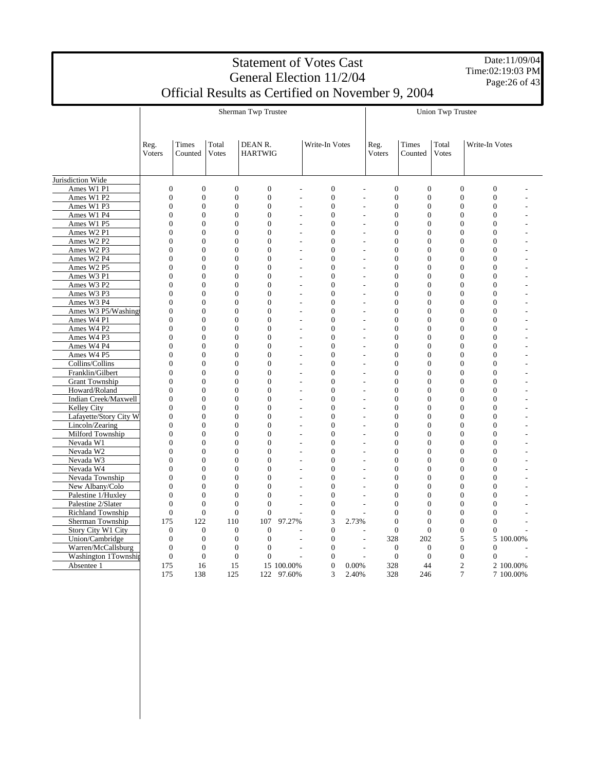# Statement of Votes Cast
# General Election 11/2/04
# Official Results as Certified on November 9, 2004

Date:11/09/04
Time:02:19:03 PM

| | Sherman Twp Trustee | | | | | | | Union Twp Trustee | | | | |
|---|---|---|---|---|---|---|---|---|---|---|---|---|
| | Reg. Voters | Times Counted | Total Votes | DEAN R. HARTWIG | | Write-In Votes | | Reg. Voters | Times Counted | Total Votes | Write-In Votes | |
| Jurisdiction Wide | | | | | | | | | | | | |
| Ames W1 P1 | 0 | 0 | 0 | 0 | - | 0 | - | 0 | 0 | 0 | 0 | - |
| Ames W1 P2 | 0 | 0 | 0 | 0 | - | 0 | - | 0 | 0 | 0 | 0 | - |
| Ames W1 P3 | 0 | 0 | 0 | 0 | - | 0 | - | 0 | 0 | 0 | 0 | - |
| Ames W1 P4 | 0 | 0 | 0 | 0 | - | 0 | - | 0 | 0 | 0 | 0 | - |
| Ames W1 P5 | 0 | 0 | 0 | 0 | - | 0 | - | 0 | 0 | 0 | 0 | - |
| Ames W2 P1 | 0 | 0 | 0 | 0 | - | 0 | - | 0 | 0 | 0 | 0 | - |
| Ames W2 P2 | 0 | 0 | 0 | 0 | - | 0 | - | 0 | 0 | 0 | 0 | - |
| Ames W2 P3 | 0 | 0 | 0 | 0 | - | 0 | - | 0 | 0 | 0 | 0 | - |
| Ames W2 P4 | 0 | 0 | 0 | 0 | - | 0 | - | 0 | 0 | 0 | 0 | - |
| Ames W2 P5 | 0 | 0 | 0 | 0 | - | 0 | - | 0 | 0 | 0 | 0 | - |
| Ames W3 P1 | 0 | 0 | 0 | 0 | - | 0 | - | 0 | 0 | 0 | 0 | - |
| Ames W3 P2 | 0 | 0 | 0 | 0 | - | 0 | - | 0 | 0 | 0 | 0 | - |
| Ames W3 P3 | 0 | 0 | 0 | 0 | - | 0 | - | 0 | 0 | 0 | 0 | - |
| Ames W3 P4 | 0 | 0 | 0 | 0 | - | 0 | - | 0 | 0 | 0 | 0 | - |
| Ames W3 P5/Washingt | 0 | 0 | 0 | 0 | - | 0 | - | 0 | 0 | 0 | 0 | - |
| Ames W4 P1 | 0 | 0 | 0 | 0 | - | 0 | - | 0 | 0 | 0 | 0 | - |
| Ames W4 P2 | 0 | 0 | 0 | 0 | - | 0 | - | 0 | 0 | 0 | 0 | - |
| Ames W4 P3 | 0 | 0 | 0 | 0 | - | 0 | - | 0 | 0 | 0 | 0 | - |
| Ames W4 P4 | 0 | 0 | 0 | 0 | - | 0 | - | 0 | 0 | 0 | 0 | - |
| Ames W4 P5 | 0 | 0 | 0 | 0 | - | 0 | - | 0 | 0 | 0 | 0 | - |
| Collins/Collins | 0 | 0 | 0 | 0 | - | 0 | - | 0 | 0 | 0 | 0 | - |
| Franklin/Gilbert | 0 | 0 | 0 | 0 | - | 0 | - | 0 | 0 | 0 | 0 | - |
| Grant Township | 0 | 0 | 0 | 0 | - | 0 | - | 0 | 0 | 0 | 0 | - |
| Howard/Roland | 0 | 0 | 0 | 0 | - | 0 | - | 0 | 0 | 0 | 0 | - |
| Indian Creek/Maxwell | 0 | 0 | 0 | 0 | - | 0 | - | 0 | 0 | 0 | 0 | - |
| Kelley City | 0 | 0 | 0 | 0 | - | 0 | - | 0 | 0 | 0 | 0 | - |
| Lafayette/Story City W | 0 | 0 | 0 | 0 | - | 0 | - | 0 | 0 | 0 | 0 | - |
| Lincoln/Zearing | 0 | 0 | 0 | 0 | - | 0 | - | 0 | 0 | 0 | 0 | - |
| Milford Township | 0 | 0 | 0 | 0 | - | 0 | - | 0 | 0 | 0 | 0 | - |
| Nevada W1 | 0 | 0 | 0 | 0 | - | 0 | - | 0 | 0 | 0 | 0 | - |
| Nevada W2 | 0 | 0 | 0 | 0 | - | 0 | - | 0 | 0 | 0 | 0 | - |
| Nevada W3 | 0 | 0 | 0 | 0 | - | 0 | - | 0 | 0 | 0 | 0 | - |
| Nevada W4 | 0 | 0 | 0 | 0 | - | 0 | - | 0 | 0 | 0 | 0 | - |
| Nevada Township | 0 | 0 | 0 | 0 | - | 0 | - | 0 | 0 | 0 | 0 | - |
| New Albany/Colo | 0 | 0 | 0 | 0 | - | 0 | - | 0 | 0 | 0 | 0 | - |
| Palestine 1/Huxley | 0 | 0 | 0 | 0 | - | 0 | - | 0 | 0 | 0 | 0 | - |
| Palestine 2/Slater | 0 | 0 | 0 | 0 | - | 0 | - | 0 | 0 | 0 | 0 | - |
| Richland Township | 0 | 0 | 0 | 0 | - | 0 | - | 0 | 0 | 0 | 0 | - |
| Sherman Township | 175 | 122 | 110 | 107 | 97.27% | 3 | 2.73% | 0 | 0 | 0 | 0 | - |
| Story City W1 City | 0 | 0 | 0 | 0 | - | 0 | - | 0 | 0 | 0 | 0 | - |
| Union/Cambridge | 0 | 0 | 0 | 0 | - | 0 | - | 328 | 202 | 5 | 5 | 100.00% |
| Warren/McCallsburg | 0 | 0 | 0 | 0 | - | 0 | - | 0 | 0 | 0 | 0 | - |
| Washington 1Townshi | 0 | 0 | 0 | 0 | - | 0 | - | 0 | 0 | 0 | 0 | - |
| Absentee 1 | 175 | 16 | 15 | 15 | 100.00% | 0 | 0.00% | 328 | 44 | 2 | 2 | 100.00% |
| | 175 | 138 | 125 | 122 | 97.60% | 3 | 2.40% | 328 | 246 | 7 | 7 | 100.00% |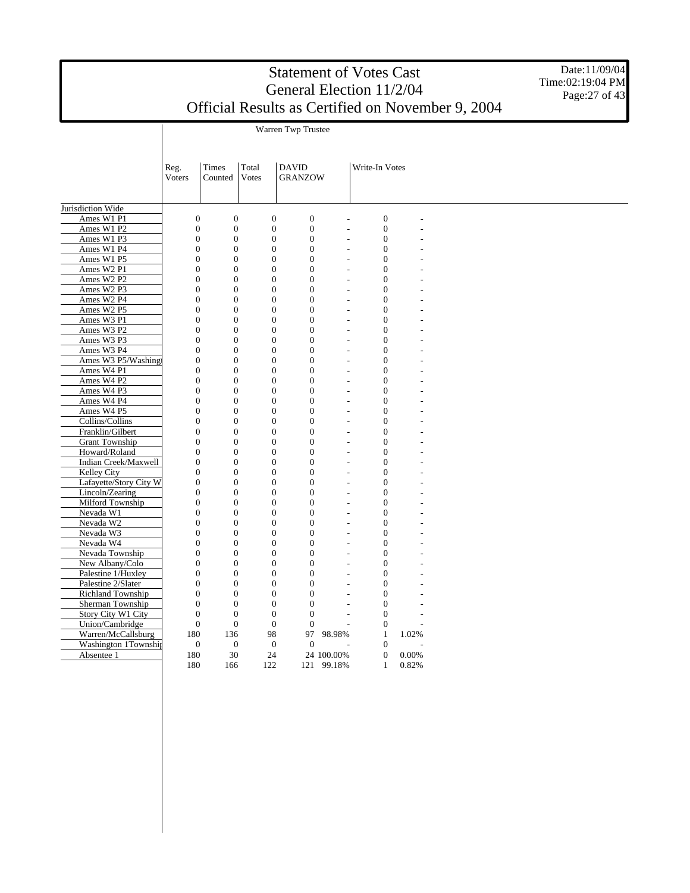# Statement of Votes Cast
## General Election 11/2/04
## Official Results as Certified on November 9, 2004

Date:11/09/04
Time:02:19:04 PM

| | Warren Twp Trustee | | | | | | |
|---|---|---|---|---|---|---|---|
| | Reg. Voters | Times Counted | Total Votes | DAVID GRANZOW | | Write-In Votes | |
| Jurisdiction Wide | | | | | | | |
| Ames W1 P1 | 0 | 0 | 0 | 0 | - | 0 | - |
| Ames W1 P2 | 0 | 0 | 0 | 0 | - | 0 | - |
| Ames W1 P3 | 0 | 0 | 0 | 0 | - | 0 | - |
| Ames W1 P4 | 0 | 0 | 0 | 0 | - | 0 | - |
| Ames W1 P5 | 0 | 0 | 0 | 0 | - | 0 | - |
| Ames W2 P1 | 0 | 0 | 0 | 0 | - | 0 | - |
| Ames W2 P2 | 0 | 0 | 0 | 0 | - | 0 | - |
| Ames W2 P3 | 0 | 0 | 0 | 0 | - | 0 | - |
| Ames W2 P4 | 0 | 0 | 0 | 0 | - | 0 | - |
| Ames W2 P5 | 0 | 0 | 0 | 0 | - | 0 | - |
| Ames W3 P1 | 0 | 0 | 0 | 0 | - | 0 | - |
| Ames W3 P2 | 0 | 0 | 0 | 0 | - | 0 | - |
| Ames W3 P3 | 0 | 0 | 0 | 0 | - | 0 | - |
| Ames W3 P4 | 0 | 0 | 0 | 0 | - | 0 | - |
| Ames W3 P5/Washingt | 0 | 0 | 0 | 0 | - | 0 | - |
| Ames W4 P1 | 0 | 0 | 0 | 0 | - | 0 | - |
| Ames W4 P2 | 0 | 0 | 0 | 0 | - | 0 | - |
| Ames W4 P3 | 0 | 0 | 0 | 0 | - | 0 | - |
| Ames W4 P4 | 0 | 0 | 0 | 0 | - | 0 | - |
| Ames W4 P5 | 0 | 0 | 0 | 0 | - | 0 | - |
| Collins/Collins | 0 | 0 | 0 | 0 | - | 0 | - |
| Franklin/Gilbert | 0 | 0 | 0 | 0 | - | 0 | - |
| Grant Township | 0 | 0 | 0 | 0 | - | 0 | - |
| Howard/Roland | 0 | 0 | 0 | 0 | - | 0 | - |
| Indian Creek/Maxwell | 0 | 0 | 0 | 0 | - | 0 | - |
| Kelley City | 0 | 0 | 0 | 0 | - | 0 | - |
| Lafayette/Story City W | 0 | 0 | 0 | 0 | - | 0 | - |
| Lincoln/Zearing | 0 | 0 | 0 | 0 | - | 0 | - |
| Milford Township | 0 | 0 | 0 | 0 | - | 0 | - |
| Nevada W1 | 0 | 0 | 0 | 0 | - | 0 | - |
| Nevada W2 | 0 | 0 | 0 | 0 | - | 0 | - |
| Nevada W3 | 0 | 0 | 0 | 0 | - | 0 | - |
| Nevada W4 | 0 | 0 | 0 | 0 | - | 0 | - |
| Nevada Township | 0 | 0 | 0 | 0 | - | 0 | - |
| New Albany/Colo | 0 | 0 | 0 | 0 | - | 0 | - |
| Palestine 1/Huxley | 0 | 0 | 0 | 0 | - | 0 | - |
| Palestine 2/Slater | 0 | 0 | 0 | 0 | - | 0 | - |
| Richland Township | 0 | 0 | 0 | 0 | - | 0 | - |
| Sherman Township | 0 | 0 | 0 | 0 | - | 0 | - |
| Story City W1 City | 0 | 0 | 0 | 0 | - | 0 | - |
| Union/Cambridge | 0 | 0 | 0 | 0 | - | 0 | - |
| Warren/McCallsburg | 180 | 136 | 98 | 97 | 98.98% | 1 | 1.02% |
| Washington 1Townshi | 0 | 0 | 0 | 0 | - | 0 | - |
| Absentee 1 | 180 | 30 | 24 | 24 | 100.00% | 0 | 0.00% |
| | 180 | 166 | 122 | 121 | 99.18% | 1 | 0.82% |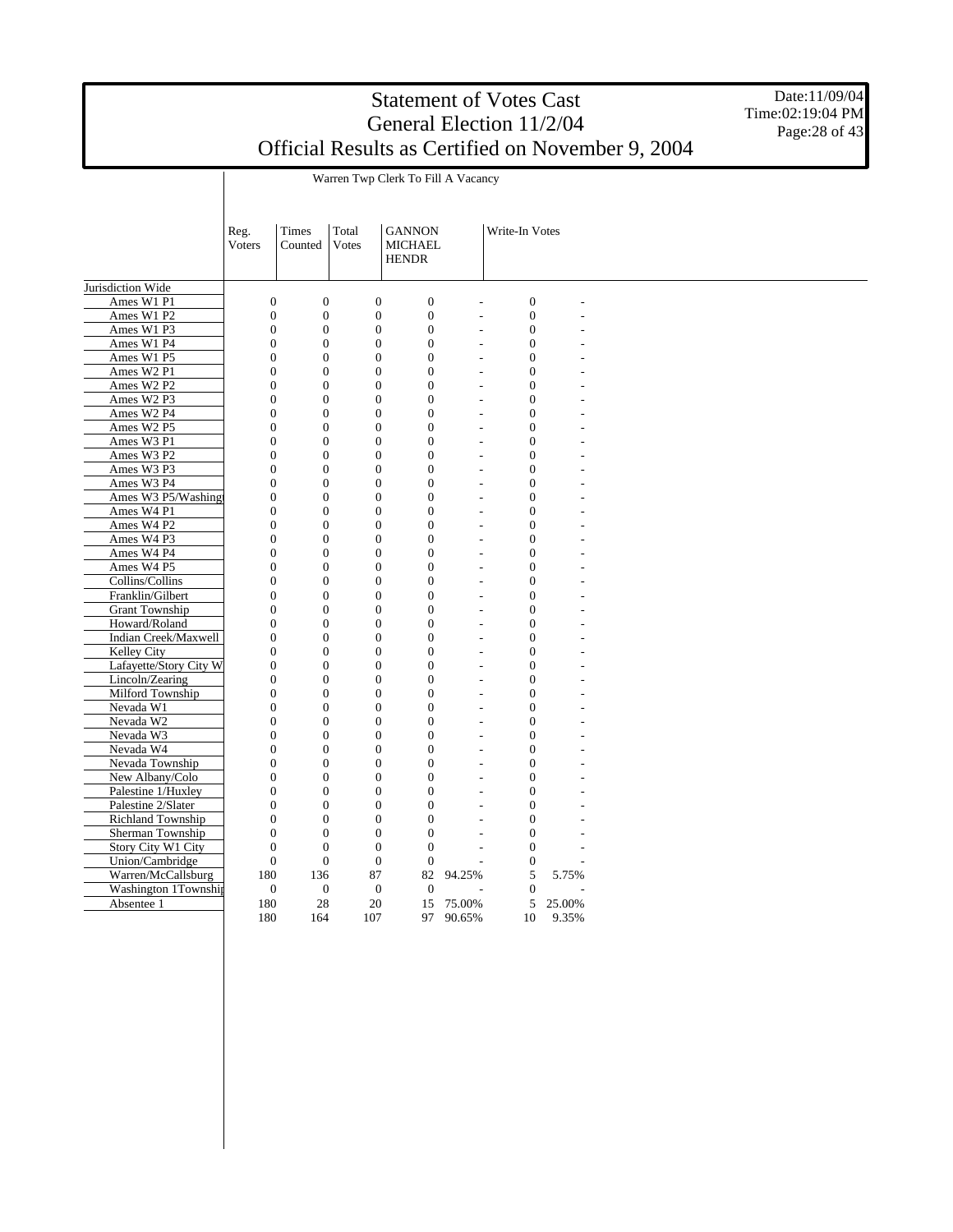# Statement of Votes Cast
# General Election 11/2/04
# Official Results as Certified on November 9, 2004

Date:11/09/04
Time:02:19:04 PM

## Warren Twp Clerk To Fill A Vacancy

| | Reg. Voters | Times Counted | Total Votes | GANNON MICHAEL HENDR | | Write-In Votes | |
|---|---|---|---|---|---|---|---|
| Jurisdiction Wide | | | | | | | |
| Ames W1 P1 | 0 | 0 | 0 | 0 | - | 0 | - |
| Ames W1 P2 | 0 | 0 | 0 | 0 | - | 0 | - |
| Ames W1 P3 | 0 | 0 | 0 | 0 | - | 0 | - |
| Ames W1 P4 | 0 | 0 | 0 | 0 | - | 0 | - |
| Ames W1 P5 | 0 | 0 | 0 | 0 | - | 0 | - |
| Ames W2 P1 | 0 | 0 | 0 | 0 | - | 0 | - |
| Ames W2 P2 | 0 | 0 | 0 | 0 | - | 0 | - |
| Ames W2 P3 | 0 | 0 | 0 | 0 | - | 0 | - |
| Ames W2 P4 | 0 | 0 | 0 | 0 | - | 0 | - |
| Ames W2 P5 | 0 | 0 | 0 | 0 | - | 0 | - |
| Ames W3 P1 | 0 | 0 | 0 | 0 | - | 0 | - |
| Ames W3 P2 | 0 | 0 | 0 | 0 | - | 0 | - |
| Ames W3 P3 | 0 | 0 | 0 | 0 | - | 0 | - |
| Ames W3 P4 | 0 | 0 | 0 | 0 | - | 0 | - |
| Ames W3 P5/Washingt | 0 | 0 | 0 | 0 | - | 0 | - |
| Ames W4 P1 | 0 | 0 | 0 | 0 | - | 0 | - |
| Ames W4 P2 | 0 | 0 | 0 | 0 | - | 0 | - |
| Ames W4 P3 | 0 | 0 | 0 | 0 | - | 0 | - |
| Ames W4 P4 | 0 | 0 | 0 | 0 | - | 0 | - |
| Ames W4 P5 | 0 | 0 | 0 | 0 | - | 0 | - |
| Collins/Collins | 0 | 0 | 0 | 0 | - | 0 | - |
| Franklin/Gilbert | 0 | 0 | 0 | 0 | - | 0 | - |
| Grant Township | 0 | 0 | 0 | 0 | - | 0 | - |
| Howard/Roland | 0 | 0 | 0 | 0 | - | 0 | - |
| Indian Creek/Maxwell | 0 | 0 | 0 | 0 | - | 0 | - |
| Kelley City | 0 | 0 | 0 | 0 | - | 0 | - |
| Lafayette/Story City W | 0 | 0 | 0 | 0 | - | 0 | - |
| Lincoln/Zearing | 0 | 0 | 0 | 0 | - | 0 | - |
| Milford Township | 0 | 0 | 0 | 0 | - | 0 | - |
| Nevada W1 | 0 | 0 | 0 | 0 | - | 0 | - |
| Nevada W2 | 0 | 0 | 0 | 0 | - | 0 | - |
| Nevada W3 | 0 | 0 | 0 | 0 | - | 0 | - |
| Nevada W4 | 0 | 0 | 0 | 0 | - | 0 | - |
| Nevada Township | 0 | 0 | 0 | 0 | - | 0 | - |
| New Albany/Colo | 0 | 0 | 0 | 0 | - | 0 | - |
| Palestine 1/Huxley | 0 | 0 | 0 | 0 | - | 0 | - |
| Palestine 2/Slater | 0 | 0 | 0 | 0 | - | 0 | - |
| Richland Township | 0 | 0 | 0 | 0 | - | 0 | - |
| Sherman Township | 0 | 0 | 0 | 0 | - | 0 | - |
| Story City W1 City | 0 | 0 | 0 | 0 | - | 0 | - |
| Union/Cambridge | 0 | 0 | 0 | 0 | - | 0 | - |
| Warren/McCallsburg | 180 | 136 | 87 | 82 | 94.25% | 5 | 5.75% |
| Washington 1Township | 0 | 0 | 0 | 0 | - | 0 | - |
| Absentee 1 | 180 | 28 | 20 | 15 | 75.00% | 5 | 25.00% |
| | 180 | 164 | 107 | 97 | 90.65% | 10 | 9.35% |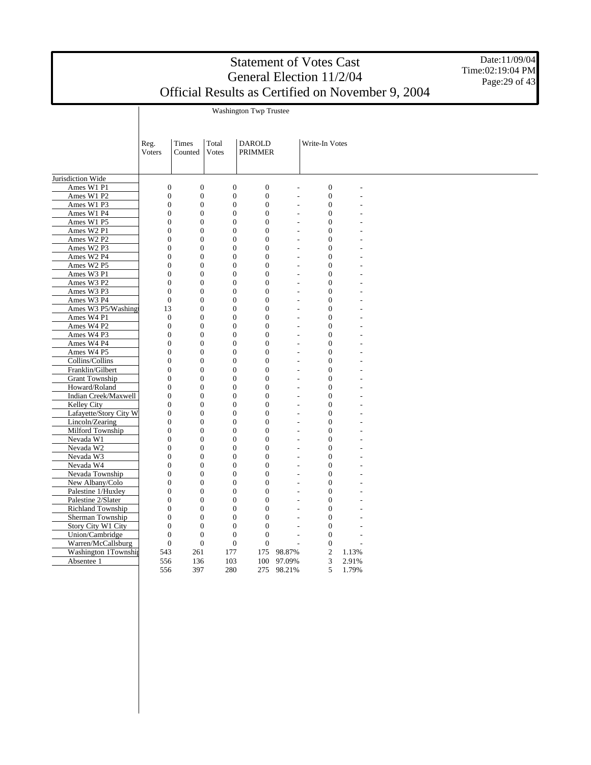# Statement of Votes Cast
## General Election 11/2/04
## Official Results as Certified on November 9, 2004

Date:11/09/04
Time:02:19:04 PM

**Washington Twp Trustee**

| | Reg. Voters | Times Counted | Total Votes | DAROLD PRIMMER | | Write-In Votes | |
|---|---|---|---|---|---|---|---|
| Jurisdiction Wide | | | | | | | |
| Ames W1 P1 | 0 | 0 | 0 | 0 | - | 0 | - |
| Ames W1 P2 | 0 | 0 | 0 | 0 | - | 0 | - |
| Ames W1 P3 | 0 | 0 | 0 | 0 | - | 0 | - |
| Ames W1 P4 | 0 | 0 | 0 | 0 | - | 0 | - |
| Ames W1 P5 | 0 | 0 | 0 | 0 | - | 0 | - |
| Ames W2 P1 | 0 | 0 | 0 | 0 | - | 0 | - |
| Ames W2 P2 | 0 | 0 | 0 | 0 | - | 0 | - |
| Ames W2 P3 | 0 | 0 | 0 | 0 | - | 0 | - |
| Ames W2 P4 | 0 | 0 | 0 | 0 | - | 0 | - |
| Ames W2 P5 | 0 | 0 | 0 | 0 | - | 0 | - |
| Ames W3 P1 | 0 | 0 | 0 | 0 | - | 0 | - |
| Ames W3 P2 | 0 | 0 | 0 | 0 | - | 0 | - |
| Ames W3 P3 | 0 | 0 | 0 | 0 | - | 0 | - |
| Ames W3 P4 | 0 | 0 | 0 | 0 | - | 0 | - |
| Ames W3 P5/Washingt | 13 | 0 | 0 | 0 | - | 0 | - |
| Ames W4 P1 | 0 | 0 | 0 | 0 | - | 0 | - |
| Ames W4 P2 | 0 | 0 | 0 | 0 | - | 0 | - |
| Ames W4 P3 | 0 | 0 | 0 | 0 | - | 0 | - |
| Ames W4 P4 | 0 | 0 | 0 | 0 | - | 0 | - |
| Ames W4 P5 | 0 | 0 | 0 | 0 | - | 0 | - |
| Collins/Collins | 0 | 0 | 0 | 0 | - | 0 | - |
| Franklin/Gilbert | 0 | 0 | 0 | 0 | - | 0 | - |
| Grant Township | 0 | 0 | 0 | 0 | - | 0 | - |
| Howard/Roland | 0 | 0 | 0 | 0 | - | 0 | - |
| Indian Creek/Maxwell | 0 | 0 | 0 | 0 | - | 0 | - |
| Kelley City | 0 | 0 | 0 | 0 | - | 0 | - |
| Lafayette/Story City W | 0 | 0 | 0 | 0 | - | 0 | - |
| Lincoln/Zearing | 0 | 0 | 0 | 0 | - | 0 | - |
| Milford Township | 0 | 0 | 0 | 0 | - | 0 | - |
| Nevada W1 | 0 | 0 | 0 | 0 | - | 0 | - |
| Nevada W2 | 0 | 0 | 0 | 0 | - | 0 | - |
| Nevada W3 | 0 | 0 | 0 | 0 | - | 0 | - |
| Nevada W4 | 0 | 0 | 0 | 0 | - | 0 | - |
| Nevada Township | 0 | 0 | 0 | 0 | - | 0 | - |
| New Albany/Colo | 0 | 0 | 0 | 0 | - | 0 | - |
| Palestine 1/Huxley | 0 | 0 | 0 | 0 | - | 0 | - |
| Palestine 2/Slater | 0 | 0 | 0 | 0 | - | 0 | - |
| Richland Township | 0 | 0 | 0 | 0 | - | 0 | - |
| Sherman Township | 0 | 0 | 0 | 0 | - | 0 | - |
| Story City W1 City | 0 | 0 | 0 | 0 | - | 0 | - |
| Union/Cambridge | 0 | 0 | 0 | 0 | - | 0 | - |
| Warren/McCallsburg | 0 | 0 | 0 | 0 | - | 0 | - |
| Washington 1Townshi | 543 | 261 | 177 | 175 | 98.87% | 2 | 1.13% |
| Absentee 1 | 556 | 136 | 103 | 100 | 97.09% | 3 | 2.91% |
| | 556 | 397 | 280 | 275 | 98.21% | 5 | 1.79% |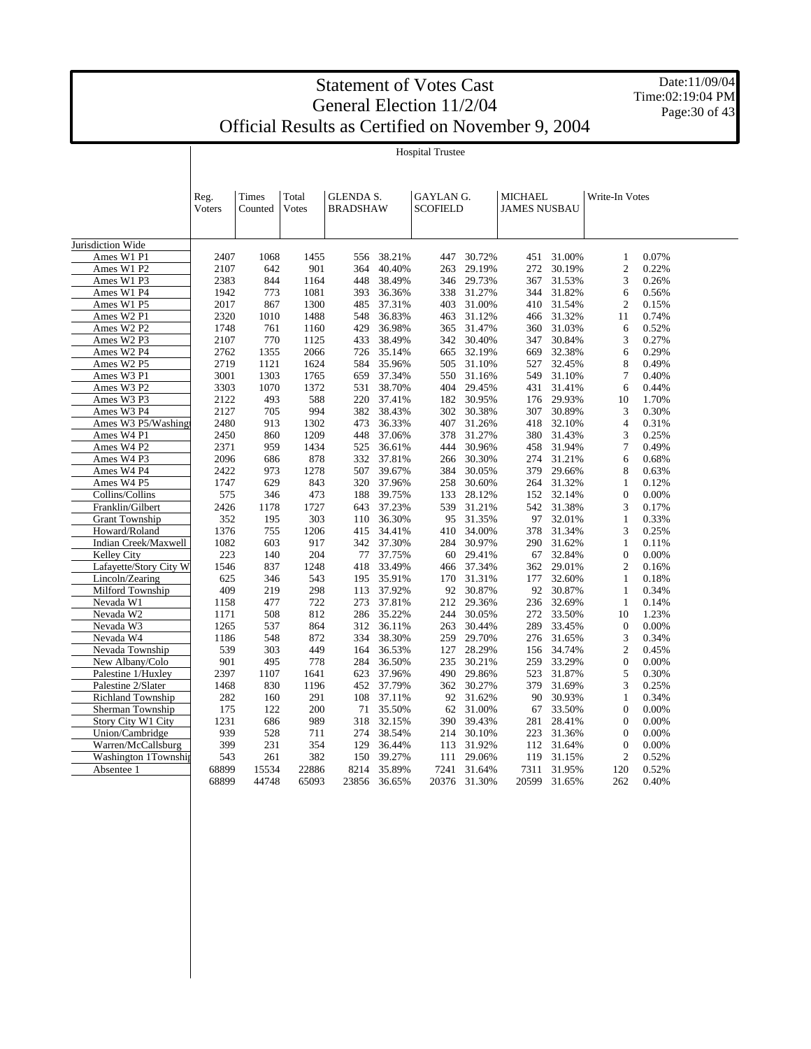# Statement of Votes Cast
## General Election 11/2/04
## Official Results as Certified on November 9, 2004

Date:11/09/04
Time:02:19:04 PM

### Hospital Trustee

| | Reg. Voters | Times Counted | Total Votes | GLENDA S. BRADSHAW | | GAYLAN G. SCOFIELD | | MICHAEL JAMES NUSBAU | | Write-In Votes | |
|---|---|---|---|---|---|---|---|---|---|---|---|
| Jurisdiction Wide | | | | | | | | | | | |
| Ames W1 P1 | 2407 | 1068 | 1455 | 556 | 38.21% | 447 | 30.72% | 451 | 31.00% | 1 | 0.07% |
| Ames W1 P2 | 2107 | 642 | 901 | 364 | 40.40% | 263 | 29.19% | 272 | 30.19% | 2 | 0.22% |
| Ames W1 P3 | 2383 | 844 | 1164 | 448 | 38.49% | 346 | 29.73% | 367 | 31.53% | 3 | 0.26% |
| Ames W1 P4 | 1942 | 773 | 1081 | 393 | 36.36% | 338 | 31.27% | 344 | 31.82% | 6 | 0.56% |
| Ames W1 P5 | 2017 | 867 | 1300 | 485 | 37.31% | 403 | 31.00% | 410 | 31.54% | 2 | 0.15% |
| Ames W2 P1 | 2320 | 1010 | 1488 | 548 | 36.83% | 463 | 31.12% | 466 | 31.32% | 11 | 0.74% |
| Ames W2 P2 | 1748 | 761 | 1160 | 429 | 36.98% | 365 | 31.47% | 360 | 31.03% | 6 | 0.52% |
| Ames W2 P3 | 2107 | 770 | 1125 | 433 | 38.49% | 342 | 30.40% | 347 | 30.84% | 3 | 0.27% |
| Ames W2 P4 | 2762 | 1355 | 2066 | 726 | 35.14% | 665 | 32.19% | 669 | 32.38% | 6 | 0.29% |
| Ames W2 P5 | 2719 | 1121 | 1624 | 584 | 35.96% | 505 | 31.10% | 527 | 32.45% | 8 | 0.49% |
| Ames W3 P1 | 3001 | 1303 | 1765 | 659 | 37.34% | 550 | 31.16% | 549 | 31.10% | 7 | 0.40% |
| Ames W3 P2 | 3303 | 1070 | 1372 | 531 | 38.70% | 404 | 29.45% | 431 | 31.41% | 6 | 0.44% |
| Ames W3 P3 | 2122 | 493 | 588 | 220 | 37.41% | 182 | 30.95% | 176 | 29.93% | 10 | 1.70% |
| Ames W3 P4 | 2127 | 705 | 994 | 382 | 38.43% | 302 | 30.38% | 307 | 30.89% | 3 | 0.30% |
| Ames W3 P5/Washingt | 2480 | 913 | 1302 | 473 | 36.33% | 407 | 31.26% | 418 | 32.10% | 4 | 0.31% |
| Ames W4 P1 | 2450 | 860 | 1209 | 448 | 37.06% | 378 | 31.27% | 380 | 31.43% | 3 | 0.25% |
| Ames W4 P2 | 2371 | 959 | 1434 | 525 | 36.61% | 444 | 30.96% | 458 | 31.94% | 7 | 0.49% |
| Ames W4 P3 | 2096 | 686 | 878 | 332 | 37.81% | 266 | 30.30% | 274 | 31.21% | 6 | 0.68% |
| Ames W4 P4 | 2422 | 973 | 1278 | 507 | 39.67% | 384 | 30.05% | 379 | 29.66% | 8 | 0.63% |
| Ames W4 P5 | 1747 | 629 | 843 | 320 | 37.96% | 258 | 30.60% | 264 | 31.32% | 1 | 0.12% |
| Collins/Collins | 575 | 346 | 473 | 188 | 39.75% | 133 | 28.12% | 152 | 32.14% | 0 | 0.00% |
| Franklin/Gilbert | 2426 | 1178 | 1727 | 643 | 37.23% | 539 | 31.21% | 542 | 31.38% | 3 | 0.17% |
| Grant Township | 352 | 195 | 303 | 110 | 36.30% | 95 | 31.35% | 97 | 32.01% | 1 | 0.33% |
| Howard/Roland | 1376 | 755 | 1206 | 415 | 34.41% | 410 | 34.00% | 378 | 31.34% | 3 | 0.25% |
| Indian Creek/Maxwell | 1082 | 603 | 917 | 342 | 37.30% | 284 | 30.97% | 290 | 31.62% | 1 | 0.11% |
| Kelley City | 223 | 140 | 204 | 77 | 37.75% | 60 | 29.41% | 67 | 32.84% | 0 | 0.00% |
| Lafayette/Story City W | 1546 | 837 | 1248 | 418 | 33.49% | 466 | 37.34% | 362 | 29.01% | 2 | 0.16% |
| Lincoln/Zearing | 625 | 346 | 543 | 195 | 35.91% | 170 | 31.31% | 177 | 32.60% | 1 | 0.18% |
| Milford Township | 409 | 219 | 298 | 113 | 37.92% | 92 | 30.87% | 92 | 30.87% | 1 | 0.34% |
| Nevada W1 | 1158 | 477 | 722 | 273 | 37.81% | 212 | 29.36% | 236 | 32.69% | 1 | 0.14% |
| Nevada W2 | 1171 | 508 | 812 | 286 | 35.22% | 244 | 30.05% | 272 | 33.50% | 10 | 1.23% |
| Nevada W3 | 1265 | 537 | 864 | 312 | 36.11% | 263 | 30.44% | 289 | 33.45% | 0 | 0.00% |
| Nevada W4 | 1186 | 548 | 872 | 334 | 38.30% | 259 | 29.70% | 276 | 31.65% | 3 | 0.34% |
| Nevada Township | 539 | 303 | 449 | 164 | 36.53% | 127 | 28.29% | 156 | 34.74% | 2 | 0.45% |
| New Albany/Colo | 901 | 495 | 778 | 284 | 36.50% | 235 | 30.21% | 259 | 33.29% | 0 | 0.00% |
| Palestine 1/Huxley | 2397 | 1107 | 1641 | 623 | 37.96% | 490 | 29.86% | 523 | 31.87% | 5 | 0.30% |
| Palestine 2/Slater | 1468 | 830 | 1196 | 452 | 37.79% | 362 | 30.27% | 379 | 31.69% | 3 | 0.25% |
| Richland Township | 282 | 160 | 291 | 108 | 37.11% | 92 | 31.62% | 90 | 30.93% | 1 | 0.34% |
| Sherman Township | 175 | 122 | 200 | 71 | 35.50% | 62 | 31.00% | 67 | 33.50% | 0 | 0.00% |
| Story City W1 City | 1231 | 686 | 989 | 318 | 32.15% | 390 | 39.43% | 281 | 28.41% | 0 | 0.00% |
| Union/Cambridge | 939 | 528 | 711 | 274 | 38.54% | 214 | 30.10% | 223 | 31.36% | 0 | 0.00% |
| Warren/McCallsburg | 399 | 231 | 354 | 129 | 36.44% | 113 | 31.92% | 112 | 31.64% | 0 | 0.00% |
| Washington 1Townshi | 543 | 261 | 382 | 150 | 39.27% | 111 | 29.06% | 119 | 31.15% | 2 | 0.52% |
| Absentee 1 | 68899 | 15534 | 22886 | 8214 | 35.89% | 7241 | 31.64% | 7311 | 31.95% | 120 | 0.52% |
| | 68899 | 44748 | 65093 | 23856 | 36.65% | 20376 | 31.30% | 20599 | 31.65% | 262 | 0.40% |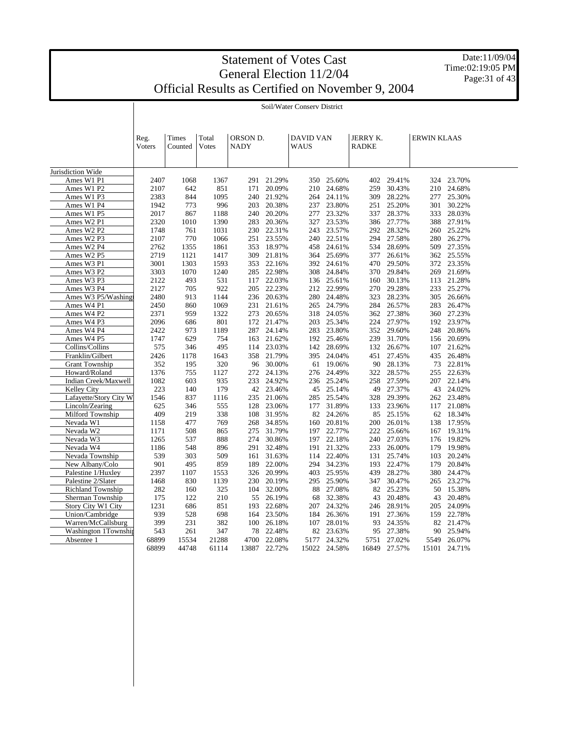# Statement of Votes Cast
## General Election 11/2/04
## Official Results as Certified on November 9, 2004

Date:11/09/04
Time:02:19:05 PM

Soil/Water Conserv District

| | Reg. Voters | Times Counted | Total Votes | ORSON D. NADY | | DAVID VAN WAUS | | JERRY K. RADKE | | ERWIN KLAAS | |
|---|---|---|---|---|---|---|---|---|---|---|---|
| Jurisdiction Wide | | | | | | | | | | | |
| Ames W1 P1 | 2407 | 1068 | 1367 | 291 | 21.29% | 350 | 25.60% | 402 | 29.41% | 324 | 23.70% |
| Ames W1 P2 | 2107 | 642 | 851 | 171 | 20.09% | 210 | 24.68% | 259 | 30.43% | 210 | 24.68% |
| Ames W1 P3 | 2383 | 844 | 1095 | 240 | 21.92% | 264 | 24.11% | 309 | 28.22% | 277 | 25.30% |
| Ames W1 P4 | 1942 | 773 | 996 | 203 | 20.38% | 237 | 23.80% | 251 | 25.20% | 301 | 30.22% |
| Ames W1 P5 | 2017 | 867 | 1188 | 240 | 20.20% | 277 | 23.32% | 337 | 28.37% | 333 | 28.03% |
| Ames W2 P1 | 2320 | 1010 | 1390 | 283 | 20.36% | 327 | 23.53% | 386 | 27.77% | 388 | 27.91% |
| Ames W2 P2 | 1748 | 761 | 1031 | 230 | 22.31% | 243 | 23.57% | 292 | 28.32% | 260 | 25.22% |
| Ames W2 P3 | 2107 | 770 | 1066 | 251 | 23.55% | 240 | 22.51% | 294 | 27.58% | 280 | 26.27% |
| Ames W2 P4 | 2762 | 1355 | 1861 | 353 | 18.97% | 458 | 24.61% | 534 | 28.69% | 509 | 27.35% |
| Ames W2 P5 | 2719 | 1121 | 1417 | 309 | 21.81% | 364 | 25.69% | 377 | 26.61% | 362 | 25.55% |
| Ames W3 P1 | 3001 | 1303 | 1593 | 353 | 22.16% | 392 | 24.61% | 470 | 29.50% | 372 | 23.35% |
| Ames W3 P2 | 3303 | 1070 | 1240 | 285 | 22.98% | 308 | 24.84% | 370 | 29.84% | 269 | 21.69% |
| Ames W3 P3 | 2122 | 493 | 531 | 117 | 22.03% | 136 | 25.61% | 160 | 30.13% | 113 | 21.28% |
| Ames W3 P4 | 2127 | 705 | 922 | 205 | 22.23% | 212 | 22.99% | 270 | 29.28% | 233 | 25.27% |
| Ames W3 P5/Washingt | 2480 | 913 | 1144 | 236 | 20.63% | 280 | 24.48% | 323 | 28.23% | 305 | 26.66% |
| Ames W4 P1 | 2450 | 860 | 1069 | 231 | 21.61% | 265 | 24.79% | 284 | 26.57% | 283 | 26.47% |
| Ames W4 P2 | 2371 | 959 | 1322 | 273 | 20.65% | 318 | 24.05% | 362 | 27.38% | 360 | 27.23% |
| Ames W4 P3 | 2096 | 686 | 801 | 172 | 21.47% | 203 | 25.34% | 224 | 27.97% | 192 | 23.97% |
| Ames W4 P4 | 2422 | 973 | 1189 | 287 | 24.14% | 283 | 23.80% | 352 | 29.60% | 248 | 20.86% |
| Ames W4 P5 | 1747 | 629 | 754 | 163 | 21.62% | 192 | 25.46% | 239 | 31.70% | 156 | 20.69% |
| Collins/Collins | 575 | 346 | 495 | 114 | 23.03% | 142 | 28.69% | 132 | 26.67% | 107 | 21.62% |
| Franklin/Gilbert | 2426 | 1178 | 1643 | 358 | 21.79% | 395 | 24.04% | 451 | 27.45% | 435 | 26.48% |
| Grant Township | 352 | 195 | 320 | 96 | 30.00% | 61 | 19.06% | 90 | 28.13% | 73 | 22.81% |
| Howard/Roland | 1376 | 755 | 1127 | 272 | 24.13% | 276 | 24.49% | 322 | 28.57% | 255 | 22.63% |
| Indian Creek/Maxwell | 1082 | 603 | 935 | 233 | 24.92% | 236 | 25.24% | 258 | 27.59% | 207 | 22.14% |
| Kelley City | 223 | 140 | 179 | 42 | 23.46% | 45 | 25.14% | 49 | 27.37% | 43 | 24.02% |
| Lafayette/Story City W | 1546 | 837 | 1116 | 235 | 21.06% | 285 | 25.54% | 328 | 29.39% | 262 | 23.48% |
| Lincoln/Zearing | 625 | 346 | 555 | 128 | 23.06% | 177 | 31.89% | 133 | 23.96% | 117 | 21.08% |
| Milford Township | 409 | 219 | 338 | 108 | 31.95% | 82 | 24.26% | 85 | 25.15% | 62 | 18.34% |
| Nevada W1 | 1158 | 477 | 769 | 268 | 34.85% | 160 | 20.81% | 200 | 26.01% | 138 | 17.95% |
| Nevada W2 | 1171 | 508 | 865 | 275 | 31.79% | 197 | 22.77% | 222 | 25.66% | 167 | 19.31% |
| Nevada W3 | 1265 | 537 | 888 | 274 | 30.86% | 197 | 22.18% | 240 | 27.03% | 176 | 19.82% |
| Nevada W4 | 1186 | 548 | 896 | 291 | 32.48% | 191 | 21.32% | 233 | 26.00% | 179 | 19.98% |
| Nevada Township | 539 | 303 | 509 | 161 | 31.63% | 114 | 22.40% | 131 | 25.74% | 103 | 20.24% |
| New Albany/Colo | 901 | 495 | 859 | 189 | 22.00% | 294 | 34.23% | 193 | 22.47% | 179 | 20.84% |
| Palestine 1/Huxley | 2397 | 1107 | 1553 | 326 | 20.99% | 403 | 25.95% | 439 | 28.27% | 380 | 24.47% |
| Palestine 2/Slater | 1468 | 830 | 1139 | 230 | 20.19% | 295 | 25.90% | 347 | 30.47% | 265 | 23.27% |
| Richland Township | 282 | 160 | 325 | 104 | 32.00% | 88 | 27.08% | 82 | 25.23% | 50 | 15.38% |
| Sherman Township | 175 | 122 | 210 | 55 | 26.19% | 68 | 32.38% | 43 | 20.48% | 43 | 20.48% |
| Story City W1 City | 1231 | 686 | 851 | 193 | 22.68% | 207 | 24.32% | 246 | 28.91% | 205 | 24.09% |
| Union/Cambridge | 939 | 528 | 698 | 164 | 23.50% | 184 | 26.36% | 191 | 27.36% | 159 | 22.78% |
| Warren/McCallsburg | 399 | 231 | 382 | 100 | 26.18% | 107 | 28.01% | 93 | 24.35% | 82 | 21.47% |
| Washington 1Township | 543 | 261 | 347 | 78 | 22.48% | 82 | 23.63% | 95 | 27.38% | 90 | 25.94% |
| Absentee 1 | 68899 | 15534 | 21288 | 4700 | 22.08% | 5177 | 24.32% | 5751 | 27.02% | 5549 | 26.07% |
| | 68899 | 44748 | 61114 | 13887 | 22.72% | 15022 | 24.58% | 16849 | 27.57% | 15101 | 24.71% |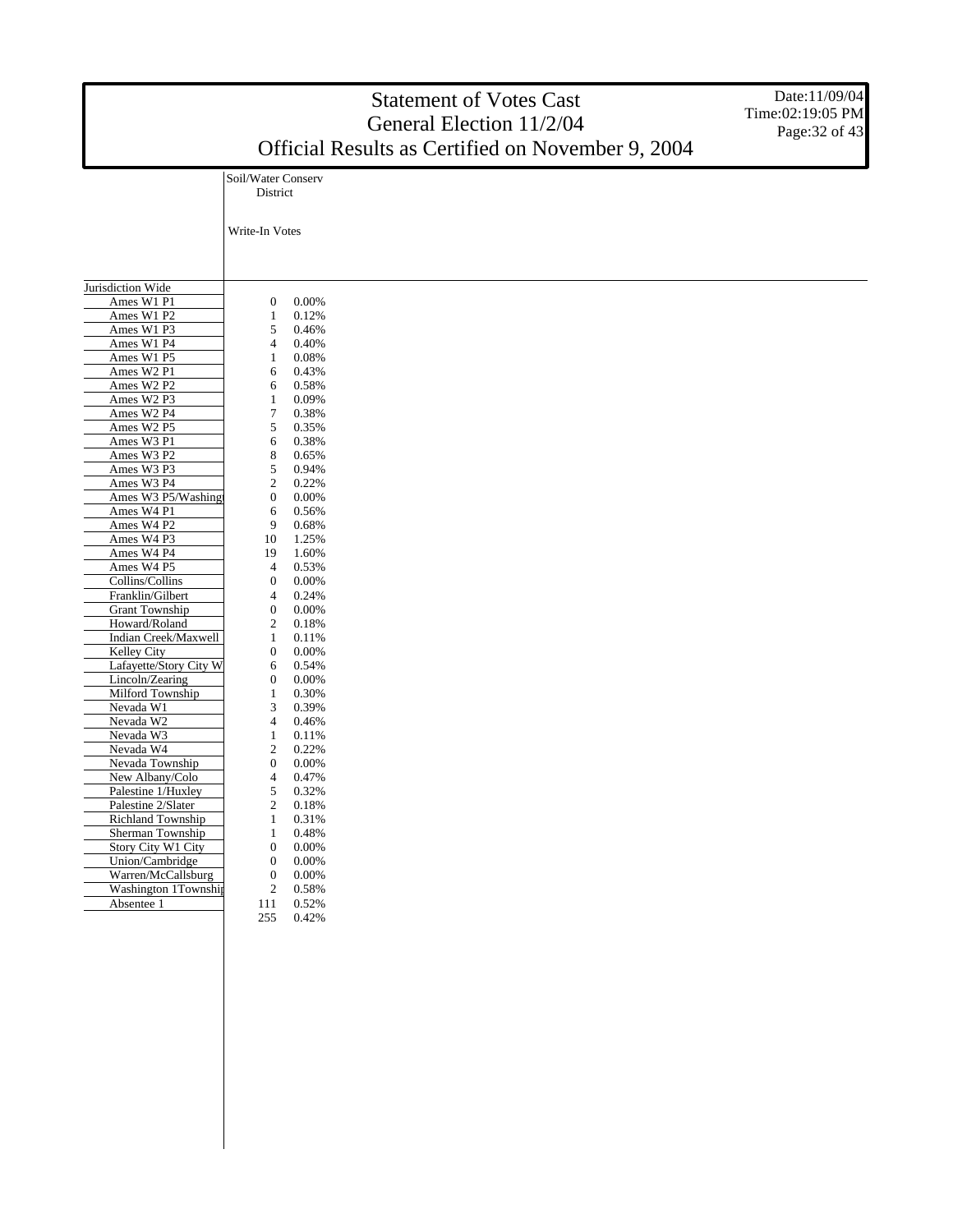# Statement of Votes Cast
## General Election 11/2/04
## Official Results as Certified on November 9, 2004

Date:11/09/04
Time:02:19:05 PM

| | Soil/Water Conserv District | |
|---|---|---|
| | Write-In Votes | |
| Jurisdiction Wide | | |
| Ames W1 P1 | 0 | 0.00% |
| Ames W1 P2 | 1 | 0.12% |
| Ames W1 P3 | 5 | 0.46% |
| Ames W1 P4 | 4 | 0.40% |
| Ames W1 P5 | 1 | 0.08% |
| Ames W2 P1 | 6 | 0.43% |
| Ames W2 P2 | 6 | 0.58% |
| Ames W2 P3 | 1 | 0.09% |
| Ames W2 P4 | 7 | 0.38% |
| Ames W2 P5 | 5 | 0.35% |
| Ames W3 P1 | 6 | 0.38% |
| Ames W3 P2 | 8 | 0.65% |
| Ames W3 P3 | 5 | 0.94% |
| Ames W3 P4 | 2 | 0.22% |
| Ames W3 P5/Washingt | 0 | 0.00% |
| Ames W4 P1 | 6 | 0.56% |
| Ames W4 P2 | 9 | 0.68% |
| Ames W4 P3 | 10 | 1.25% |
| Ames W4 P4 | 19 | 1.60% |
| Ames W4 P5 | 4 | 0.53% |
| Collins/Collins | 0 | 0.00% |
| Franklin/Gilbert | 4 | 0.24% |
| Grant Township | 0 | 0.00% |
| Howard/Roland | 2 | 0.18% |
| Indian Creek/Maxwell | 1 | 0.11% |
| Kelley City | 0 | 0.00% |
| Lafayette/Story City W | 6 | 0.54% |
| Lincoln/Zearing | 0 | 0.00% |
| Milford Township | 1 | 0.30% |
| Nevada W1 | 3 | 0.39% |
| Nevada W2 | 4 | 0.46% |
| Nevada W3 | 1 | 0.11% |
| Nevada W4 | 2 | 0.22% |
| Nevada Township | 0 | 0.00% |
| New Albany/Colo | 4 | 0.47% |
| Palestine 1/Huxley | 5 | 0.32% |
| Palestine 2/Slater | 2 | 0.18% |
| Richland Township | 1 | 0.31% |
| Sherman Township | 1 | 0.48% |
| Story City W1 City | 0 | 0.00% |
| Union/Cambridge | 0 | 0.00% |
| Warren/McCallsburg | 0 | 0.00% |
| Washington 1Townshi | 2 | 0.58% |
| Absentee 1 | 111 | 0.52% |
| | 255 | 0.42% |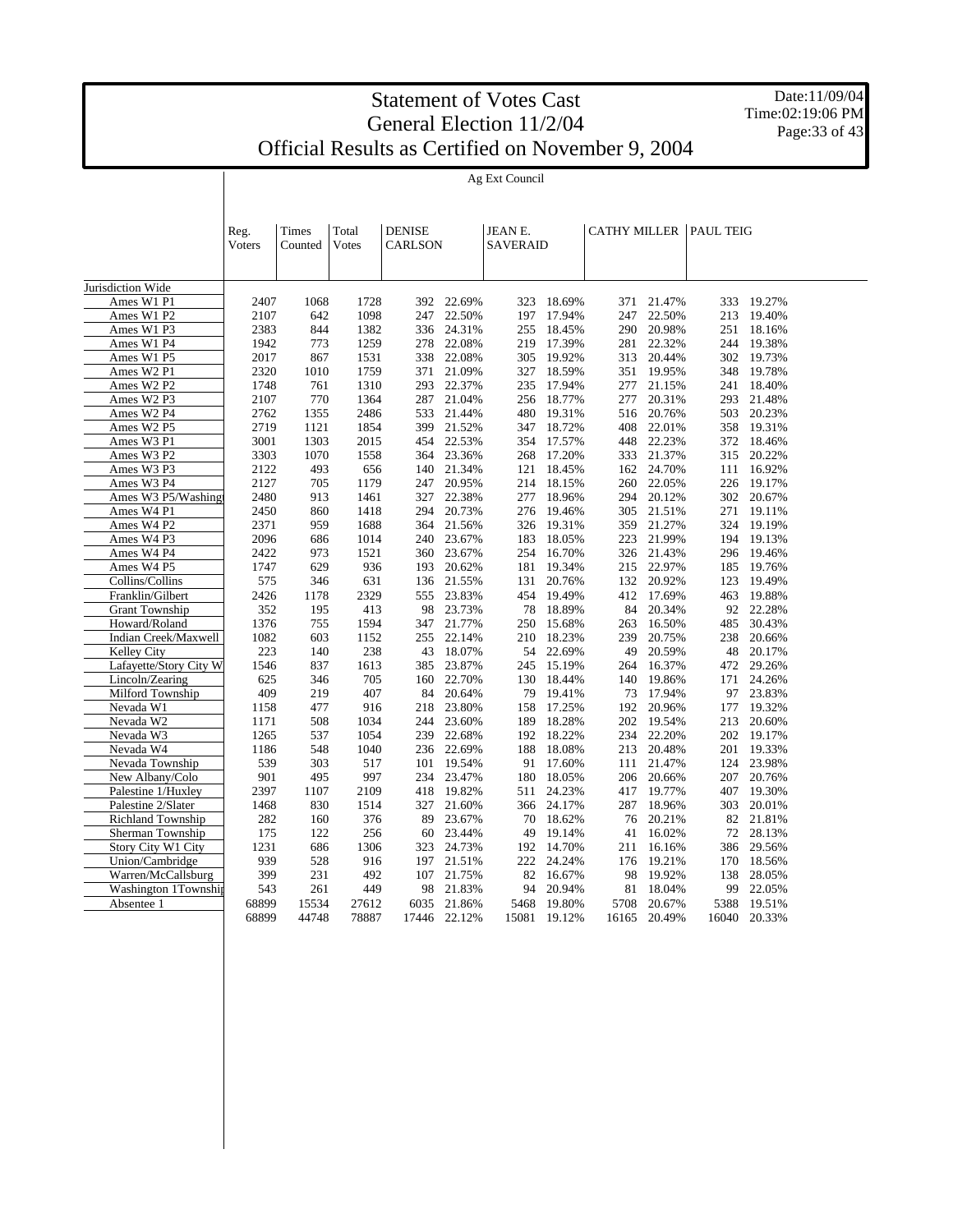# Statement of Votes Cast
## General Election 11/2/04
## Official Results as Certified on November 9, 2004

Date:11/09/04
Time:02:19:06 PM

### Ag Ext Council

| | Reg. Voters | Times Counted | Total Votes | DENISE CARLSON | | JEAN E. SAVERAID | | CATHY MILLER | | PAUL TEIG | |
|---|---|---|---|---|---|---|---|---|---|---|---|
| Jurisdiction Wide | | | | | | | | | | | |
| Ames W1 P1 | 2407 | 1068 | 1728 | 392 | 22.69% | 323 | 18.69% | 371 | 21.47% | 333 | 19.27% |
| Ames W1 P2 | 2107 | 642 | 1098 | 247 | 22.50% | 197 | 17.94% | 247 | 22.50% | 213 | 19.40% |
| Ames W1 P3 | 2383 | 844 | 1382 | 336 | 24.31% | 255 | 18.45% | 290 | 20.98% | 251 | 18.16% |
| Ames W1 P4 | 1942 | 773 | 1259 | 278 | 22.08% | 219 | 17.39% | 281 | 22.32% | 244 | 19.38% |
| Ames W1 P5 | 2017 | 867 | 1531 | 338 | 22.08% | 305 | 19.92% | 313 | 20.44% | 302 | 19.73% |
| Ames W2 P1 | 2320 | 1010 | 1759 | 371 | 21.09% | 327 | 18.59% | 351 | 19.95% | 348 | 19.78% |
| Ames W2 P2 | 1748 | 761 | 1310 | 293 | 22.37% | 235 | 17.94% | 277 | 21.15% | 241 | 18.40% |
| Ames W2 P3 | 2107 | 770 | 1364 | 287 | 21.04% | 256 | 18.77% | 277 | 20.31% | 293 | 21.48% |
| Ames W2 P4 | 2762 | 1355 | 2486 | 533 | 21.44% | 480 | 19.31% | 516 | 20.76% | 503 | 20.23% |
| Ames W2 P5 | 2719 | 1121 | 1854 | 399 | 21.52% | 347 | 18.72% | 408 | 22.01% | 358 | 19.31% |
| Ames W3 P1 | 3001 | 1303 | 2015 | 454 | 22.53% | 354 | 17.57% | 448 | 22.23% | 372 | 18.46% |
| Ames W3 P2 | 3303 | 1070 | 1558 | 364 | 23.36% | 268 | 17.20% | 333 | 21.37% | 315 | 20.22% |
| Ames W3 P3 | 2122 | 493 | 656 | 140 | 21.34% | 121 | 18.45% | 162 | 24.70% | 111 | 16.92% |
| Ames W3 P4 | 2127 | 705 | 1179 | 247 | 20.95% | 214 | 18.15% | 260 | 22.05% | 226 | 19.17% |
| Ames W3 P5/Washingt | 2480 | 913 | 1461 | 327 | 22.38% | 277 | 18.96% | 294 | 20.12% | 302 | 20.67% |
| Ames W4 P1 | 2450 | 860 | 1418 | 294 | 20.73% | 276 | 19.46% | 305 | 21.51% | 271 | 19.11% |
| Ames W4 P2 | 2371 | 959 | 1688 | 364 | 21.56% | 326 | 19.31% | 359 | 21.27% | 324 | 19.19% |
| Ames W4 P3 | 2096 | 686 | 1014 | 240 | 23.67% | 183 | 18.05% | 223 | 21.99% | 194 | 19.13% |
| Ames W4 P4 | 2422 | 973 | 1521 | 360 | 23.67% | 254 | 16.70% | 326 | 21.43% | 296 | 19.46% |
| Ames W4 P5 | 1747 | 629 | 936 | 193 | 20.62% | 181 | 19.34% | 215 | 22.97% | 185 | 19.76% |
| Collins/Collins | 575 | 346 | 631 | 136 | 21.55% | 131 | 20.76% | 132 | 20.92% | 123 | 19.49% |
| Franklin/Gilbert | 2426 | 1178 | 2329 | 555 | 23.83% | 454 | 19.49% | 412 | 17.69% | 463 | 19.88% |
| Grant Township | 352 | 195 | 413 | 98 | 23.73% | 78 | 18.89% | 84 | 20.34% | 92 | 22.28% |
| Howard/Roland | 1376 | 755 | 1594 | 347 | 21.77% | 250 | 15.68% | 263 | 16.50% | 485 | 30.43% |
| Indian Creek/Maxwell | 1082 | 603 | 1152 | 255 | 22.14% | 210 | 18.23% | 239 | 20.75% | 238 | 20.66% |
| Kelley City | 223 | 140 | 238 | 43 | 18.07% | 54 | 22.69% | 49 | 20.59% | 48 | 20.17% |
| Lafayette/Story City W | 1546 | 837 | 1613 | 385 | 23.87% | 245 | 15.19% | 264 | 16.37% | 472 | 29.26% |
| Lincoln/Zearing | 625 | 346 | 705 | 160 | 22.70% | 130 | 18.44% | 140 | 19.86% | 171 | 24.26% |
| Milford Township | 409 | 219 | 407 | 84 | 20.64% | 79 | 19.41% | 73 | 17.94% | 97 | 23.83% |
| Nevada W1 | 1158 | 477 | 916 | 218 | 23.80% | 158 | 17.25% | 192 | 20.96% | 177 | 19.32% |
| Nevada W2 | 1171 | 508 | 1034 | 244 | 23.60% | 189 | 18.28% | 202 | 19.54% | 213 | 20.60% |
| Nevada W3 | 1265 | 537 | 1054 | 239 | 22.68% | 192 | 18.22% | 234 | 22.20% | 202 | 19.17% |
| Nevada W4 | 1186 | 548 | 1040 | 236 | 22.69% | 188 | 18.08% | 213 | 20.48% | 201 | 19.33% |
| Nevada Township | 539 | 303 | 517 | 101 | 19.54% | 91 | 17.60% | 111 | 21.47% | 124 | 23.98% |
| New Albany/Colo | 901 | 495 | 997 | 234 | 23.47% | 180 | 18.05% | 206 | 20.66% | 207 | 20.76% |
| Palestine 1/Huxley | 2397 | 1107 | 2109 | 418 | 19.82% | 511 | 24.23% | 417 | 19.77% | 407 | 19.30% |
| Palestine 2/Slater | 1468 | 830 | 1514 | 327 | 21.60% | 366 | 24.17% | 287 | 18.96% | 303 | 20.01% |
| Richland Township | 282 | 160 | 376 | 89 | 23.67% | 70 | 18.62% | 76 | 20.21% | 82 | 21.81% |
| Sherman Township | 175 | 122 | 256 | 60 | 23.44% | 49 | 19.14% | 41 | 16.02% | 72 | 28.13% |
| Story City W1 City | 1231 | 686 | 1306 | 323 | 24.73% | 192 | 14.70% | 211 | 16.16% | 386 | 29.56% |
| Union/Cambridge | 939 | 528 | 916 | 197 | 21.51% | 222 | 24.24% | 176 | 19.21% | 170 | 18.56% |
| Warren/McCallsburg | 399 | 231 | 492 | 107 | 21.75% | 82 | 16.67% | 98 | 19.92% | 138 | 28.05% |
| Washington 1Townshi | 543 | 261 | 449 | 98 | 21.83% | 94 | 20.94% | 81 | 18.04% | 99 | 22.05% |
| Absentee 1 | 68899 | 15534 | 27612 | 6035 | 21.86% | 5468 | 19.80% | 5708 | 20.67% | 5388 | 19.51% |
| | 68899 | 44748 | 78887 | 17446 | 22.12% | 15081 | 19.12% | 16165 | 20.49% | 16040 | 20.33% |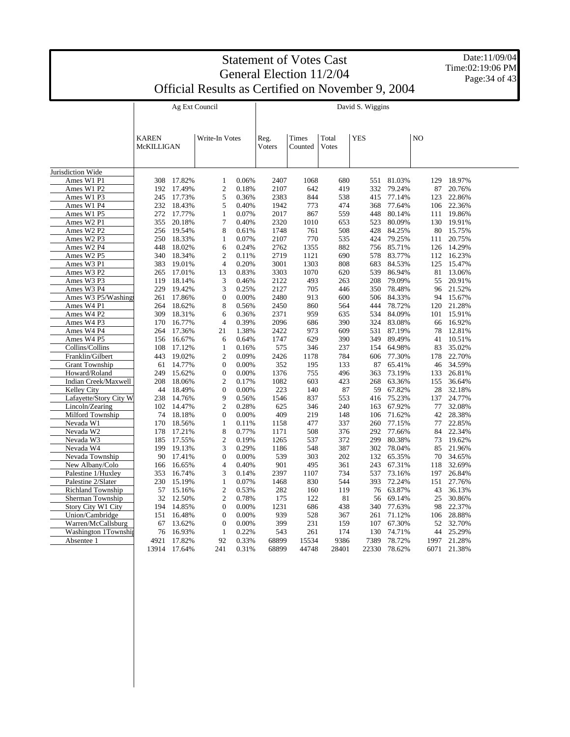# Statement of Votes Cast
## General Election 11/2/04
## Official Results as Certified on November 9, 2004

Date:11/09/04
Time:02:19:06 PM

| | Ag Ext Council | | | | David S. Wiggins | | | | | | |
|---|---|---|---|---|---|---|---|---|---|---|---|
| | KAREN McKILLIGAN | | Write-In Votes | | Reg. Voters | Times Counted | Total Votes | YES | | NO | |
| Jurisdiction Wide | | | | | | | | | | | |
| Ames W1 P1 | 308 | 17.82% | 1 | 0.06% | 2407 | 1068 | 680 | 551 | 81.03% | 129 | 18.97% |
| Ames W1 P2 | 192 | 17.49% | 2 | 0.18% | 2107 | 642 | 419 | 332 | 79.24% | 87 | 20.76% |
| Ames W1 P3 | 245 | 17.73% | 5 | 0.36% | 2383 | 844 | 538 | 415 | 77.14% | 123 | 22.86% |
| Ames W1 P4 | 232 | 18.43% | 5 | 0.40% | 1942 | 773 | 474 | 368 | 77.64% | 106 | 22.36% |
| Ames W1 P5 | 272 | 17.77% | 1 | 0.07% | 2017 | 867 | 559 | 448 | 80.14% | 111 | 19.86% |
| Ames W2 P1 | 355 | 20.18% | 7 | 0.40% | 2320 | 1010 | 653 | 523 | 80.09% | 130 | 19.91% |
| Ames W2 P2 | 256 | 19.54% | 8 | 0.61% | 1748 | 761 | 508 | 428 | 84.25% | 80 | 15.75% |
| Ames W2 P3 | 250 | 18.33% | 1 | 0.07% | 2107 | 770 | 535 | 424 | 79.25% | 111 | 20.75% |
| Ames W2 P4 | 448 | 18.02% | 6 | 0.24% | 2762 | 1355 | 882 | 756 | 85.71% | 126 | 14.29% |
| Ames W2 P5 | 340 | 18.34% | 2 | 0.11% | 2719 | 1121 | 690 | 578 | 83.77% | 112 | 16.23% |
| Ames W3 P1 | 383 | 19.01% | 4 | 0.20% | 3001 | 1303 | 808 | 683 | 84.53% | 125 | 15.47% |
| Ames W3 P2 | 265 | 17.01% | 13 | 0.83% | 3303 | 1070 | 620 | 539 | 86.94% | 81 | 13.06% |
| Ames W3 P3 | 119 | 18.14% | 3 | 0.46% | 2122 | 493 | 263 | 208 | 79.09% | 55 | 20.91% |
| Ames W3 P4 | 229 | 19.42% | 3 | 0.25% | 2127 | 705 | 446 | 350 | 78.48% | 96 | 21.52% |
| Ames W3 P5/Washingt | 261 | 17.86% | 0 | 0.00% | 2480 | 913 | 600 | 506 | 84.33% | 94 | 15.67% |
| Ames W4 P1 | 264 | 18.62% | 8 | 0.56% | 2450 | 860 | 564 | 444 | 78.72% | 120 | 21.28% |
| Ames W4 P2 | 309 | 18.31% | 6 | 0.36% | 2371 | 959 | 635 | 534 | 84.09% | 101 | 15.91% |
| Ames W4 P3 | 170 | 16.77% | 4 | 0.39% | 2096 | 686 | 390 | 324 | 83.08% | 66 | 16.92% |
| Ames W4 P4 | 264 | 17.36% | 21 | 1.38% | 2422 | 973 | 609 | 531 | 87.19% | 78 | 12.81% |
| Ames W4 P5 | 156 | 16.67% | 6 | 0.64% | 1747 | 629 | 390 | 349 | 89.49% | 41 | 10.51% |
| Collins/Collins | 108 | 17.12% | 1 | 0.16% | 575 | 346 | 237 | 154 | 64.98% | 83 | 35.02% |
| Franklin/Gilbert | 443 | 19.02% | 2 | 0.09% | 2426 | 1178 | 784 | 606 | 77.30% | 178 | 22.70% |
| Grant Township | 61 | 14.77% | 0 | 0.00% | 352 | 195 | 133 | 87 | 65.41% | 46 | 34.59% |
| Howard/Roland | 249 | 15.62% | 0 | 0.00% | 1376 | 755 | 496 | 363 | 73.19% | 133 | 26.81% |
| Indian Creek/Maxwell | 208 | 18.06% | 2 | 0.17% | 1082 | 603 | 423 | 268 | 63.36% | 155 | 36.64% |
| Kelley City | 44 | 18.49% | 0 | 0.00% | 223 | 140 | 87 | 59 | 67.82% | 28 | 32.18% |
| Lafayette/Story City W | 238 | 14.76% | 9 | 0.56% | 1546 | 837 | 553 | 416 | 75.23% | 137 | 24.77% |
| Lincoln/Zearing | 102 | 14.47% | 2 | 0.28% | 625 | 346 | 240 | 163 | 67.92% | 77 | 32.08% |
| Milford Township | 74 | 18.18% | 0 | 0.00% | 409 | 219 | 148 | 106 | 71.62% | 42 | 28.38% |
| Nevada W1 | 170 | 18.56% | 1 | 0.11% | 1158 | 477 | 337 | 260 | 77.15% | 77 | 22.85% |
| Nevada W2 | 178 | 17.21% | 8 | 0.77% | 1171 | 508 | 376 | 292 | 77.66% | 84 | 22.34% |
| Nevada W3 | 185 | 17.55% | 2 | 0.19% | 1265 | 537 | 372 | 299 | 80.38% | 73 | 19.62% |
| Nevada W4 | 199 | 19.13% | 3 | 0.29% | 1186 | 548 | 387 | 302 | 78.04% | 85 | 21.96% |
| Nevada Township | 90 | 17.41% | 0 | 0.00% | 539 | 303 | 202 | 132 | 65.35% | 70 | 34.65% |
| New Albany/Colo | 166 | 16.65% | 4 | 0.40% | 901 | 495 | 361 | 243 | 67.31% | 118 | 32.69% |
| Palestine 1/Huxley | 353 | 16.74% | 3 | 0.14% | 2397 | 1107 | 734 | 537 | 73.16% | 197 | 26.84% |
| Palestine 2/Slater | 230 | 15.19% | 1 | 0.07% | 1468 | 830 | 544 | 393 | 72.24% | 151 | 27.76% |
| Richland Township | 57 | 15.16% | 2 | 0.53% | 282 | 160 | 119 | 76 | 63.87% | 43 | 36.13% |
| Sherman Township | 32 | 12.50% | 2 | 0.78% | 175 | 122 | 81 | 56 | 69.14% | 25 | 30.86% |
| Story City W1 City | 194 | 14.85% | 0 | 0.00% | 1231 | 686 | 438 | 340 | 77.63% | 98 | 22.37% |
| Union/Cambridge | 151 | 16.48% | 0 | 0.00% | 939 | 528 | 367 | 261 | 71.12% | 106 | 28.88% |
| Warren/McCallsburg | 67 | 13.62% | 0 | 0.00% | 399 | 231 | 159 | 107 | 67.30% | 52 | 32.70% |
| Washington 1Townshi | 76 | 16.93% | 1 | 0.22% | 543 | 261 | 174 | 130 | 74.71% | 44 | 25.29% |
| Absentee 1 | 4921 | 17.82% | 92 | 0.33% | 68899 | 15534 | 9386 | 7389 | 78.72% | 1997 | 21.28% |
| | 13914 | 17.64% | 241 | 0.31% | 68899 | 44748 | 28401 | 22330 | 78.62% | 6071 | 21.38% |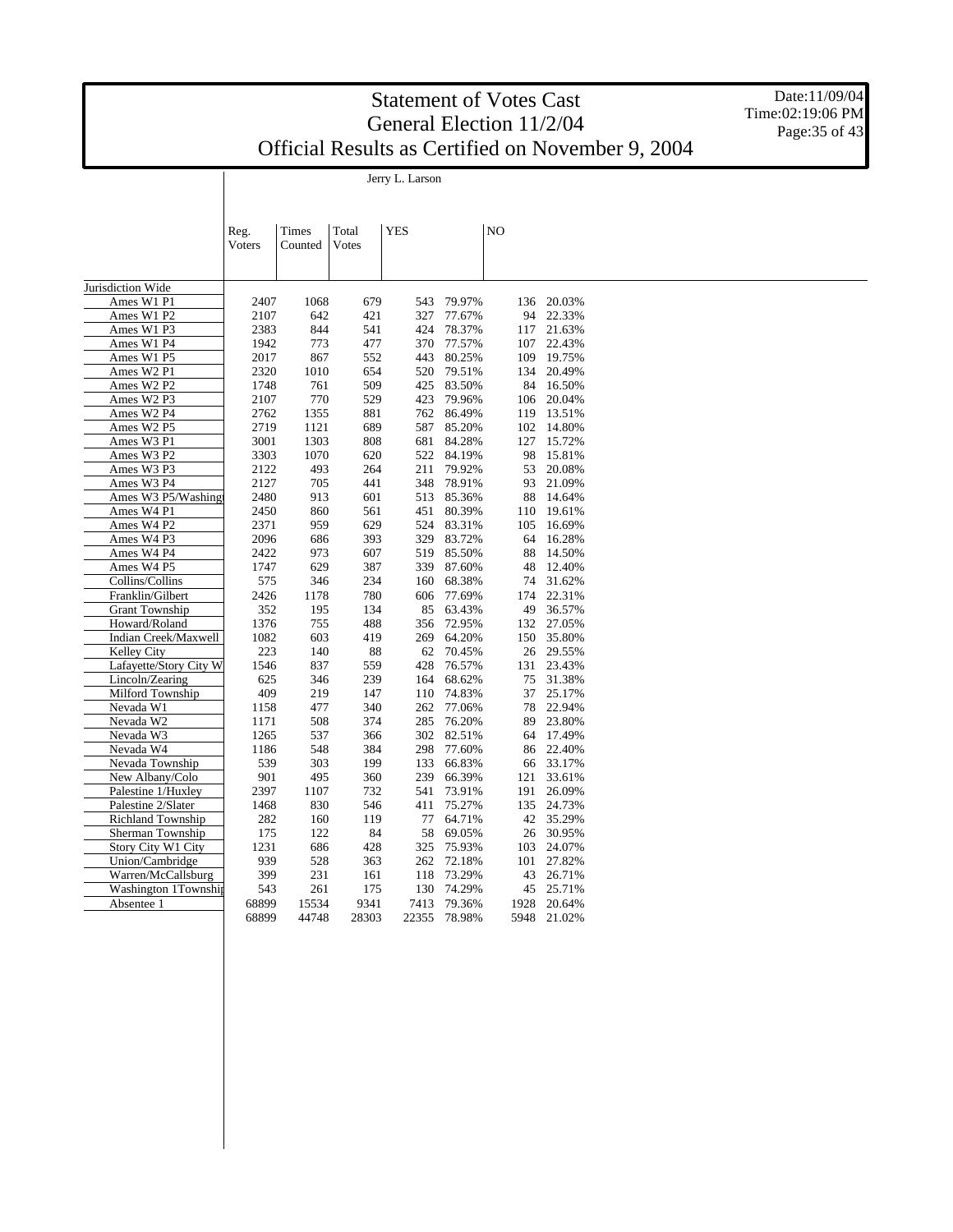# Statement of Votes Cast
## General Election 11/2/04
## Official Results as Certified on November 9, 2004

Date:11/09/04
Time:02:19:06 PM

**Jerry L. Larson**

| | Reg. Voters | Times Counted | Total Votes | YES | | NO | |
|---|---|---|---|---|---|---|---|
| Jurisdiction Wide | | | | | | | |
| Ames W1 P1 | 2407 | 1068 | 679 | 543 | 79.97% | 136 | 20.03% |
| Ames W1 P2 | 2107 | 642 | 421 | 327 | 77.67% | 94 | 22.33% |
| Ames W1 P3 | 2383 | 844 | 541 | 424 | 78.37% | 117 | 21.63% |
| Ames W1 P4 | 1942 | 773 | 477 | 370 | 77.57% | 107 | 22.43% |
| Ames W1 P5 | 2017 | 867 | 552 | 443 | 80.25% | 109 | 19.75% |
| Ames W2 P1 | 2320 | 1010 | 654 | 520 | 79.51% | 134 | 20.49% |
| Ames W2 P2 | 1748 | 761 | 509 | 425 | 83.50% | 84 | 16.50% |
| Ames W2 P3 | 2107 | 770 | 529 | 423 | 79.96% | 106 | 20.04% |
| Ames W2 P4 | 2762 | 1355 | 881 | 762 | 86.49% | 119 | 13.51% |
| Ames W2 P5 | 2719 | 1121 | 689 | 587 | 85.20% | 102 | 14.80% |
| Ames W3 P1 | 3001 | 1303 | 808 | 681 | 84.28% | 127 | 15.72% |
| Ames W3 P2 | 3303 | 1070 | 620 | 522 | 84.19% | 98 | 15.81% |
| Ames W3 P3 | 2122 | 493 | 264 | 211 | 79.92% | 53 | 20.08% |
| Ames W3 P4 | 2127 | 705 | 441 | 348 | 78.91% | 93 | 21.09% |
| Ames W3 P5/Washing | 2480 | 913 | 601 | 513 | 85.36% | 88 | 14.64% |
| Ames W4 P1 | 2450 | 860 | 561 | 451 | 80.39% | 110 | 19.61% |
| Ames W4 P2 | 2371 | 959 | 629 | 524 | 83.31% | 105 | 16.69% |
| Ames W4 P3 | 2096 | 686 | 393 | 329 | 83.72% | 64 | 16.28% |
| Ames W4 P4 | 2422 | 973 | 607 | 519 | 85.50% | 88 | 14.50% |
| Ames W4 P5 | 1747 | 629 | 387 | 339 | 87.60% | 48 | 12.40% |
| Collins/Collins | 575 | 346 | 234 | 160 | 68.38% | 74 | 31.62% |
| Franklin/Gilbert | 2426 | 1178 | 780 | 606 | 77.69% | 174 | 22.31% |
| Grant Township | 352 | 195 | 134 | 85 | 63.43% | 49 | 36.57% |
| Howard/Roland | 1376 | 755 | 488 | 356 | 72.95% | 132 | 27.05% |
| Indian Creek/Maxwell | 1082 | 603 | 419 | 269 | 64.20% | 150 | 35.80% |
| Kelley City | 223 | 140 | 88 | 62 | 70.45% | 26 | 29.55% |
| Lafayette/Story City W | 1546 | 837 | 559 | 428 | 76.57% | 131 | 23.43% |
| Lincoln/Zearing | 625 | 346 | 239 | 164 | 68.62% | 75 | 31.38% |
| Milford Township | 409 | 219 | 147 | 110 | 74.83% | 37 | 25.17% |
| Nevada W1 | 1158 | 477 | 340 | 262 | 77.06% | 78 | 22.94% |
| Nevada W2 | 1171 | 508 | 374 | 285 | 76.20% | 89 | 23.80% |
| Nevada W3 | 1265 | 537 | 366 | 302 | 82.51% | 64 | 17.49% |
| Nevada W4 | 1186 | 548 | 384 | 298 | 77.60% | 86 | 22.40% |
| Nevada Township | 539 | 303 | 199 | 133 | 66.83% | 66 | 33.17% |
| New Albany/Colo | 901 | 495 | 360 | 239 | 66.39% | 121 | 33.61% |
| Palestine 1/Huxley | 2397 | 1107 | 732 | 541 | 73.91% | 191 | 26.09% |
| Palestine 2/Slater | 1468 | 830 | 546 | 411 | 75.27% | 135 | 24.73% |
| Richland Township | 282 | 160 | 119 | 77 | 64.71% | 42 | 35.29% |
| Sherman Township | 175 | 122 | 84 | 58 | 69.05% | 26 | 30.95% |
| Story City W1 City | 1231 | 686 | 428 | 325 | 75.93% | 103 | 24.07% |
| Union/Cambridge | 939 | 528 | 363 | 262 | 72.18% | 101 | 27.82% |
| Warren/McCallsburg | 399 | 231 | 161 | 118 | 73.29% | 43 | 26.71% |
| Washington 1Townshi | 543 | 261 | 175 | 130 | 74.29% | 45 | 25.71% |
| Absentee 1 | 68899 | 15534 | 9341 | 7413 | 79.36% | 1928 | 20.64% |
| | 68899 | 44748 | 28303 | 22355 | 78.98% | 5948 | 21.02% |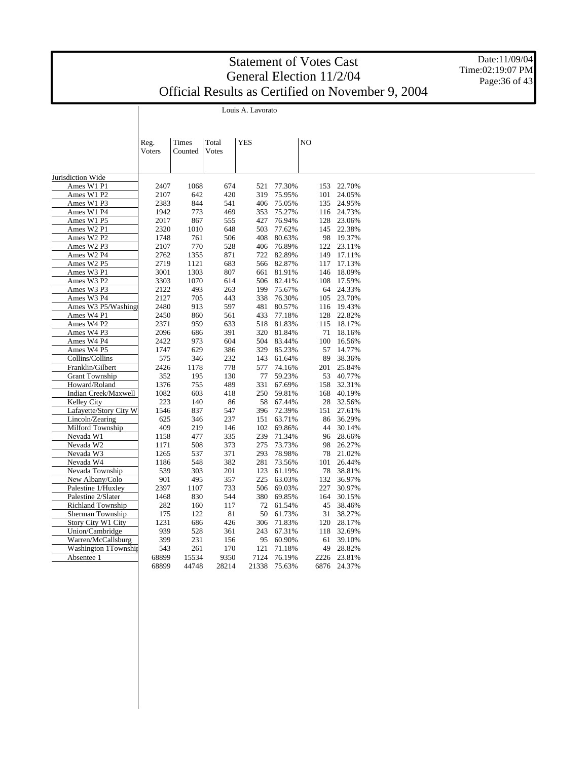# Statement of Votes Cast
## General Election 11/2/04
## Official Results as Certified on November 9, 2004

Date:11/09/04
Time:02:19:07 PM

Louis A. Lavorato

| | Reg. Voters | Times Counted | Total Votes | YES | | NO | |
|---|---|---|---|---|---|---|---|
| Jurisdiction Wide | | | | | | | |
| Ames W1 P1 | 2407 | 1068 | 674 | 521 | 77.30% | 153 | 22.70% |
| Ames W1 P2 | 2107 | 642 | 420 | 319 | 75.95% | 101 | 24.05% |
| Ames W1 P3 | 2383 | 844 | 541 | 406 | 75.05% | 135 | 24.95% |
| Ames W1 P4 | 1942 | 773 | 469 | 353 | 75.27% | 116 | 24.73% |
| Ames W1 P5 | 2017 | 867 | 555 | 427 | 76.94% | 128 | 23.06% |
| Ames W2 P1 | 2320 | 1010 | 648 | 503 | 77.62% | 145 | 22.38% |
| Ames W2 P2 | 1748 | 761 | 506 | 408 | 80.63% | 98 | 19.37% |
| Ames W2 P3 | 2107 | 770 | 528 | 406 | 76.89% | 122 | 23.11% |
| Ames W2 P4 | 2762 | 1355 | 871 | 722 | 82.89% | 149 | 17.11% |
| Ames W2 P5 | 2719 | 1121 | 683 | 566 | 82.87% | 117 | 17.13% |
| Ames W3 P1 | 3001 | 1303 | 807 | 661 | 81.91% | 146 | 18.09% |
| Ames W3 P2 | 3303 | 1070 | 614 | 506 | 82.41% | 108 | 17.59% |
| Ames W3 P3 | 2122 | 493 | 263 | 199 | 75.67% | 64 | 24.33% |
| Ames W3 P4 | 2127 | 705 | 443 | 338 | 76.30% | 105 | 23.70% |
| Ames W3 P5/Washingt | 2480 | 913 | 597 | 481 | 80.57% | 116 | 19.43% |
| Ames W4 P1 | 2450 | 860 | 561 | 433 | 77.18% | 128 | 22.82% |
| Ames W4 P2 | 2371 | 959 | 633 | 518 | 81.83% | 115 | 18.17% |
| Ames W4 P3 | 2096 | 686 | 391 | 320 | 81.84% | 71 | 18.16% |
| Ames W4 P4 | 2422 | 973 | 604 | 504 | 83.44% | 100 | 16.56% |
| Ames W4 P5 | 1747 | 629 | 386 | 329 | 85.23% | 57 | 14.77% |
| Collins/Collins | 575 | 346 | 232 | 143 | 61.64% | 89 | 38.36% |
| Franklin/Gilbert | 2426 | 1178 | 778 | 577 | 74.16% | 201 | 25.84% |
| Grant Township | 352 | 195 | 130 | 77 | 59.23% | 53 | 40.77% |
| Howard/Roland | 1376 | 755 | 489 | 331 | 67.69% | 158 | 32.31% |
| Indian Creek/Maxwell | 1082 | 603 | 418 | 250 | 59.81% | 168 | 40.19% |
| Kelley City | 223 | 140 | 86 | 58 | 67.44% | 28 | 32.56% |
| Lafayette/Story City W | 1546 | 837 | 547 | 396 | 72.39% | 151 | 27.61% |
| Lincoln/Zearing | 625 | 346 | 237 | 151 | 63.71% | 86 | 36.29% |
| Milford Township | 409 | 219 | 146 | 102 | 69.86% | 44 | 30.14% |
| Nevada W1 | 1158 | 477 | 335 | 239 | 71.34% | 96 | 28.66% |
| Nevada W2 | 1171 | 508 | 373 | 275 | 73.73% | 98 | 26.27% |
| Nevada W3 | 1265 | 537 | 371 | 293 | 78.98% | 78 | 21.02% |
| Nevada W4 | 1186 | 548 | 382 | 281 | 73.56% | 101 | 26.44% |
| Nevada Township | 539 | 303 | 201 | 123 | 61.19% | 78 | 38.81% |
| New Albany/Colo | 901 | 495 | 357 | 225 | 63.03% | 132 | 36.97% |
| Palestine 1/Huxley | 2397 | 1107 | 733 | 506 | 69.03% | 227 | 30.97% |
| Palestine 2/Slater | 1468 | 830 | 544 | 380 | 69.85% | 164 | 30.15% |
| Richland Township | 282 | 160 | 117 | 72 | 61.54% | 45 | 38.46% |
| Sherman Township | 175 | 122 | 81 | 50 | 61.73% | 31 | 38.27% |
| Story City W1 City | 1231 | 686 | 426 | 306 | 71.83% | 120 | 28.17% |
| Union/Cambridge | 939 | 528 | 361 | 243 | 67.31% | 118 | 32.69% |
| Warren/McCallsburg | 399 | 231 | 156 | 95 | 60.90% | 61 | 39.10% |
| Washington 1Townshi | 543 | 261 | 170 | 121 | 71.18% | 49 | 28.82% |
| Absentee 1 | 68899 | 15534 | 9350 | 7124 | 76.19% | 2226 | 23.81% |
| | 68899 | 44748 | 28214 | 21338 | 75.63% | 6876 | 24.37% |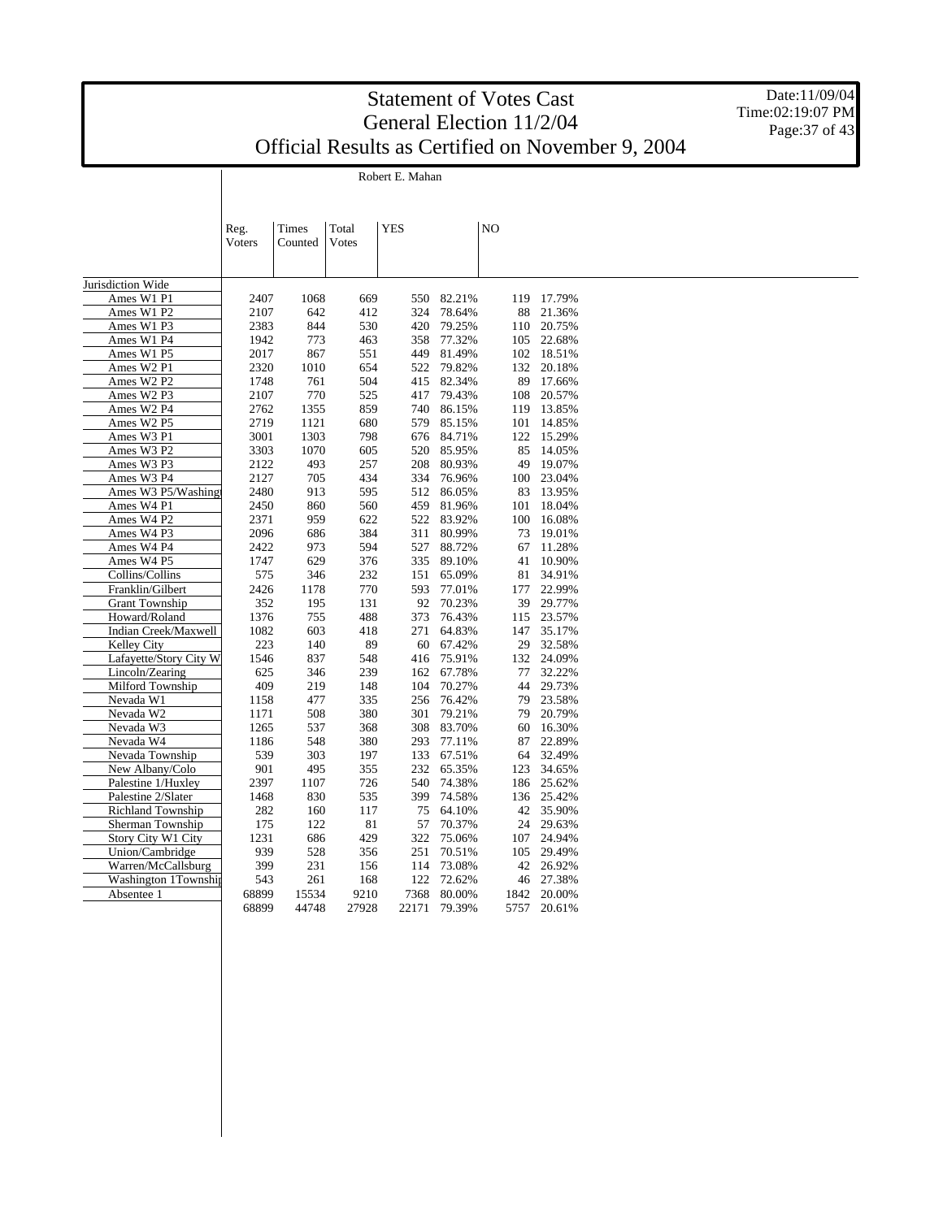# Statement of Votes Cast
## General Election 11/2/04
## Official Results as Certified on November 9, 2004

Date:11/09/04
Time:02:19:07 PM

Robert E. Mahan

| | Reg. Voters | Times Counted | Total Votes | YES | | NO | |
|---|---|---|---|---|---|---|---|
| Jurisdiction Wide | | | | | | | |
| Ames W1 P1 | 2407 | 1068 | 669 | 550 | 82.21% | 119 | 17.79% |
| Ames W1 P2 | 2107 | 642 | 412 | 324 | 78.64% | 88 | 21.36% |
| Ames W1 P3 | 2383 | 844 | 530 | 420 | 79.25% | 110 | 20.75% |
| Ames W1 P4 | 1942 | 773 | 463 | 358 | 77.32% | 105 | 22.68% |
| Ames W1 P5 | 2017 | 867 | 551 | 449 | 81.49% | 102 | 18.51% |
| Ames W2 P1 | 2320 | 1010 | 654 | 522 | 79.82% | 132 | 20.18% |
| Ames W2 P2 | 1748 | 761 | 504 | 415 | 82.34% | 89 | 17.66% |
| Ames W2 P3 | 2107 | 770 | 525 | 417 | 79.43% | 108 | 20.57% |
| Ames W2 P4 | 2762 | 1355 | 859 | 740 | 86.15% | 119 | 13.85% |
| Ames W2 P5 | 2719 | 1121 | 680 | 579 | 85.15% | 101 | 14.85% |
| Ames W3 P1 | 3001 | 1303 | 798 | 676 | 84.71% | 122 | 15.29% |
| Ames W3 P2 | 3303 | 1070 | 605 | 520 | 85.95% | 85 | 14.05% |
| Ames W3 P3 | 2122 | 493 | 257 | 208 | 80.93% | 49 | 19.07% |
| Ames W3 P4 | 2127 | 705 | 434 | 334 | 76.96% | 100 | 23.04% |
| Ames W3 P5/Washing | 2480 | 913 | 595 | 512 | 86.05% | 83 | 13.95% |
| Ames W4 P1 | 2450 | 860 | 560 | 459 | 81.96% | 101 | 18.04% |
| Ames W4 P2 | 2371 | 959 | 622 | 522 | 83.92% | 100 | 16.08% |
| Ames W4 P3 | 2096 | 686 | 384 | 311 | 80.99% | 73 | 19.01% |
| Ames W4 P4 | 2422 | 973 | 594 | 527 | 88.72% | 67 | 11.28% |
| Ames W4 P5 | 1747 | 629 | 376 | 335 | 89.10% | 41 | 10.90% |
| Collins/Collins | 575 | 346 | 232 | 151 | 65.09% | 81 | 34.91% |
| Franklin/Gilbert | 2426 | 1178 | 770 | 593 | 77.01% | 177 | 22.99% |
| Grant Township | 352 | 195 | 131 | 92 | 70.23% | 39 | 29.77% |
| Howard/Roland | 1376 | 755 | 488 | 373 | 76.43% | 115 | 23.57% |
| Indian Creek/Maxwell | 1082 | 603 | 418 | 271 | 64.83% | 147 | 35.17% |
| Kelley City | 223 | 140 | 89 | 60 | 67.42% | 29 | 32.58% |
| Lafayette/Story City W | 1546 | 837 | 548 | 416 | 75.91% | 132 | 24.09% |
| Lincoln/Zearing | 625 | 346 | 239 | 162 | 67.78% | 77 | 32.22% |
| Milford Township | 409 | 219 | 148 | 104 | 70.27% | 44 | 29.73% |
| Nevada W1 | 1158 | 477 | 335 | 256 | 76.42% | 79 | 23.58% |
| Nevada W2 | 1171 | 508 | 380 | 301 | 79.21% | 79 | 20.79% |
| Nevada W3 | 1265 | 537 | 368 | 308 | 83.70% | 60 | 16.30% |
| Nevada W4 | 1186 | 548 | 380 | 293 | 77.11% | 87 | 22.89% |
| Nevada Township | 539 | 303 | 197 | 133 | 67.51% | 64 | 32.49% |
| New Albany/Colo | 901 | 495 | 355 | 232 | 65.35% | 123 | 34.65% |
| Palestine 1/Huxley | 2397 | 1107 | 726 | 540 | 74.38% | 186 | 25.62% |
| Palestine 2/Slater | 1468 | 830 | 535 | 399 | 74.58% | 136 | 25.42% |
| Richland Township | 282 | 160 | 117 | 75 | 64.10% | 42 | 35.90% |
| Sherman Township | 175 | 122 | 81 | 57 | 70.37% | 24 | 29.63% |
| Story City W1 City | 1231 | 686 | 429 | 322 | 75.06% | 107 | 24.94% |
| Union/Cambridge | 939 | 528 | 356 | 251 | 70.51% | 105 | 29.49% |
| Warren/McCallsburg | 399 | 231 | 156 | 114 | 73.08% | 42 | 26.92% |
| Washington 1Townshi | 543 | 261 | 168 | 122 | 72.62% | 46 | 27.38% |
| Absentee 1 | 68899 | 15534 | 9210 | 7368 | 80.00% | 1842 | 20.00% |
| | 68899 | 44748 | 27928 | 22171 | 79.39% | 5757 | 20.61% |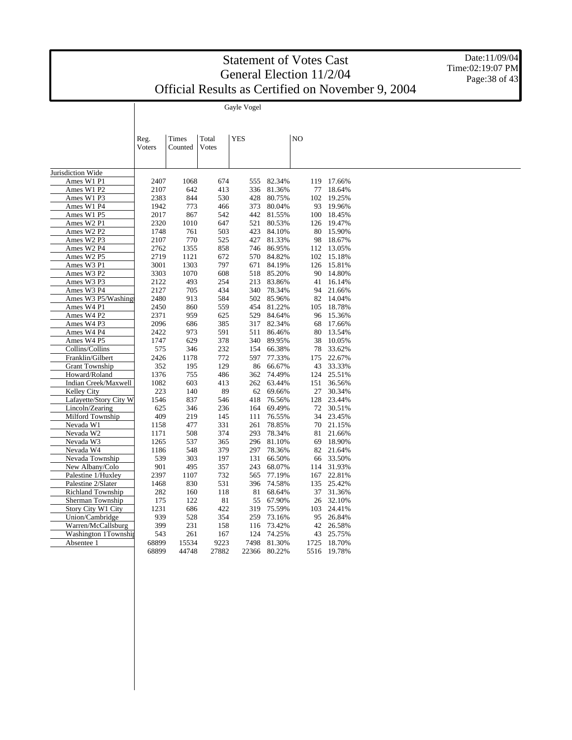# Statement of Votes Cast
## General Election 11/2/04
## Official Results as Certified on November 9, 2004

Date:11/09/04
Time:02:19:07 PM

### Gayle Vogel

| | Reg. Voters | Times Counted | Total Votes | YES | | NO | |
|---|---|---|---|---|---|---|---|
| Jurisdiction Wide | | | | | | | |
| Ames W1 P1 | 2407 | 1068 | 674 | 555 | 82.34% | 119 | 17.66% |
| Ames W1 P2 | 2107 | 642 | 413 | 336 | 81.36% | 77 | 18.64% |
| Ames W1 P3 | 2383 | 844 | 530 | 428 | 80.75% | 102 | 19.25% |
| Ames W1 P4 | 1942 | 773 | 466 | 373 | 80.04% | 93 | 19.96% |
| Ames W1 P5 | 2017 | 867 | 542 | 442 | 81.55% | 100 | 18.45% |
| Ames W2 P1 | 2320 | 1010 | 647 | 521 | 80.53% | 126 | 19.47% |
| Ames W2 P2 | 1748 | 761 | 503 | 423 | 84.10% | 80 | 15.90% |
| Ames W2 P3 | 2107 | 770 | 525 | 427 | 81.33% | 98 | 18.67% |
| Ames W2 P4 | 2762 | 1355 | 858 | 746 | 86.95% | 112 | 13.05% |
| Ames W2 P5 | 2719 | 1121 | 672 | 570 | 84.82% | 102 | 15.18% |
| Ames W3 P1 | 3001 | 1303 | 797 | 671 | 84.19% | 126 | 15.81% |
| Ames W3 P2 | 3303 | 1070 | 608 | 518 | 85.20% | 90 | 14.80% |
| Ames W3 P3 | 2122 | 493 | 254 | 213 | 83.86% | 41 | 16.14% |
| Ames W3 P4 | 2127 | 705 | 434 | 340 | 78.34% | 94 | 21.66% |
| Ames W3 P5/Washingt | 2480 | 913 | 584 | 502 | 85.96% | 82 | 14.04% |
| Ames W4 P1 | 2450 | 860 | 559 | 454 | 81.22% | 105 | 18.78% |
| Ames W4 P2 | 2371 | 959 | 625 | 529 | 84.64% | 96 | 15.36% |
| Ames W4 P3 | 2096 | 686 | 385 | 317 | 82.34% | 68 | 17.66% |
| Ames W4 P4 | 2422 | 973 | 591 | 511 | 86.46% | 80 | 13.54% |
| Ames W4 P5 | 1747 | 629 | 378 | 340 | 89.95% | 38 | 10.05% |
| Collins/Collins | 575 | 346 | 232 | 154 | 66.38% | 78 | 33.62% |
| Franklin/Gilbert | 2426 | 1178 | 772 | 597 | 77.33% | 175 | 22.67% |
| Grant Township | 352 | 195 | 129 | 86 | 66.67% | 43 | 33.33% |
| Howard/Roland | 1376 | 755 | 486 | 362 | 74.49% | 124 | 25.51% |
| Indian Creek/Maxwell | 1082 | 603 | 413 | 262 | 63.44% | 151 | 36.56% |
| Kelley City | 223 | 140 | 89 | 62 | 69.66% | 27 | 30.34% |
| Lafayette/Story City W | 1546 | 837 | 546 | 418 | 76.56% | 128 | 23.44% |
| Lincoln/Zearing | 625 | 346 | 236 | 164 | 69.49% | 72 | 30.51% |
| Milford Township | 409 | 219 | 145 | 111 | 76.55% | 34 | 23.45% |
| Nevada W1 | 1158 | 477 | 331 | 261 | 78.85% | 70 | 21.15% |
| Nevada W2 | 1171 | 508 | 374 | 293 | 78.34% | 81 | 21.66% |
| Nevada W3 | 1265 | 537 | 365 | 296 | 81.10% | 69 | 18.90% |
| Nevada W4 | 1186 | 548 | 379 | 297 | 78.36% | 82 | 21.64% |
| Nevada Township | 539 | 303 | 197 | 131 | 66.50% | 66 | 33.50% |
| New Albany/Colo | 901 | 495 | 357 | 243 | 68.07% | 114 | 31.93% |
| Palestine 1/Huxley | 2397 | 1107 | 732 | 565 | 77.19% | 167 | 22.81% |
| Palestine 2/Slater | 1468 | 830 | 531 | 396 | 74.58% | 135 | 25.42% |
| Richland Township | 282 | 160 | 118 | 81 | 68.64% | 37 | 31.36% |
| Sherman Township | 175 | 122 | 81 | 55 | 67.90% | 26 | 32.10% |
| Story City W1 City | 1231 | 686 | 422 | 319 | 75.59% | 103 | 24.41% |
| Union/Cambridge | 939 | 528 | 354 | 259 | 73.16% | 95 | 26.84% |
| Warren/McCallsburg | 399 | 231 | 158 | 116 | 73.42% | 42 | 26.58% |
| Washington 1Townshi | 543 | 261 | 167 | 124 | 74.25% | 43 | 25.75% |
| Absentee 1 | 68899 | 15534 | 9223 | 7498 | 81.30% | 1725 | 18.70% |
| | 68899 | 44748 | 27882 | 22366 | 80.22% | 5516 | 19.78% |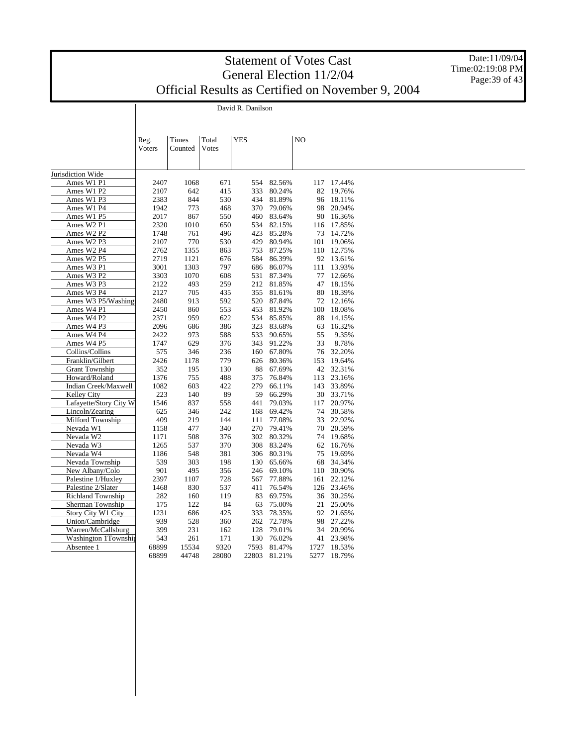# Statement of Votes Cast
## General Election 11/2/04
## Official Results as Certified on November 9, 2004

Date:11/09/04
Time:02:19:08 PM

David R. Danilson

| | Reg. Voters | Times Counted | Total Votes | YES | | NO | |
|---|---|---|---|---|---|---|---|
| Jurisdiction Wide | | | | | | | |
| Ames W1 P1 | 2407 | 1068 | 671 | 554 | 82.56% | 117 | 17.44% |
| Ames W1 P2 | 2107 | 642 | 415 | 333 | 80.24% | 82 | 19.76% |
| Ames W1 P3 | 2383 | 844 | 530 | 434 | 81.89% | 96 | 18.11% |
| Ames W1 P4 | 1942 | 773 | 468 | 370 | 79.06% | 98 | 20.94% |
| Ames W1 P5 | 2017 | 867 | 550 | 460 | 83.64% | 90 | 16.36% |
| Ames W2 P1 | 2320 | 1010 | 650 | 534 | 82.15% | 116 | 17.85% |
| Ames W2 P2 | 1748 | 761 | 496 | 423 | 85.28% | 73 | 14.72% |
| Ames W2 P3 | 2107 | 770 | 530 | 429 | 80.94% | 101 | 19.06% |
| Ames W2 P4 | 2762 | 1355 | 863 | 753 | 87.25% | 110 | 12.75% |
| Ames W2 P5 | 2719 | 1121 | 676 | 584 | 86.39% | 92 | 13.61% |
| Ames W3 P1 | 3001 | 1303 | 797 | 686 | 86.07% | 111 | 13.93% |
| Ames W3 P2 | 3303 | 1070 | 608 | 531 | 87.34% | 77 | 12.66% |
| Ames W3 P3 | 2122 | 493 | 259 | 212 | 81.85% | 47 | 18.15% |
| Ames W3 P4 | 2127 | 705 | 435 | 355 | 81.61% | 80 | 18.39% |
| Ames W3 P5/Washing | 2480 | 913 | 592 | 520 | 87.84% | 72 | 12.16% |
| Ames W4 P1 | 2450 | 860 | 553 | 453 | 81.92% | 100 | 18.08% |
| Ames W4 P2 | 2371 | 959 | 622 | 534 | 85.85% | 88 | 14.15% |
| Ames W4 P3 | 2096 | 686 | 386 | 323 | 83.68% | 63 | 16.32% |
| Ames W4 P4 | 2422 | 973 | 588 | 533 | 90.65% | 55 | 9.35% |
| Ames W4 P5 | 1747 | 629 | 376 | 343 | 91.22% | 33 | 8.78% |
| Collins/Collins | 575 | 346 | 236 | 160 | 67.80% | 76 | 32.20% |
| Franklin/Gilbert | 2426 | 1178 | 779 | 626 | 80.36% | 153 | 19.64% |
| Grant Township | 352 | 195 | 130 | 88 | 67.69% | 42 | 32.31% |
| Howard/Roland | 1376 | 755 | 488 | 375 | 76.84% | 113 | 23.16% |
| Indian Creek/Maxwell | 1082 | 603 | 422 | 279 | 66.11% | 143 | 33.89% |
| Kelley City | 223 | 140 | 89 | 59 | 66.29% | 30 | 33.71% |
| Lafayette/Story City W | 1546 | 837 | 558 | 441 | 79.03% | 117 | 20.97% |
| Lincoln/Zearing | 625 | 346 | 242 | 168 | 69.42% | 74 | 30.58% |
| Milford Township | 409 | 219 | 144 | 111 | 77.08% | 33 | 22.92% |
| Nevada W1 | 1158 | 477 | 340 | 270 | 79.41% | 70 | 20.59% |
| Nevada W2 | 1171 | 508 | 376 | 302 | 80.32% | 74 | 19.68% |
| Nevada W3 | 1265 | 537 | 370 | 308 | 83.24% | 62 | 16.76% |
| Nevada W4 | 1186 | 548 | 381 | 306 | 80.31% | 75 | 19.69% |
| Nevada Township | 539 | 303 | 198 | 130 | 65.66% | 68 | 34.34% |
| New Albany/Colo | 901 | 495 | 356 | 246 | 69.10% | 110 | 30.90% |
| Palestine 1/Huxley | 2397 | 1107 | 728 | 567 | 77.88% | 161 | 22.12% |
| Palestine 2/Slater | 1468 | 830 | 537 | 411 | 76.54% | 126 | 23.46% |
| Richland Township | 282 | 160 | 119 | 83 | 69.75% | 36 | 30.25% |
| Sherman Township | 175 | 122 | 84 | 63 | 75.00% | 21 | 25.00% |
| Story City W1 City | 1231 | 686 | 425 | 333 | 78.35% | 92 | 21.65% |
| Union/Cambridge | 939 | 528 | 360 | 262 | 72.78% | 98 | 27.22% |
| Warren/McCallsburg | 399 | 231 | 162 | 128 | 79.01% | 34 | 20.99% |
| Washington 1Townshi | 543 | 261 | 171 | 130 | 76.02% | 41 | 23.98% |
| Absentee 1 | 68899 | 15534 | 9320 | 7593 | 81.47% | 1727 | 18.53% |
| | 68899 | 44748 | 28080 | 22803 | 81.21% | 5277 | 18.79% |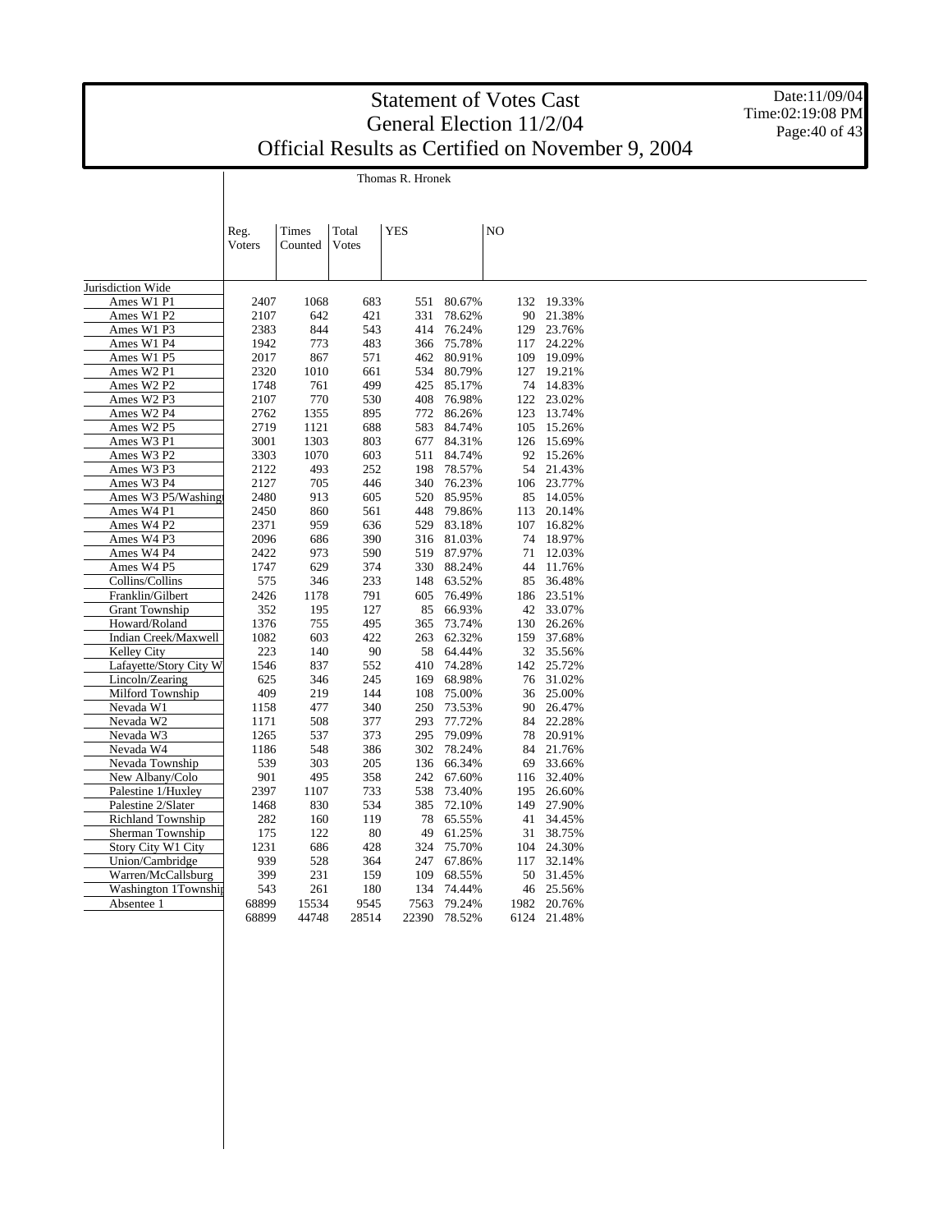# Statement of Votes Cast
## General Election 11/2/04
## Official Results as Certified on November 9, 2004

Date:11/09/04
Time:02:19:08 PM

Thomas R. Hronek

| | Reg. Voters | Times Counted | Total Votes | YES | | NO | |
|---|---|---|---|---|---|---|---|
| Jurisdiction Wide | | | | | | | |
| Ames W1 P1 | 2407 | 1068 | 683 | 551 | 80.67% | 132 | 19.33% |
| Ames W1 P2 | 2107 | 642 | 421 | 331 | 78.62% | 90 | 21.38% |
| Ames W1 P3 | 2383 | 844 | 543 | 414 | 76.24% | 129 | 23.76% |
| Ames W1 P4 | 1942 | 773 | 483 | 366 | 75.78% | 117 | 24.22% |
| Ames W1 P5 | 2017 | 867 | 571 | 462 | 80.91% | 109 | 19.09% |
| Ames W2 P1 | 2320 | 1010 | 661 | 534 | 80.79% | 127 | 19.21% |
| Ames W2 P2 | 1748 | 761 | 499 | 425 | 85.17% | 74 | 14.83% |
| Ames W2 P3 | 2107 | 770 | 530 | 408 | 76.98% | 122 | 23.02% |
| Ames W2 P4 | 2762 | 1355 | 895 | 772 | 86.26% | 123 | 13.74% |
| Ames W2 P5 | 2719 | 1121 | 688 | 583 | 84.74% | 105 | 15.26% |
| Ames W3 P1 | 3001 | 1303 | 803 | 677 | 84.31% | 126 | 15.69% |
| Ames W3 P2 | 3303 | 1070 | 603 | 511 | 84.74% | 92 | 15.26% |
| Ames W3 P3 | 2122 | 493 | 252 | 198 | 78.57% | 54 | 21.43% |
| Ames W3 P4 | 2127 | 705 | 446 | 340 | 76.23% | 106 | 23.77% |
| Ames W3 P5/Washingt | 2480 | 913 | 605 | 520 | 85.95% | 85 | 14.05% |
| Ames W4 P1 | 2450 | 860 | 561 | 448 | 79.86% | 113 | 20.14% |
| Ames W4 P2 | 2371 | 959 | 636 | 529 | 83.18% | 107 | 16.82% |
| Ames W4 P3 | 2096 | 686 | 390 | 316 | 81.03% | 74 | 18.97% |
| Ames W4 P4 | 2422 | 973 | 590 | 519 | 87.97% | 71 | 12.03% |
| Ames W4 P5 | 1747 | 629 | 374 | 330 | 88.24% | 44 | 11.76% |
| Collins/Collins | 575 | 346 | 233 | 148 | 63.52% | 85 | 36.48% |
| Franklin/Gilbert | 2426 | 1178 | 791 | 605 | 76.49% | 186 | 23.51% |
| Grant Township | 352 | 195 | 127 | 85 | 66.93% | 42 | 33.07% |
| Howard/Roland | 1376 | 755 | 495 | 365 | 73.74% | 130 | 26.26% |
| Indian Creek/Maxwell | 1082 | 603 | 422 | 263 | 62.32% | 159 | 37.68% |
| Kelley City | 223 | 140 | 90 | 58 | 64.44% | 32 | 35.56% |
| Lafayette/Story City W | 1546 | 837 | 552 | 410 | 74.28% | 142 | 25.72% |
| Lincoln/Zearing | 625 | 346 | 245 | 169 | 68.98% | 76 | 31.02% |
| Milford Township | 409 | 219 | 144 | 108 | 75.00% | 36 | 25.00% |
| Nevada W1 | 1158 | 477 | 340 | 250 | 73.53% | 90 | 26.47% |
| Nevada W2 | 1171 | 508 | 377 | 293 | 77.72% | 84 | 22.28% |
| Nevada W3 | 1265 | 537 | 373 | 295 | 79.09% | 78 | 20.91% |
| Nevada W4 | 1186 | 548 | 386 | 302 | 78.24% | 84 | 21.76% |
| Nevada Township | 539 | 303 | 205 | 136 | 66.34% | 69 | 33.66% |
| New Albany/Colo | 901 | 495 | 358 | 242 | 67.60% | 116 | 32.40% |
| Palestine 1/Huxley | 2397 | 1107 | 733 | 538 | 73.40% | 195 | 26.60% |
| Palestine 2/Slater | 1468 | 830 | 534 | 385 | 72.10% | 149 | 27.90% |
| Richland Township | 282 | 160 | 119 | 78 | 65.55% | 41 | 34.45% |
| Sherman Township | 175 | 122 | 80 | 49 | 61.25% | 31 | 38.75% |
| Story City W1 City | 1231 | 686 | 428 | 324 | 75.70% | 104 | 24.30% |
| Union/Cambridge | 939 | 528 | 364 | 247 | 67.86% | 117 | 32.14% |
| Warren/McCallsburg | 399 | 231 | 159 | 109 | 68.55% | 50 | 31.45% |
| Washington 1Township | 543 | 261 | 180 | 134 | 74.44% | 46 | 25.56% |
| Absentee 1 | 68899 | 15534 | 9545 | 7563 | 79.24% | 1982 | 20.76% |
| | 68899 | 44748 | 28514 | 22390 | 78.52% | 6124 | 21.48% |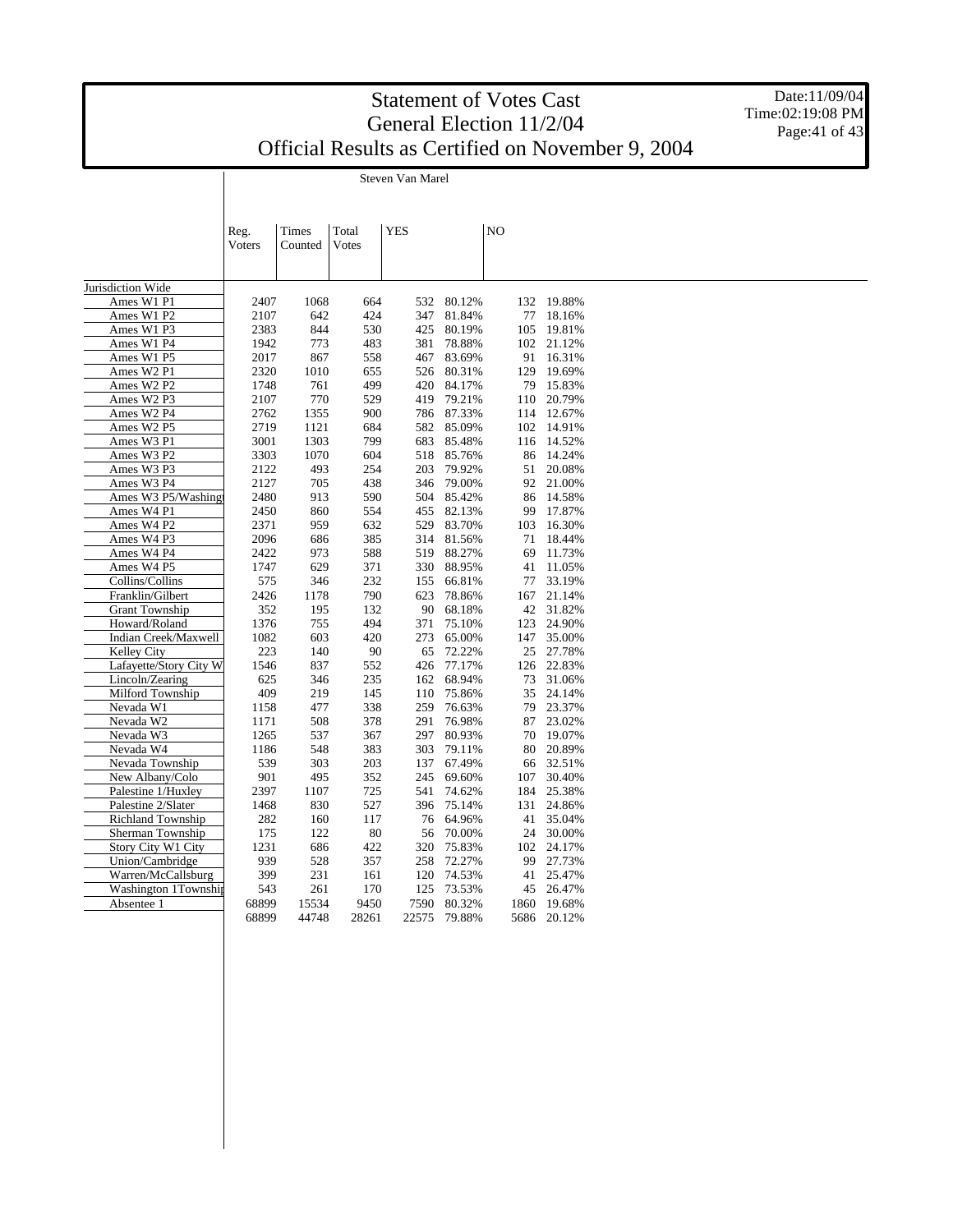# Statement of Votes Cast
## General Election 11/2/04
## Official Results as Certified on November 9, 2004

Date:11/09/04
Time:02:19:08 PM

Steven Van Marel

| | Reg. Voters | Times Counted | Total Votes | YES | | NO | |
|---|---|---|---|---|---|---|---|
| Jurisdiction Wide | | | | | | | |
| Ames W1 P1 | 2407 | 1068 | 664 | 532 | 80.12% | 132 | 19.88% |
| Ames W1 P2 | 2107 | 642 | 424 | 347 | 81.84% | 77 | 18.16% |
| Ames W1 P3 | 2383 | 844 | 530 | 425 | 80.19% | 105 | 19.81% |
| Ames W1 P4 | 1942 | 773 | 483 | 381 | 78.88% | 102 | 21.12% |
| Ames W1 P5 | 2017 | 867 | 558 | 467 | 83.69% | 91 | 16.31% |
| Ames W2 P1 | 2320 | 1010 | 655 | 526 | 80.31% | 129 | 19.69% |
| Ames W2 P2 | 1748 | 761 | 499 | 420 | 84.17% | 79 | 15.83% |
| Ames W2 P3 | 2107 | 770 | 529 | 419 | 79.21% | 110 | 20.79% |
| Ames W2 P4 | 2762 | 1355 | 900 | 786 | 87.33% | 114 | 12.67% |
| Ames W2 P5 | 2719 | 1121 | 684 | 582 | 85.09% | 102 | 14.91% |
| Ames W3 P1 | 3001 | 1303 | 799 | 683 | 85.48% | 116 | 14.52% |
| Ames W3 P2 | 3303 | 1070 | 604 | 518 | 85.76% | 86 | 14.24% |
| Ames W3 P3 | 2122 | 493 | 254 | 203 | 79.92% | 51 | 20.08% |
| Ames W3 P4 | 2127 | 705 | 438 | 346 | 79.00% | 92 | 21.00% |
| Ames W3 P5/Washingt | 2480 | 913 | 590 | 504 | 85.42% | 86 | 14.58% |
| Ames W4 P1 | 2450 | 860 | 554 | 455 | 82.13% | 99 | 17.87% |
| Ames W4 P2 | 2371 | 959 | 632 | 529 | 83.70% | 103 | 16.30% |
| Ames W4 P3 | 2096 | 686 | 385 | 314 | 81.56% | 71 | 18.44% |
| Ames W4 P4 | 2422 | 973 | 588 | 519 | 88.27% | 69 | 11.73% |
| Ames W4 P5 | 1747 | 629 | 371 | 330 | 88.95% | 41 | 11.05% |
| Collins/Collins | 575 | 346 | 232 | 155 | 66.81% | 77 | 33.19% |
| Franklin/Gilbert | 2426 | 1178 | 790 | 623 | 78.86% | 167 | 21.14% |
| Grant Township | 352 | 195 | 132 | 90 | 68.18% | 42 | 31.82% |
| Howard/Roland | 1376 | 755 | 494 | 371 | 75.10% | 123 | 24.90% |
| Indian Creek/Maxwell | 1082 | 603 | 420 | 273 | 65.00% | 147 | 35.00% |
| Kelley City | 223 | 140 | 90 | 65 | 72.22% | 25 | 27.78% |
| Lafayette/Story City W | 1546 | 837 | 552 | 426 | 77.17% | 126 | 22.83% |
| Lincoln/Zearing | 625 | 346 | 235 | 162 | 68.94% | 73 | 31.06% |
| Milford Township | 409 | 219 | 145 | 110 | 75.86% | 35 | 24.14% |
| Nevada W1 | 1158 | 477 | 338 | 259 | 76.63% | 79 | 23.37% |
| Nevada W2 | 1171 | 508 | 378 | 291 | 76.98% | 87 | 23.02% |
| Nevada W3 | 1265 | 537 | 367 | 297 | 80.93% | 70 | 19.07% |
| Nevada W4 | 1186 | 548 | 383 | 303 | 79.11% | 80 | 20.89% |
| Nevada Township | 539 | 303 | 203 | 137 | 67.49% | 66 | 32.51% |
| New Albany/Colo | 901 | 495 | 352 | 245 | 69.60% | 107 | 30.40% |
| Palestine 1/Huxley | 2397 | 1107 | 725 | 541 | 74.62% | 184 | 25.38% |
| Palestine 2/Slater | 1468 | 830 | 527 | 396 | 75.14% | 131 | 24.86% |
| Richland Township | 282 | 160 | 117 | 76 | 64.96% | 41 | 35.04% |
| Sherman Township | 175 | 122 | 80 | 56 | 70.00% | 24 | 30.00% |
| Story City W1 City | 1231 | 686 | 422 | 320 | 75.83% | 102 | 24.17% |
| Union/Cambridge | 939 | 528 | 357 | 258 | 72.27% | 99 | 27.73% |
| Warren/McCallsburg | 399 | 231 | 161 | 120 | 74.53% | 41 | 25.47% |
| Washington 1Townshi | 543 | 261 | 170 | 125 | 73.53% | 45 | 26.47% |
| Absentee 1 | 68899 | 15534 | 9450 | 7590 | 80.32% | 1860 | 19.68% |
| | 68899 | 44748 | 28261 | 22575 | 79.88% | 5686 | 20.12% |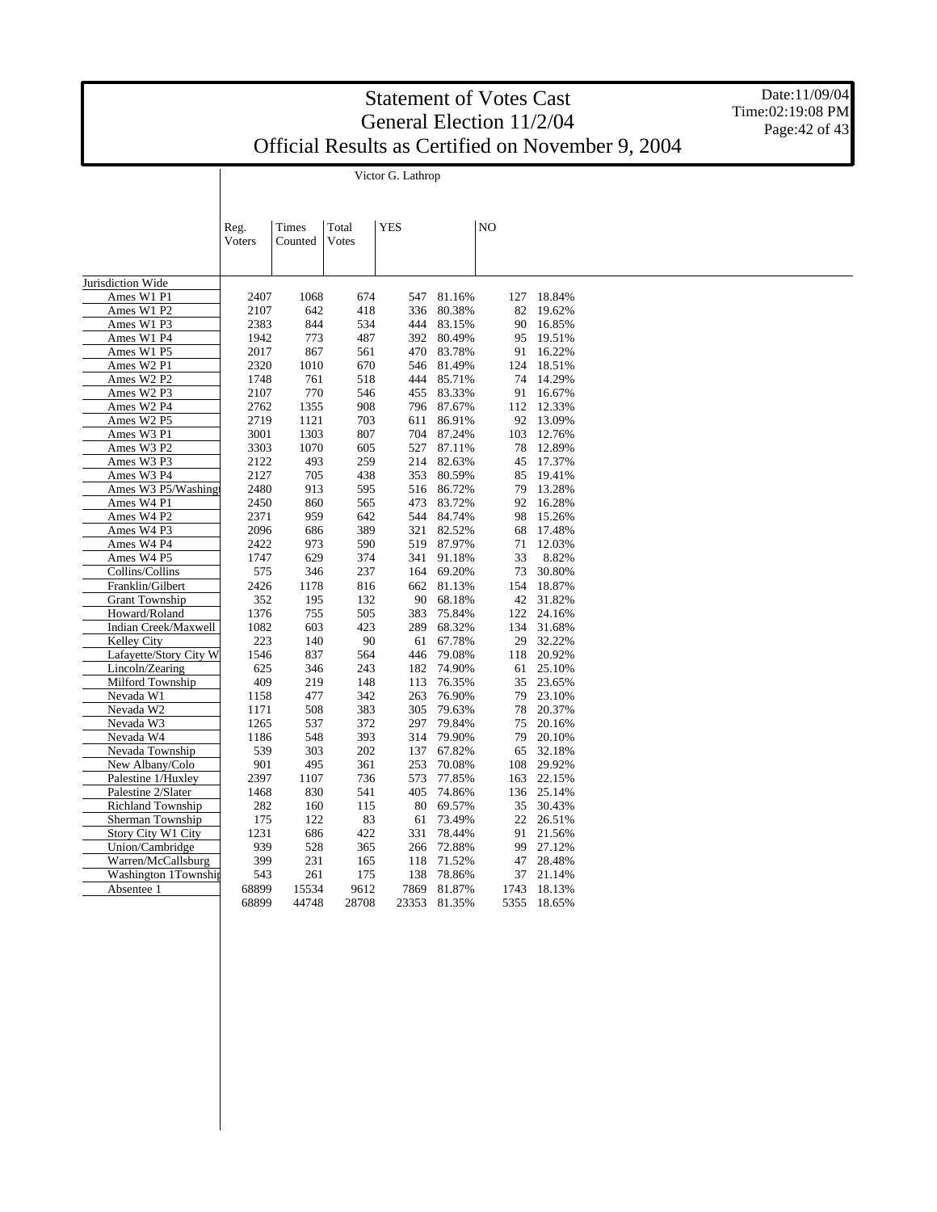# Statement of Votes Cast
## General Election 11/2/04
## Official Results as Certified on November 9, 2004

Date:11/09/04
Time:02:19:08 PM

Victor G. Lathrop

| | Reg. Voters | Times Counted | Total Votes | YES | | NO | |
|---|---|---|---|---|---|---|---|
| Jurisdiction Wide | | | | | | | |
| Ames W1 P1 | 2407 | 1068 | 674 | 547 | 81.16% | 127 | 18.84% |
| Ames W1 P2 | 2107 | 642 | 418 | 336 | 80.38% | 82 | 19.62% |
| Ames W1 P3 | 2383 | 844 | 534 | 444 | 83.15% | 90 | 16.85% |
| Ames W1 P4 | 1942 | 773 | 487 | 392 | 80.49% | 95 | 19.51% |
| Ames W1 P5 | 2017 | 867 | 561 | 470 | 83.78% | 91 | 16.22% |
| Ames W2 P1 | 2320 | 1010 | 670 | 546 | 81.49% | 124 | 18.51% |
| Ames W2 P2 | 1748 | 761 | 518 | 444 | 85.71% | 74 | 14.29% |
| Ames W2 P3 | 2107 | 770 | 546 | 455 | 83.33% | 91 | 16.67% |
| Ames W2 P4 | 2762 | 1355 | 908 | 796 | 87.67% | 112 | 12.33% |
| Ames W2 P5 | 2719 | 1121 | 703 | 611 | 86.91% | 92 | 13.09% |
| Ames W3 P1 | 3001 | 1303 | 807 | 704 | 87.24% | 103 | 12.76% |
| Ames W3 P2 | 3303 | 1070 | 605 | 527 | 87.11% | 78 | 12.89% |
| Ames W3 P3 | 2122 | 493 | 259 | 214 | 82.63% | 45 | 17.37% |
| Ames W3 P4 | 2127 | 705 | 438 | 353 | 80.59% | 85 | 19.41% |
| Ames W3 P5/Washingt | 2480 | 913 | 595 | 516 | 86.72% | 79 | 13.28% |
| Ames W4 P1 | 2450 | 860 | 565 | 473 | 83.72% | 92 | 16.28% |
| Ames W4 P2 | 2371 | 959 | 642 | 544 | 84.74% | 98 | 15.26% |
| Ames W4 P3 | 2096 | 686 | 389 | 321 | 82.52% | 68 | 17.48% |
| Ames W4 P4 | 2422 | 973 | 590 | 519 | 87.97% | 71 | 12.03% |
| Ames W4 P5 | 1747 | 629 | 374 | 341 | 91.18% | 33 | 8.82% |
| Collins/Collins | 575 | 346 | 237 | 164 | 69.20% | 73 | 30.80% |
| Franklin/Gilbert | 2426 | 1178 | 816 | 662 | 81.13% | 154 | 18.87% |
| Grant Township | 352 | 195 | 132 | 90 | 68.18% | 42 | 31.82% |
| Howard/Roland | 1376 | 755 | 505 | 383 | 75.84% | 122 | 24.16% |
| Indian Creek/Maxwell | 1082 | 603 | 423 | 289 | 68.32% | 134 | 31.68% |
| Kelley City | 223 | 140 | 90 | 61 | 67.78% | 29 | 32.22% |
| Lafayette/Story City W | 1546 | 837 | 564 | 446 | 79.08% | 118 | 20.92% |
| Lincoln/Zearing | 625 | 346 | 243 | 182 | 74.90% | 61 | 25.10% |
| Milford Township | 409 | 219 | 148 | 113 | 76.35% | 35 | 23.65% |
| Nevada W1 | 1158 | 477 | 342 | 263 | 76.90% | 79 | 23.10% |
| Nevada W2 | 1171 | 508 | 383 | 305 | 79.63% | 78 | 20.37% |
| Nevada W3 | 1265 | 537 | 372 | 297 | 79.84% | 75 | 20.16% |
| Nevada W4 | 1186 | 548 | 393 | 314 | 79.90% | 79 | 20.10% |
| Nevada Township | 539 | 303 | 202 | 137 | 67.82% | 65 | 32.18% |
| New Albany/Colo | 901 | 495 | 361 | 253 | 70.08% | 108 | 29.92% |
| Palestine 1/Huxley | 2397 | 1107 | 736 | 573 | 77.85% | 163 | 22.15% |
| Palestine 2/Slater | 1468 | 830 | 541 | 405 | 74.86% | 136 | 25.14% |
| Richland Township | 282 | 160 | 115 | 80 | 69.57% | 35 | 30.43% |
| Sherman Township | 175 | 122 | 83 | 61 | 73.49% | 22 | 26.51% |
| Story City W1 City | 1231 | 686 | 422 | 331 | 78.44% | 91 | 21.56% |
| Union/Cambridge | 939 | 528 | 365 | 266 | 72.88% | 99 | 27.12% |
| Warren/McCallsburg | 399 | 231 | 165 | 118 | 71.52% | 47 | 28.48% |
| Washington 1Township | 543 | 261 | 175 | 138 | 78.86% | 37 | 21.14% |
| Absentee 1 | 68899 | 15534 | 9612 | 7869 | 81.87% | 1743 | 18.13% |
| | 68899 | 44748 | 28708 | 23353 | 81.35% | 5355 | 18.65% |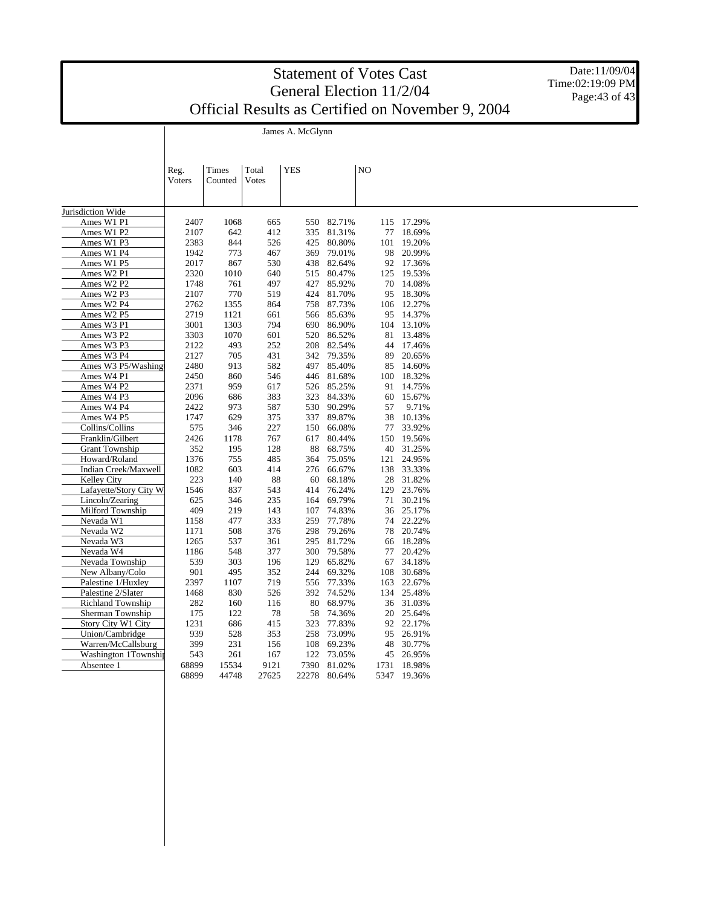# Statement of Votes Cast
## General Election 11/2/04
## Official Results as Certified on November 9, 2004

Date:11/09/04
Time:02:19:09 PM

James A. McGlynn

| | Reg. Voters | Times Counted | Total Votes | YES | | NO | |
|---|---|---|---|---|---|---|---|
| Jurisdiction Wide | | | | | | | |
| Ames W1 P1 | 2407 | 1068 | 665 | 550 | 82.71% | 115 | 17.29% |
| Ames W1 P2 | 2107 | 642 | 412 | 335 | 81.31% | 77 | 18.69% |
| Ames W1 P3 | 2383 | 844 | 526 | 425 | 80.80% | 101 | 19.20% |
| Ames W1 P4 | 1942 | 773 | 467 | 369 | 79.01% | 98 | 20.99% |
| Ames W1 P5 | 2017 | 867 | 530 | 438 | 82.64% | 92 | 17.36% |
| Ames W2 P1 | 2320 | 1010 | 640 | 515 | 80.47% | 125 | 19.53% |
| Ames W2 P2 | 1748 | 761 | 497 | 427 | 85.92% | 70 | 14.08% |
| Ames W2 P3 | 2107 | 770 | 519 | 424 | 81.70% | 95 | 18.30% |
| Ames W2 P4 | 2762 | 1355 | 864 | 758 | 87.73% | 106 | 12.27% |
| Ames W2 P5 | 2719 | 1121 | 661 | 566 | 85.63% | 95 | 14.37% |
| Ames W3 P1 | 3001 | 1303 | 794 | 690 | 86.90% | 104 | 13.10% |
| Ames W3 P2 | 3303 | 1070 | 601 | 520 | 86.52% | 81 | 13.48% |
| Ames W3 P3 | 2122 | 493 | 252 | 208 | 82.54% | 44 | 17.46% |
| Ames W3 P4 | 2127 | 705 | 431 | 342 | 79.35% | 89 | 20.65% |
| Ames W3 P5/Washingt | 2480 | 913 | 582 | 497 | 85.40% | 85 | 14.60% |
| Ames W4 P1 | 2450 | 860 | 546 | 446 | 81.68% | 100 | 18.32% |
| Ames W4 P2 | 2371 | 959 | 617 | 526 | 85.25% | 91 | 14.75% |
| Ames W4 P3 | 2096 | 686 | 383 | 323 | 84.33% | 60 | 15.67% |
| Ames W4 P4 | 2422 | 973 | 587 | 530 | 90.29% | 57 | 9.71% |
| Ames W4 P5 | 1747 | 629 | 375 | 337 | 89.87% | 38 | 10.13% |
| Collins/Collins | 575 | 346 | 227 | 150 | 66.08% | 77 | 33.92% |
| Franklin/Gilbert | 2426 | 1178 | 767 | 617 | 80.44% | 150 | 19.56% |
| Grant Township | 352 | 195 | 128 | 88 | 68.75% | 40 | 31.25% |
| Howard/Roland | 1376 | 755 | 485 | 364 | 75.05% | 121 | 24.95% |
| Indian Creek/Maxwell | 1082 | 603 | 414 | 276 | 66.67% | 138 | 33.33% |
| Kelley City | 223 | 140 | 88 | 60 | 68.18% | 28 | 31.82% |
| Lafayette/Story City W | 1546 | 837 | 543 | 414 | 76.24% | 129 | 23.76% |
| Lincoln/Zearing | 625 | 346 | 235 | 164 | 69.79% | 71 | 30.21% |
| Milford Township | 409 | 219 | 143 | 107 | 74.83% | 36 | 25.17% |
| Nevada W1 | 1158 | 477 | 333 | 259 | 77.78% | 74 | 22.22% |
| Nevada W2 | 1171 | 508 | 376 | 298 | 79.26% | 78 | 20.74% |
| Nevada W3 | 1265 | 537 | 361 | 295 | 81.72% | 66 | 18.28% |
| Nevada W4 | 1186 | 548 | 377 | 300 | 79.58% | 77 | 20.42% |
| Nevada Township | 539 | 303 | 196 | 129 | 65.82% | 67 | 34.18% |
| New Albany/Colo | 901 | 495 | 352 | 244 | 69.32% | 108 | 30.68% |
| Palestine 1/Huxley | 2397 | 1107 | 719 | 556 | 77.33% | 163 | 22.67% |
| Palestine 2/Slater | 1468 | 830 | 526 | 392 | 74.52% | 134 | 25.48% |
| Richland Township | 282 | 160 | 116 | 80 | 68.97% | 36 | 31.03% |
| Sherman Township | 175 | 122 | 78 | 58 | 74.36% | 20 | 25.64% |
| Story City W1 City | 1231 | 686 | 415 | 323 | 77.83% | 92 | 22.17% |
| Union/Cambridge | 939 | 528 | 353 | 258 | 73.09% | 95 | 26.91% |
| Warren/McCallsburg | 399 | 231 | 156 | 108 | 69.23% | 48 | 30.77% |
| Washington 1Townshi | 543 | 261 | 167 | 122 | 73.05% | 45 | 26.95% |
| Absentee 1 | 68899 | 15534 | 9121 | 7390 | 81.02% | 1731 | 18.98% |
| | 68899 | 44748 | 27625 | 22278 | 80.64% | 5347 | 19.36% |